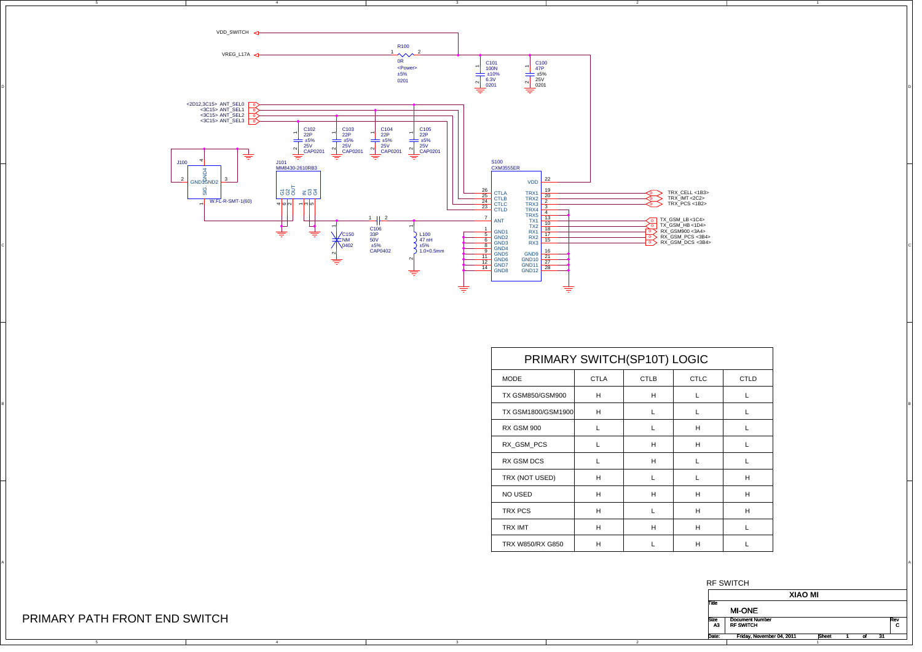# PRIMARY PATH FRONT END SWITCH

VDD_SWITCH

VREG_L17A

R100
0R
<Power>
±5%
0201

C101
100N
±10%
6.3V
0201

C100
47P
±5%
25V
0201

<2D12,3C15> ANT_SEL0
<3C15> ANT_SEL1
<3C15> ANT_SEL2
<3C15> ANT_SEL3

C102
22P
±5%
25V
CAP0201

C103
22P
±5%
25V
CAP0201

C104
22P
±5%
25V
CAP0201

C105
22P
±5%
25V
CAP0201

J100
W.FL-R-SMT-1(60)

J101
MM8430-2610RB3

S100
CXM3555ER

C150
NM
0402

C106
33P
50V
±5%
CAP0402

L100
47 nH
±5%
1.0×0.5mm

TRX_CELL <1B3>
TRX_IMT <2C2>
TRX_PCS <1B2>
TX_GSM_LB <1C4>
TX_GSM_HB <1D4>
RX_GSM900 <3A4>
RX_GSM_PCS <3B4>
RX_GSM_DCS <3B4>

## PRIMARY SWITCH(SP10T) LOGIC

| MODE | CTLA | CTLB | CTLC | CTLD |
|---|---|---|---|---|
| TX GSM850/GSM900 | H | H | L | L |
| TX GSM1800/GSM1900 | H | L | L | L |
| RX GSM 900 | L | L | H | L |
| RX_GSM_PCS | L | H | H | L |
| RX GSM DCS | L | H | L | L |
| TRX (NOT USED) | H | L | L | H |
| NO USED | H | H | H | H |
| TRX PCS | H | L | H | H |
| TRX IMT | H | H | H | L |
| TRX W850/RX G850 | H | L | H | L |

RF SWITCH

XIAO MI

Title: MI-ONE

Size: A3 | Document Number: RF SWITCH | Rev: C

Date: Friday, November 04, 2011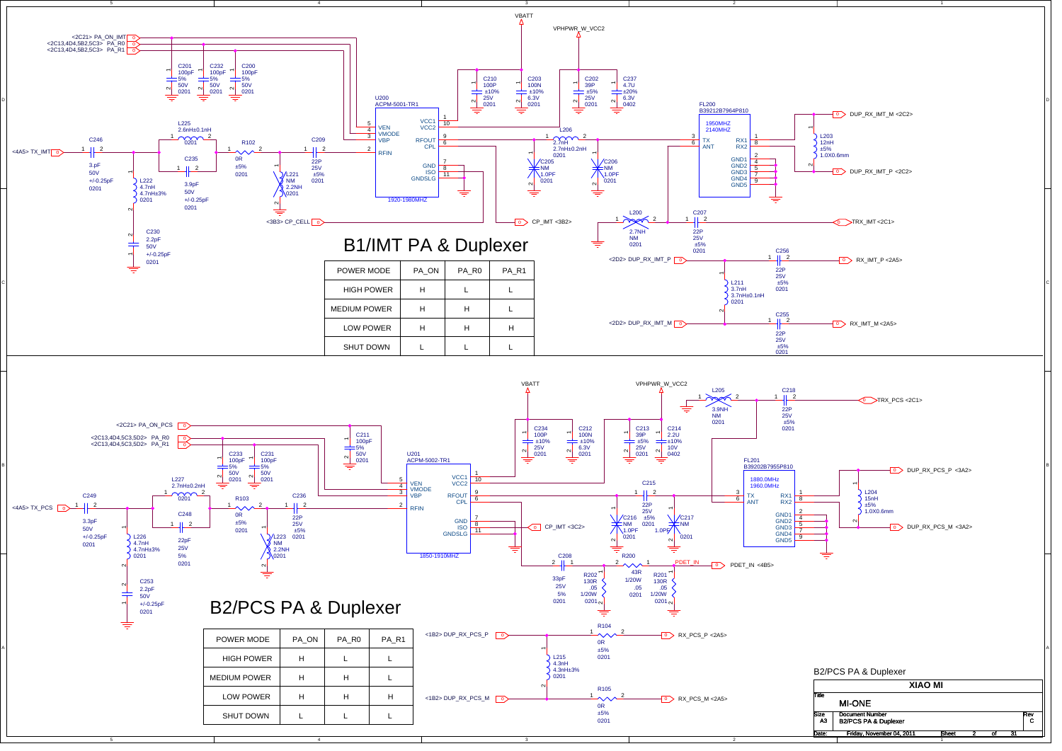# B1/IMT PA & Duplexer

| POWER MODE | PA_ON | PA_R0 | PA_R1 |
|---|---|---|---|
| HIGH POWER | H | L | L |
| MEDIUM POWER | H | H | L |
| LOW POWER | H | H | H |
| SHUT DOWN | L | L | L |

# B2/PCS PA & Duplexer

| POWER MODE | PA_ON | PA_R0 | PA_R1 |
|---|---|---|---|
| HIGH POWER | H | L | L |
| MEDIUM POWER | H | H | L |
| LOW POWER | H | H | H |
| SHUT DOWN | L | L | L |

B2/PCS PA & Duplexer

| | |
|---|---|
| | XIAO MI |
| Title | MI-ONE |
| Size A3 | Document Number B2/PCS PA & Duplexer | Rev C |
| Date: | Friday, November 04, 2011 | Sheet 2 of 31 |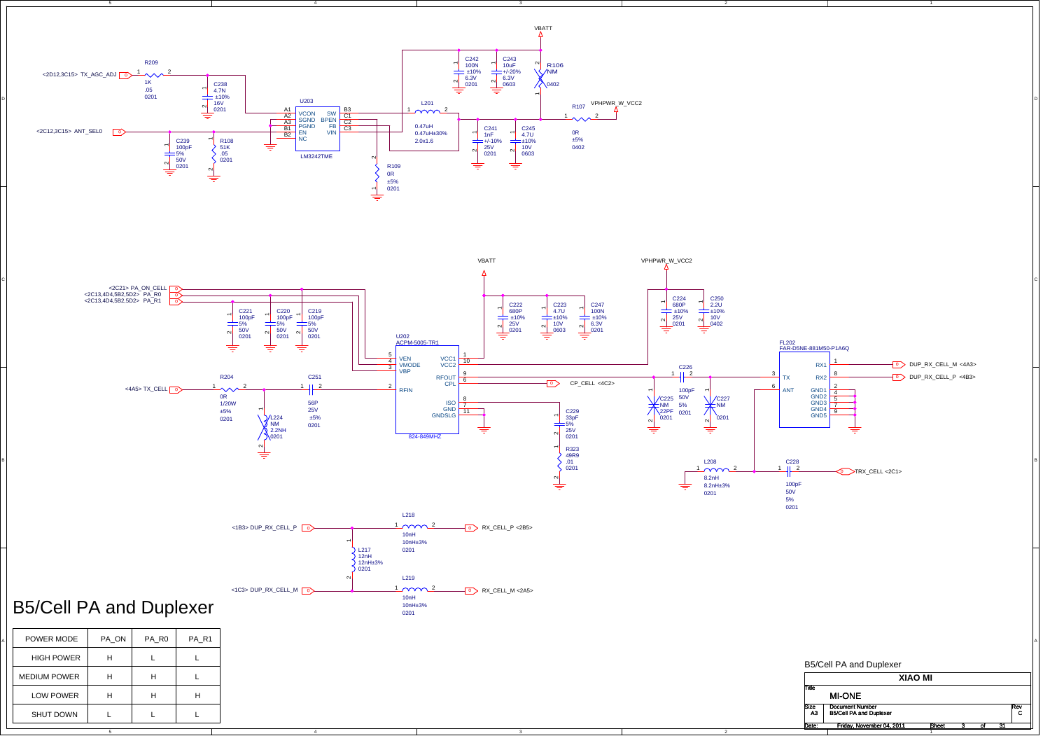# B5/Cell PA and Duplexer

| POWER MODE | PA_ON | PA_R0 | PA_R1 |
|---|---|---|---|
| HIGH POWER | H | L | L |
| MEDIUM POWER | H | H | L |
| LOW POWER | H | H | H |
| SHUT DOWN | L | L | L |

<2D12,3C15> TX_AGC_ADJ — R209 1K .05 0201 — C238 4.7N ±10% 16V 0201

<2C12,3C15> ANT_SEL0 — C239 100pF 5% 50V 0201 — R108 51K .05 0201

U203 LM3242TME: A1 VCON, A2 SGND, A3 PGND, B1 EN, B2 NC, B3 SW, C1 BPEN, C2 FB, C3 VIN

L201 0.47uH 0.47uH±30% 2.0x1.6

R109 0R ±5% 0201

VBATT — C242 100N ±10% 6.3V 0201 — C243 10uF +/-20% 6.3V 0603 — R106 NM 0402

C241 1nF +/-10% 25V 0201 — C245 4.7U ±10% 10V 0603

R107 0R ±5% 0402 — VPHPWR_W_VCC2

<2C21> PA_ON_CELL
<2C13,4D4,5B2,5D2> PA_R0
<2C13,4D4,5B2,5D2> PA_R1

C221 100pF 5% 50V 0201 — C220 100pF 5% 50V 0201 — C219 100pF 5% 50V 0201

VBATT — C222 680P ±10% 25V 0201 — C223 4.7U ±10% 10V 0603 — C247 100N ±10% 6.3V 0201

VPHPWR_W_VCC2 — C224 680P ±10% 25V 0201 — C250 2.2U ±10% 10V 0402

U202 ACPM-5005-TR1 824-849MHZ: 5 VEN, 4 VMODE, 3 VBP, 2 RFIN, 1 VCC1, 10 VCC2, 9 RFOUT, 6 CPL, 8 ISO, 7 GND, 11 GNDSLG

<4A5> TX_CELL — R204 0R 1/20W ±5% 0201 — L224 NM 2.2NH 0201 — C251 56P 25V ±5% 0201

CP_CELL <4C2>

C229 33pF 5% 25V 0201 — R323 49R9 .01 0201

C226 100pF 50V 5% 0201 — C225 NM 22PF 0201 — C227 NM 0201

FL202 FAR-D5NE-881M50-P1A6Q: 3 TX, 6 ANT, 1 RX1, 8 RX2, 2 GND1, 4 GND2, 5 GND3, 7 GND4, 9 GND5

DUP_RX_CELL_M <4A3>
DUP_RX_CELL_P <4B3>

L208 8.2nH 8.2nH±3% 0201 — C228 100pF 50V 5% 0201 — TRX_CELL <2C1>

<1B3> DUP_RX_CELL_P — L218 10nH 10nH±3% 0201 — RX_CELL_P <2B5>

L217 12nH 12nH±3% 0201

<1C3> DUP_RX_CELL_M — L219 10nH 10nH±3% 0201 — RX_CELL_M <2A5>

B5/Cell PA and Duplexer

| XIAO MI | | |
|---|---|---|
| Title: MI-ONE | | |
| Size: A3 | Document Number: B5/Cell PA and Duplexer | Rev: C |
| Date: Friday, November 04, 2011 | Sheet 3 of 31 | |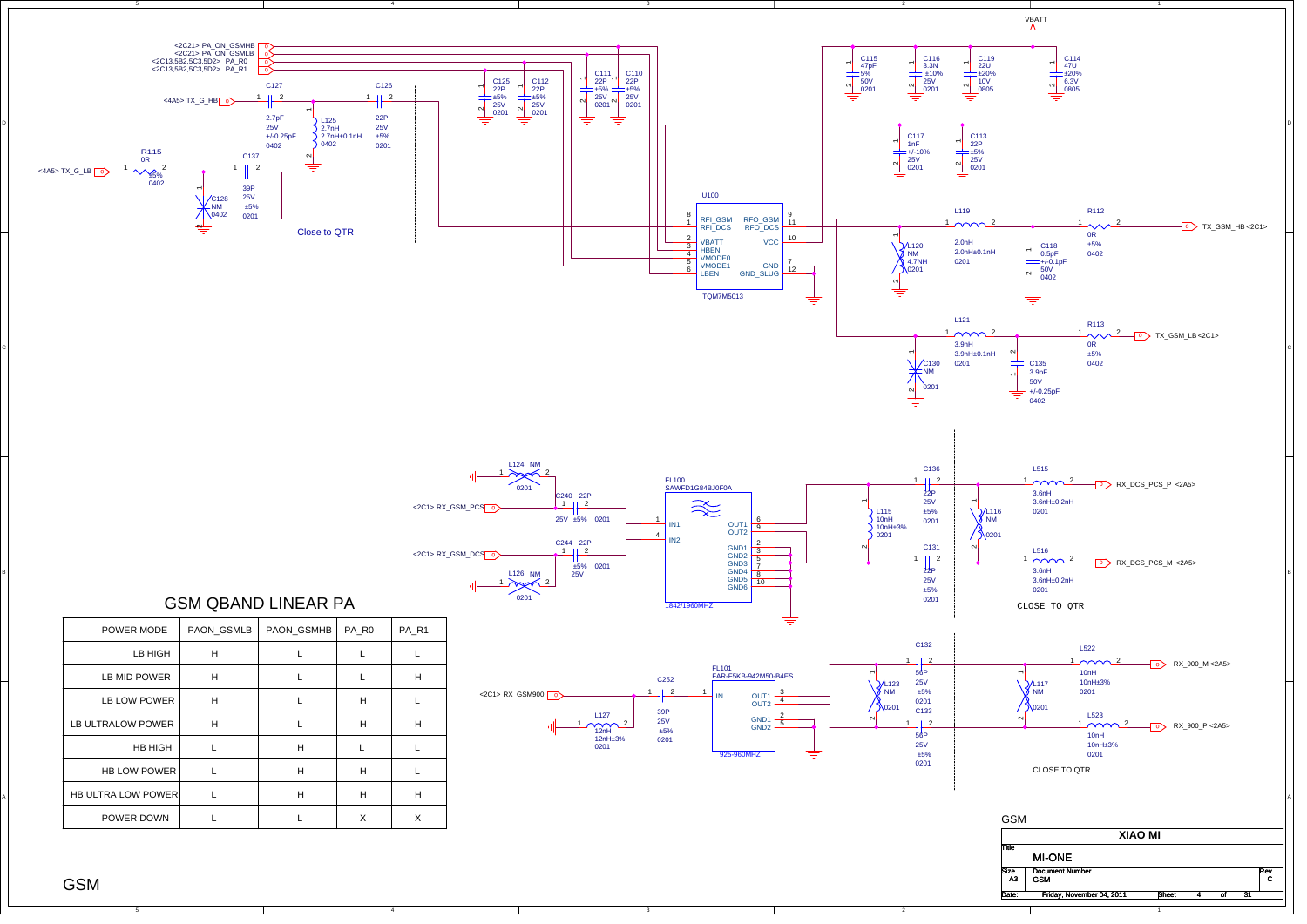VBATT

C115 47pF 5% 50V 0201

C116 3.3N ±10% 25V 0201

C119 22U ±20% 10V 0805

C114 47U ±20% 6.3V 0805

<2C21> PA_ON_GSMHB

<2C21> PA_ON_GSMLB

<2C13,5B2,5C3,5D2> PA_R0

<2C13,5B2,5C3,5D2> PA_R1

C127

C126

<4A5> TX_G_HB

2.7pF 25V +/-0.25pF 0402

L125 2.7nH 2.7nH±0.1nH 0402

22P 25V ±5% 0201

C125 22P ±5% 25V 0201

C112 22P ±5% 25V 0201

C111 22P ±5% 25V 0201

C110 22P ±5% 25V 0201

C117 1nF +/-10% 25V 0201

C113 22P ±5% 25V 0201

R115 0R

<4A5> TX_G_LB

±5% 0402

C137

39P 25V ±5% 0201

C128 NM 0402

Close to QTR

U100

RFI_GSM RFI_DCS VBATT HBEN VMODE0 VMODE1 LBEN

RFO_GSM RFO_DCS VCC GND GND_SLUG

TQM7M5013

L119

2.0nH 2.0nH±0.1nH 0201

R112 0R ±5% 0402

TX_GSM_HB <2C1>

L120 NM 4.7NH 0201

C118 0.5pF +/-0.1pF 50V 0402

L121

3.9nH 3.9nH±0.1nH 0201

R113 0R ±5% 0402

TX_GSM_LB <2C1>

C130 NM 0201

C135 3.9pF 50V +/-0.25pF 0402

L124 NM 0201

C240 22P 25V ±5% 0201

<2C1> RX_GSM_PCS

<2C1> RX_GSM_DCS

C244 22P ±5% 0201 25V

L126 NM 0201

FL100 SAWFD1G84BJ0F0A

IN1 IN2 OUT1 OUT2 GND1 GND2 GND3 GND4 GND5 GND6

1842/1960MHZ

C136 22P 25V ±5% 0201

L115 10nH 10nH±3% 0201

L116 NM 0201

C131 22P 25V ±5% 0201

L515 3.6nH 3.6nH±0.2nH 0201

RX_DCS_PCS_P <2A5>

L516 3.6nH 3.6nH±0.2nH 0201

RX_DCS_PCS_M <2A5>

CLOSE TO QTR

## GSM QBAND LINEAR PA

| POWER MODE | PAON_GSMLB | PAON_GSMHB | PA_R0 | PA_R1 |
|---|---|---|---|---|
| LB HIGH | H | L | L | L |
| LB MID POWER | H | L | L | H |
| LB LOW POWER | H | L | H | L |
| LB ULTRALOW POWER | H | L | H | H |
| HB HIGH | L | H | L | L |
| HB LOW POWER | L | H | H | L |
| HB ULTRA LOW POWER | L | H | H | H |
| POWER DOWN | L | L | X | X |

<2C1> RX_GSM900

C252 39P 25V ±5% 0201

L127 12nH 12nH±3% 0201

FL101 FAR-F5KB-942M50-B4ES

IN OUT1 OUT2 GND1 GND2

925-960MHZ

C132 56P 25V ±5% 0201

L123 NM 0201

C133 56P 25V ±5% 0201

L117 NM 0201

L522 10nH 10nH±3% 0201

RX_900_M <2A5>

L523 10nH 10nH±3% 0201

RX_900_P <2A5>

CLOSE TO QTR

GSM

| XIAO MI | | |
|---|---|---|
| Title: MI-ONE | | |
| Size: A3 | Document Number: GSM | Rev: C |
| Date: Friday, November 04, 2011 | Sheet 4 of 31 | |

GSM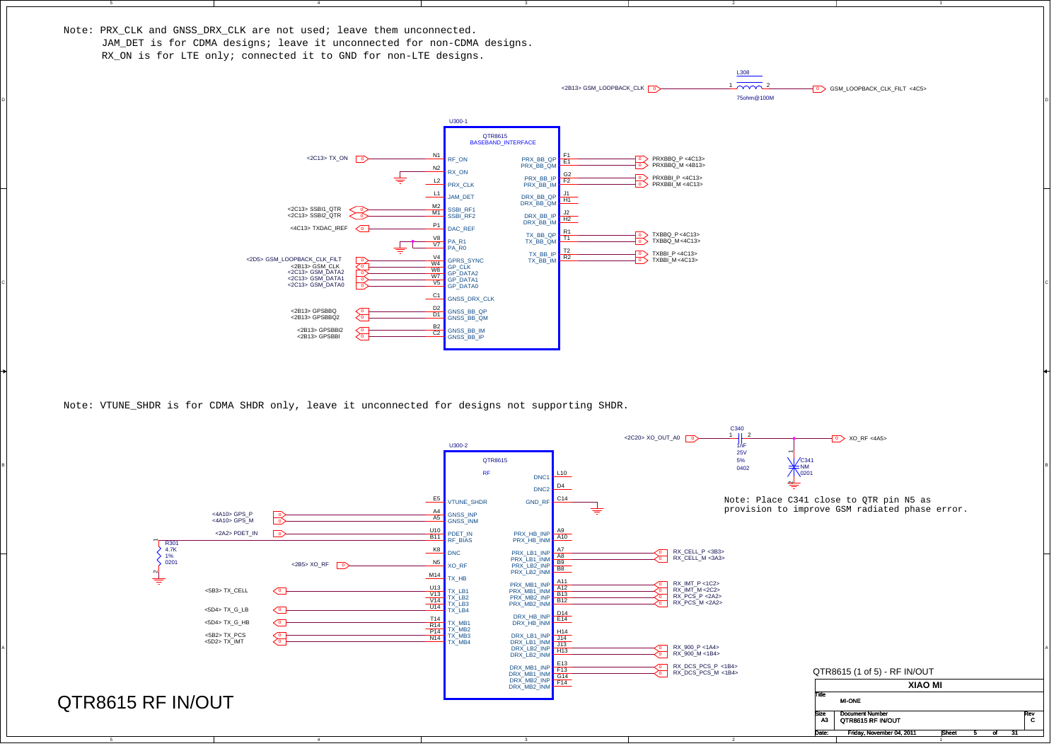Note: PRX_CLK and GNSS_DRX_CLK are not used; leave them unconnected.
JAM_DET is for CDMA designs; leave it unconnected for non-CDMA designs.
RX_ON is for LTE only; connected it to GND for non-LTE designs.

L308 — 75ohm@100M

<2B13> GSM_LOOPBACK_CLK → 1 L308 2 → GSM_LOOPBACK_CLK_FILT <4C5>

## U300-1 — QTR8615 BASEBAND_INTERFACE

| Net | Pin | Signal | Signal | Pin | Net |
|---|---|---|---|---|---|
| <2C13> TX_ON | N1 | RF_ON | PRX_BB_QP | F1 | PRXBBQ_P <4C13> |
| GND | N2 | RX_ON | PRX_BB_QM | E1 | PRXBBQ_M <4B13> |
|  | L2 | PRX_CLK | PRX_BB_IP | G2 | PRXBBI_P <4C13> |
|  | L1 | JAM_DET | PRX_BB_IM | F2 | PRXBBI_M <4C13> |
| <2C13> SSBI1_QTR | M2 | SSBI_RF1 | DRX_BB_QP | J1 |  |
| <2C13> SSBI2_QTR | M1 | SSBI_RF2 | DRX_BB_QM | H1 |  |
| <4C13> TXDAC_IREF | P1 | DAC_REF | DRX_BB_IP | J2 |  |
| GND | V8 | PA_R1 | DRX_BB_IM | H2 |  |
| GND | V7 | PA_R0 | TX_BB_QP | R1 | TXBBQ_P <4C13> |
| <2D5> GSM_LOOPBACK_CLK_FILT | V4 | GPRS_SYNC | TX_BB_QM | T1 | TXBBQ_M <4C13> |
| <2B13> GSM_CLK | W4 | GP_CLK | TX_BB_IP | T2 | TXBBI_P <4C13> |
| <2C13> GSM_DATA2 | W8 | GP_DATA2 | TX_BB_IM | R2 | TXBBI_M <4C13> |
| <2C13> GSM_DATA1 | W7 | GP_DATA1 |  |  |  |
| <2C13> GSM_DATA0 | V5 | GP_DATA0 |  |  |  |
|  | C1 | GNSS_DRX_CLK |  |  |  |
| <2B13> GPSBBQ | D2 | GNSS_BB_QP |  |  |  |
| <2B13> GPSBBQ2 | D1 | GNSS_BB_QM |  |  |  |
| <2B13> GPSBBI2 | B2 | GNSS_BB_IM |  |  |  |
| <2B13> GPSBBI | C2 | GNSS_BB_IP |  |  |  |

Note: VTUNE_SHDR is for CDMA SHDR only, leave it unconnected for designs not supporting SHDR.

C340: 1nF, 25V, 5%, 0402 — <2C20> XO_OUT_A0 → C340 → XO_RF <4A5>

C341: NM, 0201

Note: Place C341 close to QTR pin N5 as provision to improve GSM radiated phase error.

R301: 4.7K, 1%, 0201

## U300-2 — QTR8615 RF

| Net | Pin | Signal | Signal | Pin | Net |
|---|---|---|---|---|---|
|  | E5 | VTUNE_SHDR | DNC1 | L10 |  |
| <4A10> GPS_P | A4 | GNSS_INP | DNC2 | D4 |  |
| <4A10> GPS_M | A5 | GNSS_INM | GND_RF | C14 | GND |
| <2A2> PDET_IN | U10 | PDET_IN | PRX_HB_INP | A9 |  |
| R301 to GND | B11 | RF_BIAS | PRX_HB_INM | A10 |  |
|  | K8 | DNC | PRX_LB1_INP | A7 | RX_CELL_P <3B3> |
| <2B5> XO_RF | N5 | XO_RF | PRX_LB1_INM | A8 | RX_CELL_M <3A3> |
|  | M14 | TX_HB | PRX_LB2_INP | B9 |  |
| <5B3> TX_CELL | U13 | TX_LB1 | PRX_LB2_INM | B8 |  |
|  | V13 | TX_LB2 | PRX_MB1_INP | A11 | RX_IMT_P <1C2> |
|  | V14 | TX_LB3 | PRX_MB1_INM | A12 | RX_IMT_M <2C2> |
| <5D4> TX_G_LB | U14 | TX_LB4 | PRX_MB2_INP | B13 | RX_PCS_P <2A2> |
| <5D4> TX_G_HB | T14 | TX_MB1 | PRX_MB2_INM | B12 | RX_PCS_M <2A2> |
|  | R14 | TX_MB2 | DRX_HB_INP | D14 |  |
| <5B2> TX_PCS | P14 | TX_MB3 | DRX_HB_INM | E14 |  |
| <5D2> TX_IMT | N14 | TX_MB4 | DRX_LB1_INP | H14 |  |
|  |  |  | DRX_LB1_INM | J14 |  |
|  |  |  | DRX_LB2_INP | J13 | RX_900_P <1A4> |
|  |  |  | DRX_LB2_INM | H13 | RX_900_M <1B4> |
|  |  |  | DRX_MB1_INP | E13 | RX_DCS_PCS_P <1B4> |
|  |  |  | DRX_MB1_INM | F13 | RX_DCS_PCS_M <1B4> |
|  |  |  | DRX_MB2_INP | G14 |  |
|  |  |  | DRX_MB2_INM | F14 |  |

# QTR8615 RF IN/OUT

QTR8615 (1 of 5) - RF IN/OUT

| | |
|---|---|
| XIAO MI | |
| Title | MI-ONE |
| Size | A3 |
| Document Number | QTR8615 RF IN/OUT |
| Rev | C |
| Date | Friday, November 04, 2011 |
| Sheet | 5 of 31 |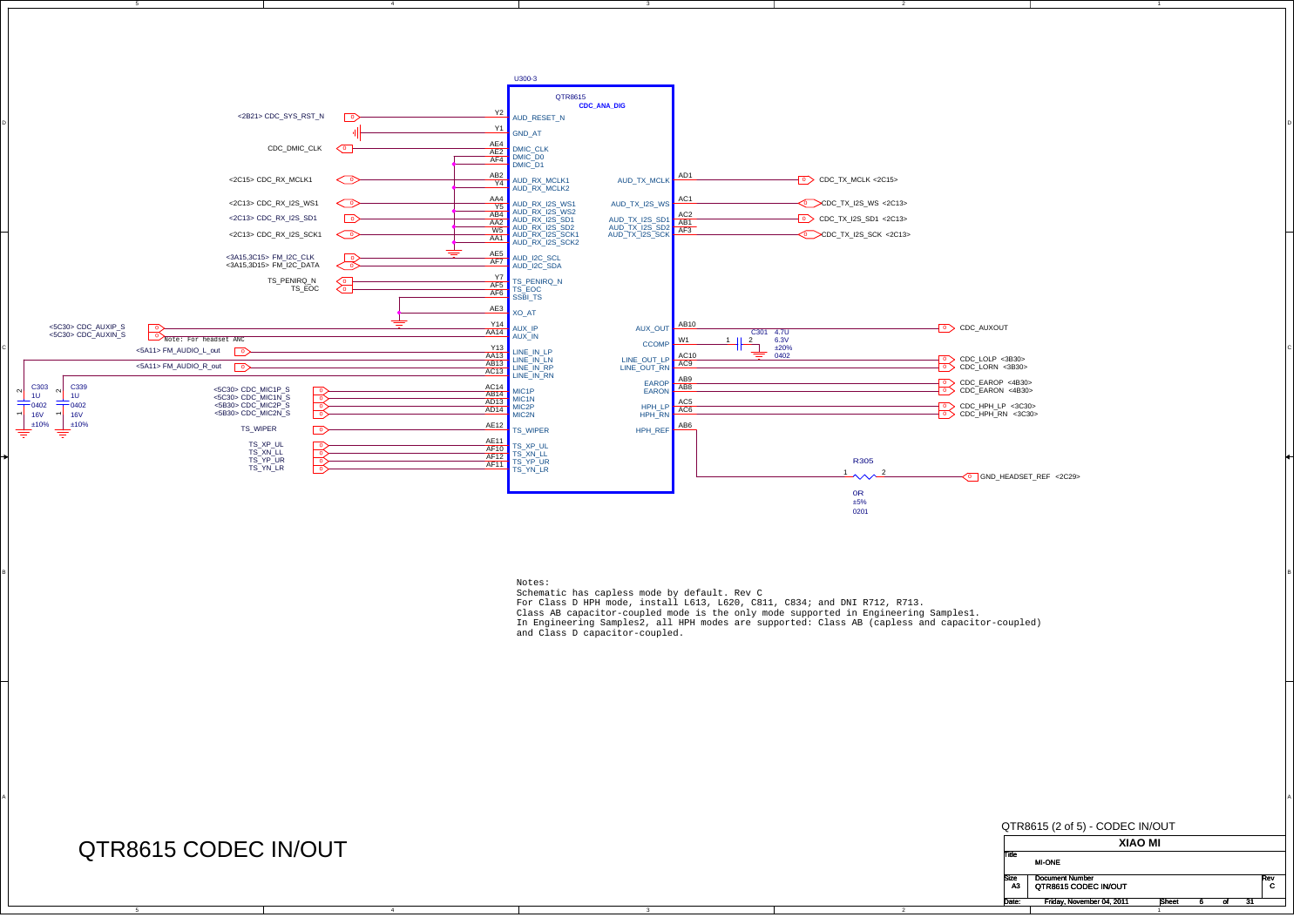# QTR8615 CODEC IN/OUT

U300-3

QTR8615
**CDC_ANA_DIG**

| Left net | Pin | Signal | Signal | Pin | Right net |
|---|---|---|---|---|---|
| <2B21> CDC_SYS_RST_N | Y2 | AUD_RESET_N | AUD_TX_MCLK | AD1 | CDC_TX_MCLK <2C15> |
| | Y1 | GND_AT | AUD_TX_I2S_WS | AC1 | CDC_TX_I2S_WS <2C13> |
| CDC_DMIC_CLK | AE4 | DMIC_CLK | AUD_TX_I2S_SD1 | AC2 | CDC_TX_I2S_SD1 <2C13> |
| | AE2 | DMIC_D0 | AUD_TX_I2S_SD2 | AB1 | |
| | AF4 | DMIC_D1 | AUD_TX_I2S_SCK | AF3 | CDC_TX_I2S_SCK <2C13> |
| <2C15> CDC_RX_MCLK1 | AB2 | AUD_RX_MCLK1 | AUX_OUT | AB10 | CDC_AUXOUT |
| | Y4 | AUD_RX_MCLK2 | CCOMP | W1 | C301 |
| <2C13> CDC_RX_I2S_WS1 | AA4 | AUD_RX_I2S_WS1 | LINE_OUT_LP | AC10 | CDC_LOLP <3B30> |
| | Y5 | AUD_RX_I2S_WS2 | LINE_OUT_RN | AC9 | CDC_LORN <3B30> |
| <2C13> CDC_RX_I2S_SD1 | AB4 | AUD_RX_I2S_SD1 | EAROP | AB9 | CDC_EAROP <4B30> |
| | AA2 | AUD_RX_I2S_SD2 | EARON | AB8 | CDC_EARON <4B30> |
| <2C13> CDC_RX_I2S_SCK1 | W5 | AUD_RX_I2S_SCK1 | HPH_LP | AC5 | CDC_HPH_LP <3C30> |
| | AA1 | AUD_RX_I2S_SCK2 | HPH_RN | AC6 | CDC_HPH_RN <3C30> |
| <3A15,3C15> FM_I2C_CLK | AE5 | AUD_I2C_SCL | HPH_REF | AB6 | R305 → GND_HEADSET_REF <2C29> |
| <3A15,3D15> FM_I2C_DATA | AF7 | AUD_I2C_SDA | | | |
| TS_PENIRQ_N | Y7 | TS_PENIRQ_N | | | |
| TS_EOC | AF5 | TS_EOC | | | |
| | AF6 | SSBI_TS | | | |
| | AE3 | XO_AT | | | |
| <5C30> CDC_AUXIP_S | Y14 | AUX_IP | | | |
| <5C30> CDC_AUXIN_S | AA14 | AUX_IN | | | |
| <5A11> FM_AUDIO_L_out | Y13 | LINE_IN_LP | | | |
| | AA13 | LINE_IN_LN | | | |
| <5A11> FM_AUDIO_R_out | AB13 | LINE_IN_RP | | | |
| | AC13 | LINE_IN_RN | | | |
| <5C30> CDC_MIC1P_S | AC14 | MIC1P | | | |
| <5C30> CDC_MIC1N_S | AB14 | MIC1N | | | |
| <5B30> CDC_MIC2P_S | AD13 | MIC2P | | | |
| <5B30> CDC_MIC2N_S | AD14 | MIC2N | | | |
| TS_WIPER | AE12 | TS_WIPER | | | |
| TS_XP_UL | AE11 | TS_XP_UL | | | |
| TS_XN_LL | AF10 | TS_XN_LL | | | |
| TS_YP_UR | AF12 | TS_YP_UR | | | |
| TS_YN_LR | AF11 | TS_YN_LR | | | |

Note: For headset ANC

C303: 1U, 0402, 16V, ±10%
C339: 1U, 0402, 16V, ±10%
C301: 4.7U, 6.3V, ±20%, 0402
R305: 0R, ±5%, 0201

Notes:
Schematic has capless mode by default. Rev C
For Class D HPH mode, install L613, L620, C811, C834; and DNI R712, R713.
Class AB capacitor-coupled mode is the only mode supported in Engineering Samples1.
In Engineering Samples2, all HPH modes are supported: Class AB (capless and capacitor-coupled) and Class D capacitor-coupled.

QTR8615 (2 of 5) - CODEC IN/OUT

| XIAO MI | | |
|---|---|---|
| Title: MI-ONE | | |
| Size: A3 | Document Number: QTR8615 CODEC IN/OUT | Rev: C |
| Date: Friday, November 04, 2011 | Sheet 6 of 31 | |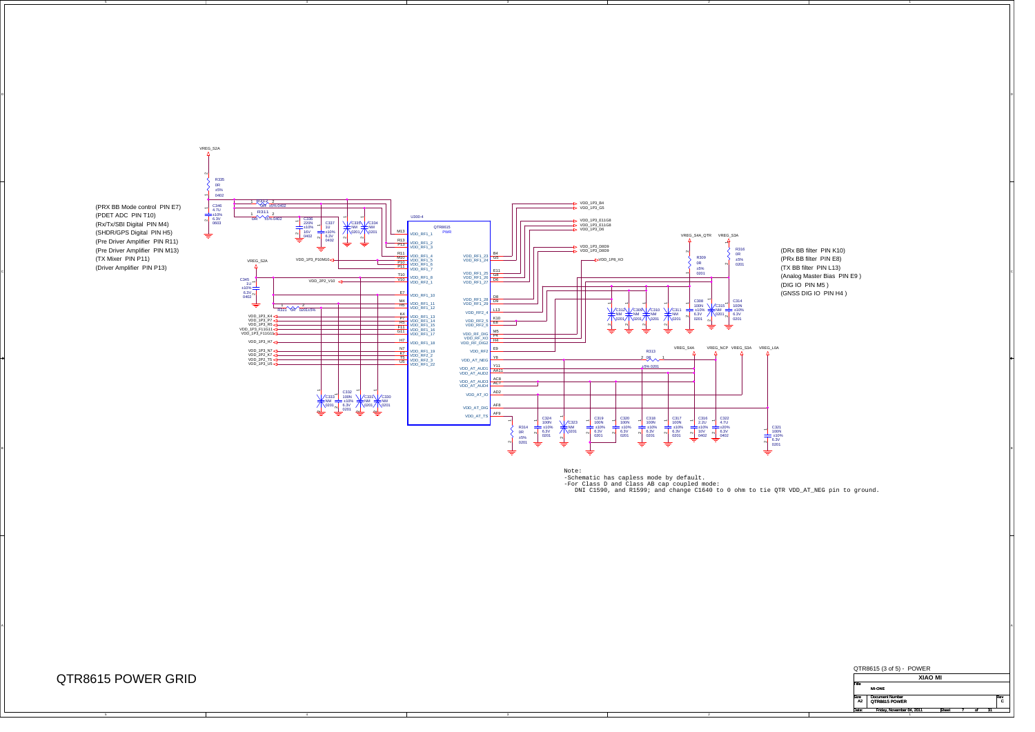# QTR8615 POWER GRID

(PRX BB Mode control PIN E7)
(PDET ADC PIN T10)
(Rx/Tx/SBI Digital PIN M4)
(SHDR/GPS Digital PIN H5)
(Pre Driver Amplifier PIN R11)
(Pre Driver Amplifier PIN M13)
(TX Mixer PIN P11)
(Driver Amplifier PIN P13)

(DRx BB filter PIN K10)
(PRx BB filter PIN E8)
(TX BB filter PIN L13)
(Analog Master Bias PIN E9 )
(DIG IO PIN M5 )
(GNSS DIG IO PIN H4 )

Note:
-Schematic has capless mode by default.
-For Class D and Class AB cap coupled mode:
DNI C1590, and R1599; and change C1640 to 0 ohm to tie QTR VDD_AT_NEG pin to ground.

| | |
|---|---|
| Title | QTR8615 (3 of 5) - POWER |
| | XIAO MI |
| | MI-ONE |
| Size | A2 |
| Document Number | QTR8615 POWER |
| Rev | C |
| Date | Friday, November 04, 2011 |
| Sheet | 7 of 31 |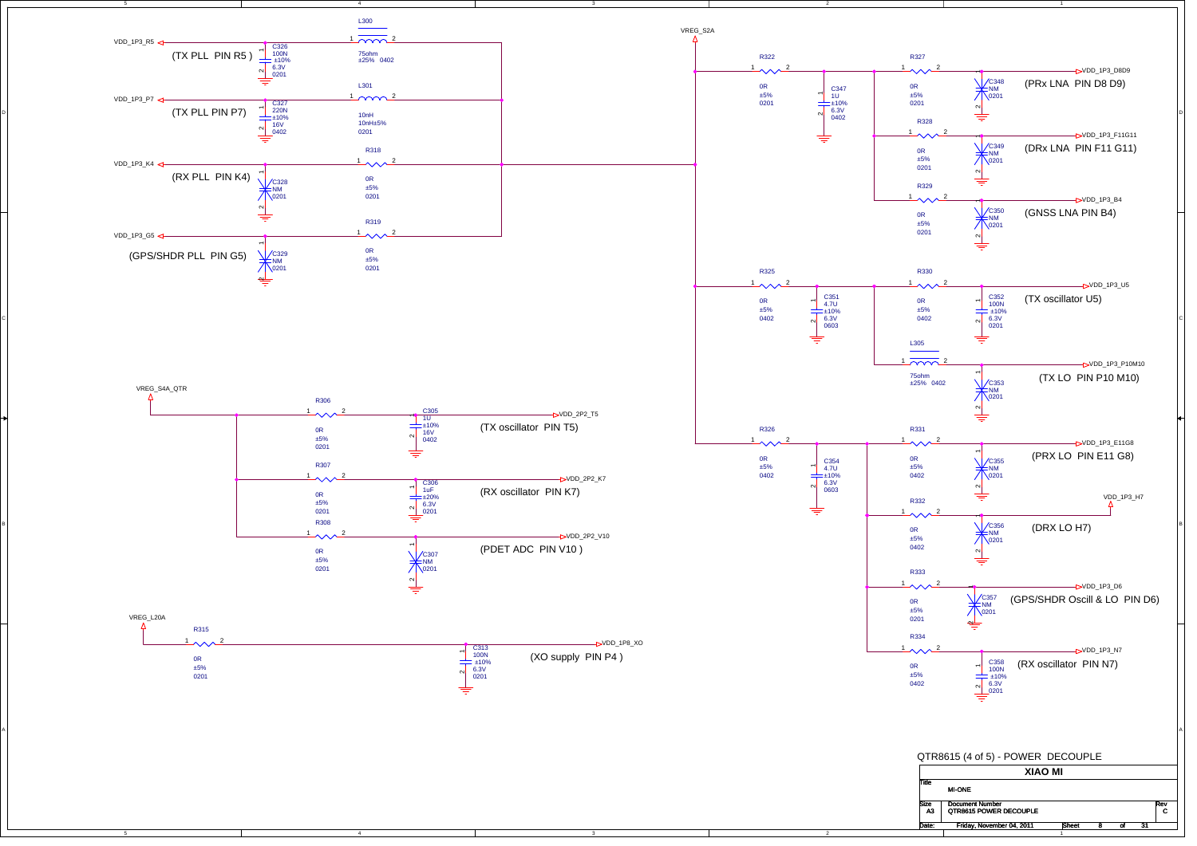# QTR8615 (4 of 5) - POWER DECOUPLE

## VREG_S2A

| Net | Source | Component | Value | Decoupling Cap | Cap Value | Function |
|---|---|---|---|---|---|---|
| VDD_1P3_R5 | VREG_S2A | L300 | 75ohm ±25% 0402 | C326 | 100N ±10% 6.3V 0201 | (TX PLL PIN R5) |
| VDD_1P3_P7 | VREG_S2A | L301 | 10nH 10nH±5% 0201 | C327 | 220N ±10% 16V 0402 | (TX PLL PIN P7) |
| VDD_1P3_K4 | VREG_S2A | R318 | 0R ±5% 0201 | C328 | NM 0201 | (RX PLL PIN K4) |
| VDD_1P3_G5 | VREG_S2A | R319 | 0R ±5% 0201 | C329 | NM 0201 | (GPS/SHDR PLL PIN G5) |

VREG_S2A → R322 (0R ±5% 0201) → C347 (1U ±10% 6.3V 0402):

| Net | Component | Value | Decoupling Cap | Cap Value | Function |
|---|---|---|---|---|---|
| VDD_1P3_D8D9 | R327 | 0R ±5% 0201 | C348 | NM 0201 | (PRx LNA PIN D8 D9) |
| VDD_1P3_F11G11 | R328 | 0R ±5% 0201 | C349 | NM 0201 | (DRx LNA PIN F11 G11) |
| VDD_1P3_B4 | R329 | 0R ±5% 0201 | C350 | NM 0201 | (GNSS LNA PIN B4) |

VREG_S2A → R325 (0R ±5% 0402) → C351 (4.7U ±10% 6.3V 0603):

| Net | Component | Value | Decoupling Cap | Cap Value | Function |
|---|---|---|---|---|---|
| VDD_1P3_U5 | R330 | 0R ±5% 0402 | C352 | 100N ±10% 6.3V 0201 | (TX oscillator U5) |
| VDD_1P3_P10M10 | L305 | 75ohm ±25% 0402 | C353 | NM 0201 | (TX LO PIN P10 M10) |

VREG_S2A → R326 (0R ±5% 0402) → C354 (4.7U ±10% 6.3V 0603):

| Net | Component | Value | Decoupling Cap | Cap Value | Function |
|---|---|---|---|---|---|
| VDD_1P3_E11G8 | R331 | 0R ±5% 0402 | C355 | NM 0201 | (PRX LO PIN E11 G8) |
| VDD_1P3_H7 | R332 | 0R ±5% 0402 | C356 | NM 0201 | (DRX LO H7) |
| VDD_1P3_D6 | R333 | 0R ±5% 0201 | C357 | NM 0201 | (GPS/SHDR Oscill & LO PIN D6) |
| VDD_1P3_N7 | R334 | 0R ±5% 0402 | C358 | 100N ±10% 6.3V 0201 | (RX oscillator PIN N7) |

## VREG_S4A_QTR

| Net | Component | Value | Decoupling Cap | Cap Value | Function |
|---|---|---|---|---|---|
| VDD_2P2_T5 | R306 | 0R ±5% 0201 | C305 | 1U ±10% 16V 0402 | (TX oscillator PIN T5) |
| VDD_2P2_K7 | R307 | 0R ±5% 0201 | C306 | 1uF ±20% 6.3V 0201 | (RX oscillator PIN K7) |
| VDD_2P2_V10 | R308 | 0R ±5% 0201 | C307 | NM 0201 | (PDET ADC PIN V10) |

## VREG_L20A

| Net | Component | Value | Decoupling Cap | Cap Value | Function |
|---|---|---|---|---|---|
| VDD_1P8_XO | R315 | 0R ±5% 0201 | C313 | 100N ±10% 6.3V 0201 | (XO supply PIN P4) |

---

**XIAO MI**

| Title | MI-ONE | |
|---|---|---|
| Size: A3 | Document Number: QTR8615 POWER DECOUPLE | Rev: C |
| Date: Friday, November 04, 2011 | Sheet 8 of 31 | |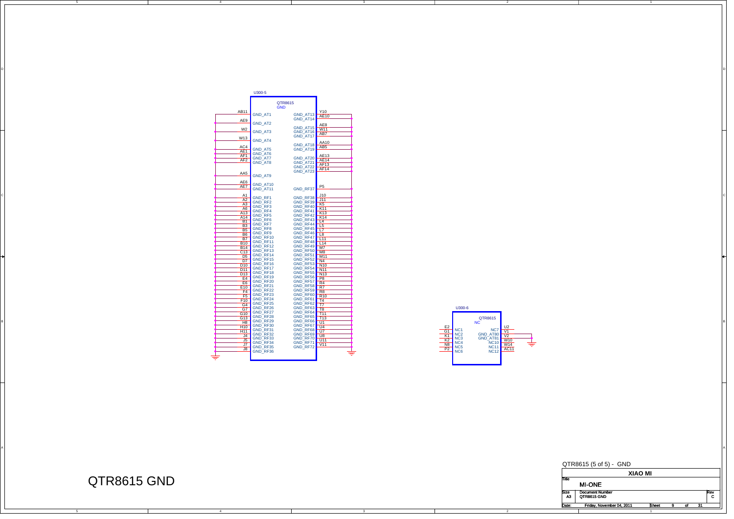# QTR8615 GND

## U300-5 — QTR8615 GND

| Pin | Signal | Pin | Signal |
|---|---|---|---|
| AB11 | GND_AT1 | Y10 | GND_AT13 |
| AE9 | GND_AT2 | AE10 | GND_AT14 |
| W2 | GND_AT3 | AE8 | GND_AT15 |
| W13 | GND_AT4 | W11 | GND_AT16 |
| AC4 | GND_AT5 | AB7 | GND_AT17 |
| AE1 | GND_AT6 | AA10 | GND_AT18 |
| AF1 | GND_AT7 | AB5 | GND_AT19 |
| AF2 | GND_AT8 | AE13 | GND_AT20 |
| AA5 | GND_AT9 | AE14 | GND_AT21 |
| AE6 | GND_AT10 | AF13 | GND_AT22 |
| AE7 | GND_AT11 | AF14 | GND_AT23 |
| A1 | GND_RF1 | P5 | GND_RF37 |
| A2 | GND_RF2 | J10 | GND_RF38 |
| A3 | GND_RF3 | J11 | GND_RF39 |
| A6 | GND_RF4 | K5 | GND_RF40 |
| A13 | GND_RF5 | K11 | GND_RF41 |
| A14 | GND_RF6 | K13 | GND_RF42 |
| B1 | GND_RF7 | K14 | GND_RF43 |
| B3 | GND_RF8 | L4 | GND_RF44 |
| B5 | GND_RF9 | L5 | GND_RF45 |
| B6 | GND_RF10 | L7 | GND_RF46 |
| B7 | GND_RF11 | L8 | GND_RF47 |
| B10 | GND_RF12 | L11 | GND_RF48 |
| B14 | GND_RF13 | L14 | GND_RF49 |
| C13 | GND_RF14 | M7 | GND_RF50 |
| D5 | GND_RF15 | M8 | GND_RF51 |
| D7 | GND_RF16 | M11 | GND_RF52 |
| D10 | GND_RF17 | N4 | GND_RF53 |
| D11 | GND_RF18 | N10 | GND_RF54 |
| D13 | GND_RF19 | N11 | GND_RF55 |
| E4 | GND_RF20 | N13 | GND_RF56 |
| E6 | GND_RF21 | P8 | GND_RF57 |
| E10 | GND_RF22 | R4 | GND_RF58 |
| F4 | GND_RF23 | R7 | GND_RF59 |
| F5 | GND_RF24 | R8 | GND_RF60 |
| F10 | GND_RF25 | R10 | GND_RF61 |
| G4 | GND_RF26 | T4 | GND_RF62 |
| G7 | GND_RF27 | T7 | GND_RF63 |
| G10 | GND_RF28 | T8 | GND_RF64 |
| G13 | GND_RF29 | T11 | GND_RF65 |
| H8 | GND_RF30 | T13 | GND_RF66 |
| H10 | GND_RF31 | U1 | GND_RF67 |
| H11 | GND_RF32 | U4 | GND_RF68 |
| J4 | GND_RF33 | U7 | GND_RF69 |
| J5 | GND_RF34 | U8 | GND_RF70 |
| J7 | GND_RF35 | U11 | GND_RF71 |
| J8 | GND_RF36 | V11 | GND_RF72 |

## U300-6 — QTR8615 NC

| Pin | Signal | Pin | Signal |
|---|---|---|---|
| E2 | NC1 | U2 | NC7 |
| G1 | NC2 | V1 | GND_AT80 |
| K1 | NC3 | V2 | GND_AT81 |
| K2 | NC4 | W10 | NC10 |
| N8 | NC5 | W14 | NC11 |
| P2 | NC6 | AC11 | NC12 |

QTR8615 (5 of 5) - GND

XIAO MI

| Title | MI-ONE | | |
|---|---|---|---|
| Size: A3 | Document Number: QTR8615 GND | | Rev: C |
| Date: Friday, November 04, 2011 | Sheet 9 of 31 | | |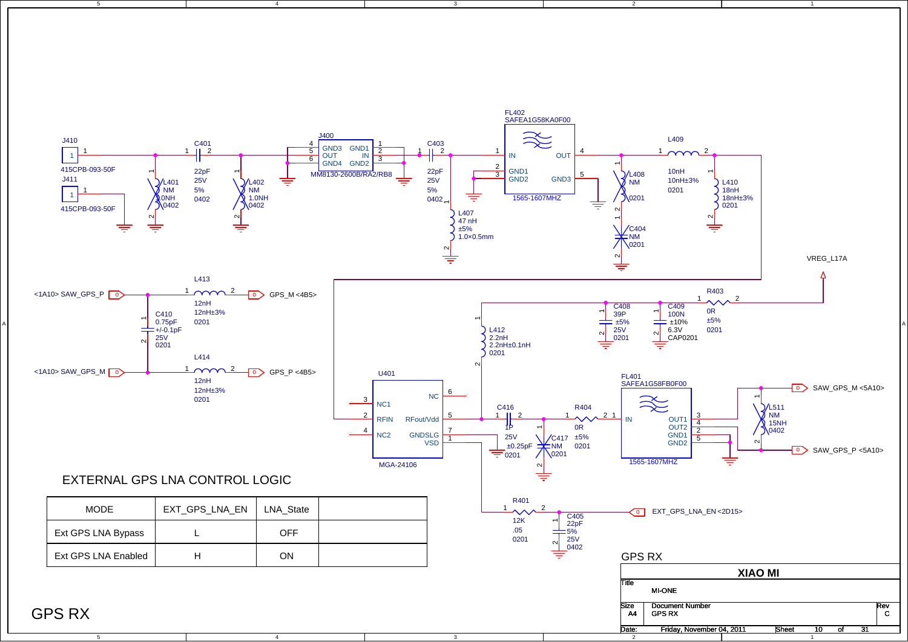# GPS RX

J410
1
415CPB-093-50F

J411
1
415CPB-093-50F

C401
22pF
25V
5%
0402

L401
NM
1.0NH
0402

L402
NM
1.0NH
0402

J400
MM8130-2600B/RA2/RB8
GND3 GND1
OUT IN
GND4 GND2

C403
22pF
25V
5%
0402

L407
47 nH
±5%
1.0×0.5mm

FL402
SAFEA1G58KA0F00
IN OUT
GND1 GND3
GND2
1565-1607MHZ

L408
NM
0201

C404
NM
0201

L409
10nH
10nH±3%
0201

L410
18nH
18nH±3%
0201

VREG_L17A

<1A10> SAW_GPS_P → GPS_M <4B5>

<1A10> SAW_GPS_M → GPS_P <4B5>

L413
12nH
12nH±3%
0201

C410
0.75pF
+/-0.1pF
25V
0201

L414
12nH
12nH±3%
0201

R403
0R
±5%
0201

C408
39P
±5%
25V
0201

C409
100N
±10%
6.3V
CAP0201

L412
2.2nH
2.2nH±0.1nH
0201

U401
MGA-24106
NC1 NC
RFIN RFout/Vdd
NC2 GNDSLG
VSD

C416
1P
25V
±0.25pF
0201

C417
NM
0201

R404
0R
±5%
0201

FL401
SAFEA1G58FB0F00
IN OUT1
OUT2
GND1
GND2
1565-1607MHZ

L511
NM
15NH
0402

SAW_GPS_M <5A10>

SAW_GPS_P <5A10>

R401
12K
.05
0201

C405
22pF
5%
25V
0402

EXT_GPS_LNA_EN <2D15>

## EXTERNAL GPS LNA CONTROL LOGIC

| MODE | EXT_GPS_LNA_EN | LNA_State | |
|---|---|---|---|
| Ext GPS LNA Bypass | L | OFF | |
| Ext GPS LNA Enabled | H | ON | |

GPS RX

XIAO MI

Title: MI-ONE

Size: A4 | Document Number: GPS RX | Rev: C

Date: Friday, November 04, 2011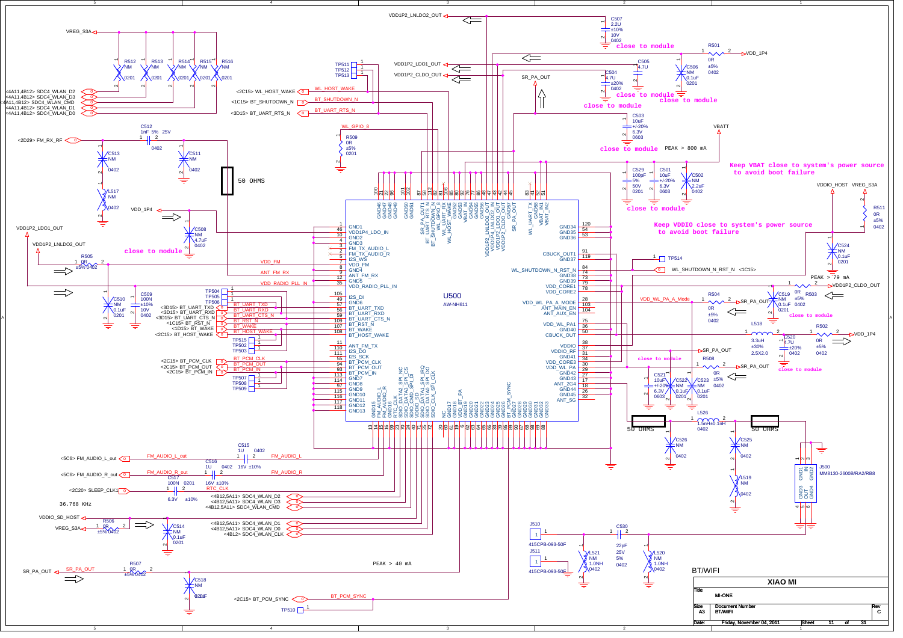# BT/WIFI

close to module

close to module

close to module

close to module

close to module

close to module

close to module

close to module

close to module

close to module

PEAK > 800 mA

PEAK > 79 mA

PEAK > 40 mA

Keep VBAT close to system's power source to avoid boot failure

Keep VDDIO close to system's power source to avoid boot failure

50 OHMS

36.768 KHz

U500 AW-NH611

J500 MM8130-2600B/RA2/RB8

J510 415CPB-093-50F

J511 415CPB-093-50F

| Title | XIAO MI |
|---|---|
| | MI-ONE |
| Size | A3 |
| Document Number | BT/WIFI |
| Rev | C |
| Date: | Friday, November 04, 2011 |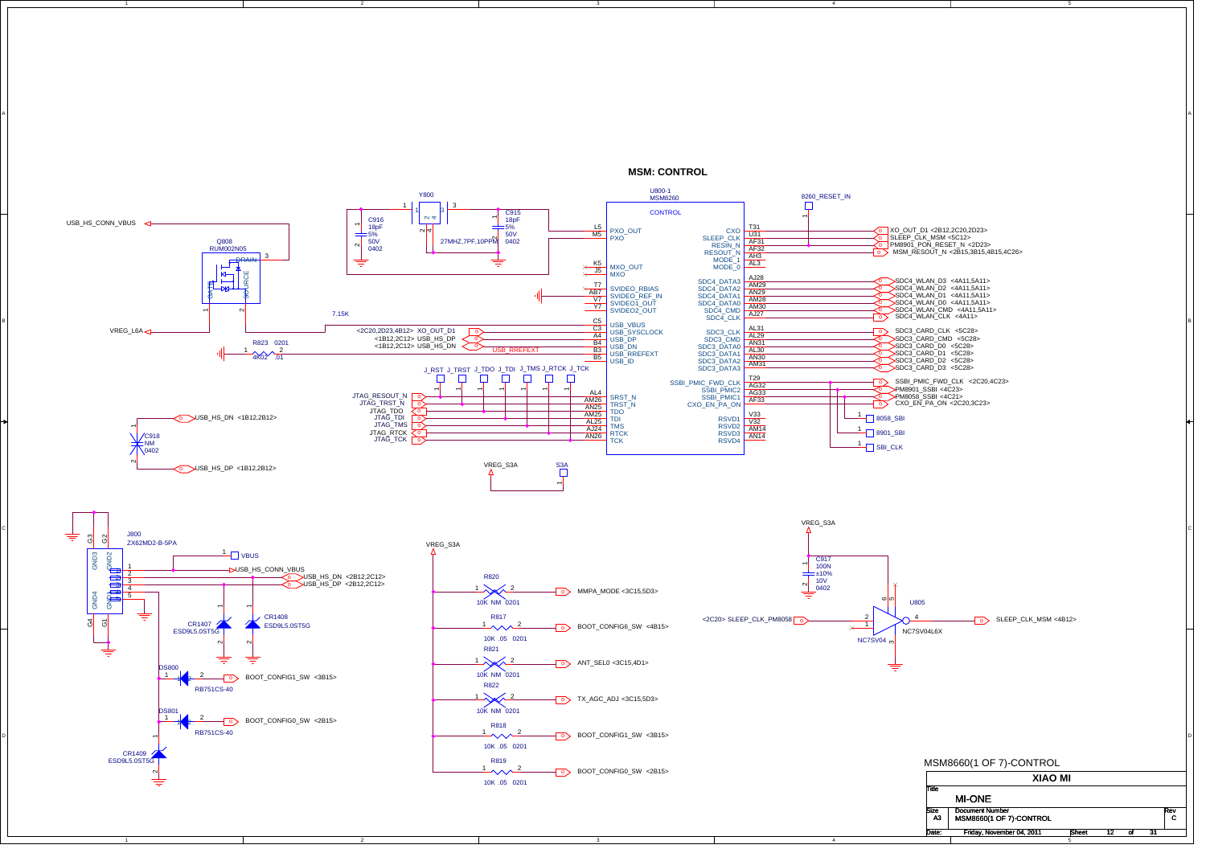# MSM: CONTROL

U800-1
MSM8260

CONTROL

| Pin | Signal | Net |
|---|---|---|
| L5 | PXO_OUT | |
| M5 | PXO | |
| K5 | MXO_OUT | |
| J5 | MXO | |
| T7 | SVIDEO_RBIAS | |
| AB7 | SVIDEO_REF_IN | |
| V7 | SVIDEO1_OUT | |
| Y7 | SVIDEO2_OUT | |
| C5 | USB_VBUS | |
| C3 | USB_SYSCLOCK | <2C20,2D23,4B12> XO_OUT_D1 |
| A4 | USB_DP | <1B12,2C12> USB_HS_DP |
| B4 | USB_DN | <1B12,2C12> USB_HS_DN |
| B3 | USB_RREFEXT | USB_RREFEXT |
| B5 | USB_ID | |
| AL4 | SRST_N | JTAG_RESOUT_N |
| AM26 | TRST_N | JTAG_TRST_N |
| AN25 | TDO | JTAG_TDO |
| AM25 | TDI | JTAG_TDI |
| AL25 | TMS | JTAG_TMS |
| AJ24 | RTCK | JTAG_RTCK |
| AN26 | TCK | JTAG_TCK |
| T31 | CXO | XO_OUT_D1 <2B12,2C20,2D23> |
| U31 | SLEEP_CLK | SLEEP_CLK_MSM <5C12> |
| AF31 | RESIN_N | PM8901_PON_RESET_N <2D23> |
| AF32 | RESOUT_N | MSM_RESOUT_N <2B15,3B15,4B15,4C26> |
| AH3 | MODE_1 | |
| AL3 | MODE_0 | |
| AJ28 | SDC4_DATA3 | SDC4_WLAN_D3 <4A11,5A11> |
| AM29 | SDC4_DATA2 | SDC4_WLAN_D2 <4A11,5A11> |
| AN29 | SDC4_DATA1 | SDC4_WLAN_D1 <4A11,5A11> |
| AM28 | SDC4_DATA0 | SDC4_WLAN_D0 <4A11,5A11> |
| AM30 | SDC4_CMD | SDC4_WLAN_CMD <4A11,5A11> |
| AJ27 | SDC4_CLK | SDC4_WLAN_CLK <4A11> |
| AL31 | SDC3_CLK | SDC3_CARD_CLK <5C28> |
| AL29 | SDC3_CMD | SDC3_CARD_CMD <5C28> |
| AN31 | SDC3_DATA0 | SDC3_CARD_D0 <5C28> |
| AL30 | SDC3_DATA1 | SDC3_CARD_D1 <5C28> |
| AN30 | SDC3_DATA2 | SDC3_CARD_D2 <5C28> |
| AM31 | SDC3_DATA3 | SDC3_CARD_D3 <5C28> |
| T29 | SSBI_PMIC_FWD_CLK | SSBI_PMIC_FWD_CLK <2C20,4C23> |
| AG32 | SSBI_PMIC2 | PM8901_SSBI <4C23> |
| AG33 | SSBI_PMIC1 | PM8058_SSBI <4C21> |
| AF33 | CXO_EN_PA_ON | CXO_EN_PA_ON <2C20,3C23> |
| V33 | RSVD1 | 8058_SBI |
| V32 | RSVD2 | 8901_SBI |
| AM14 | RSVD3 | SBI_CLK |
| AN14 | RSVD4 | |

Y800 — 27MHZ,7PF,10PPM
C916 — 18pF 5% 50V 0402
C915 — 18pF 5% 50V 0402

8260_RESET_IN

Q808 — RUM002N05 (DRAIN, SOURCE, GATE)
USB_HS_CONN_VBUS
VREG_L6A
7.15K
R823 0201 4.02K .01
J_RST J_TRST J_TDO J_TDI J_TMS J_RTCK J_TCK

C918 NM 0402 — USB_HS_DN <1B12,2B12>, USB_HS_DP <1B12,2B12>

VREG_S3A — S3A

J800 — ZX62MD2-B-5PA (G3, G2, GND3, GND2, GND4, GND1, G4, G1)
- 1 — VBUS / USB_HS_CONN_VBUS
- 2 — USB_HS_DN <2B12,2C12>
- 3 — USB_HS_DP <2B12,2C12>
- 4
- 5

CR1407 ESD9L5.0ST5G
CR1408 ESD9L5.0ST5G
DS800 RB751CS-40 — BOOT_CONFIG1_SW <3B15>
DS801 RB751CS-40 — BOOT_CONFIG0_SW <2B15>
CR1409 ESD9L5.0ST5G

VREG_S3A
- R820 10K NM 0201 — MMPA_MODE <3C15,5D3>
- R817 10K .05 0201 — BOOT_CONFIG6_SW <4B15>
- R821 10K NM 0201 — ANT_SEL0 <3C15,4D1>
- R822 10K NM 0201 — TX_AGC_ADJ <3C15,5D3>
- R818 10K .05 0201 — BOOT_CONFIG1_SW <3B15>
- R819 10K .05 0201 — BOOT_CONFIG0_SW <2B15>

VREG_S3A
C917 100N ±10% 10V 0402
U805 NC7SV04L6X — NC7SV04
<2C20> SLEEP_CLK_PM8058 → SLEEP_CLK_MSM <4B12>

MSM8660(1 OF 7)-CONTROL

| | |
|---|---|
| | XIAO MI |
| Title | MI-ONE |
| Size | A3 |
| Document Number | MSM8660(1 OF 7)-CONTROL |
| Rev | C |
| Date: | Friday, November 04, 2011 |
| Sheet | 12 of 31 |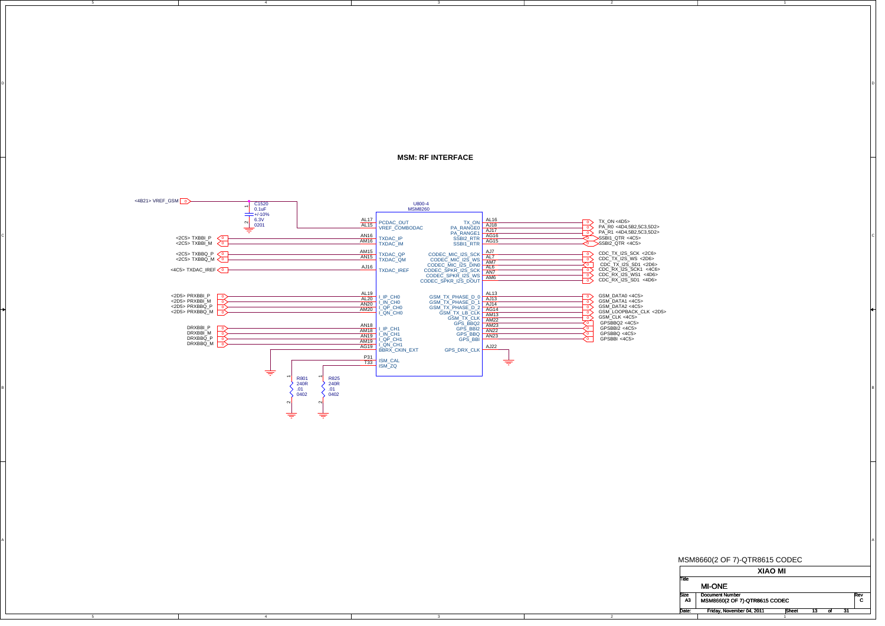# MSM: RF INTERFACE

U800-4
MSM8260

**Left-side signals**

| Net | Pin | Pin Name |
|---|---|---|
| <4B21> VREF_GSM (via C1520) | AL17 | PCDAC_OUT |
| | AL15 | VREF_COMBODAC |
| <2C5> TXBBI_P | AN16 | TXDAC_IP |
| <2C5> TXBBI_M | AM16 | TXDAC_IM |
| <2C5> TXBBQ_P | AM15 | TXDAC_QP |
| <2C5> TXBBQ_M | AN15 | TXDAC_QM |
| <4C5> TXDAC_IREF | AJ16 | TXDAC_IREF |
| <2D5> PRXBBI_P | AL19 | I_IP_CH0 |
| <2D5> PRXBBI_M | AL20 | I_IN_CH0 |
| <2D5> PRXBBQ_P | AN20 | I_QP_CH0 |
| <2D5> PRXBBQ_M | AM20 | I_QN_CH0 |
| DRXBBI_P | AN18 | I_IP_CH1 |
| DRXBBI_M | AM18 | I_IN_CH1 |
| DRXBBQ_P | AN19 | I_QP_CH1 |
| DRXBBQ_M | AM19 | I_QN_CH1 |
| GND | AG19 | BBRX_CKIN_EXT |
| R801 240R .01 0402 to GND | P31 | ISM_CAL |
| R825 240R .01 0402 to GND | T33 | ISM_ZQ |

C1520: 0.1uF, +/-10%, 6.3V, 0201

**Right-side signals**

| Pin Name | Pin | Net |
|---|---|---|
| TX_ON | AL16 | TX_ON <4D5> |
| PA_RANGE0 | AJ18 | PA_R0 <4D4,5B2,5C3,5D2> |
| PA_RANGE1 | AJ17 | PA_R1 <4D4,5B2,5C3,5D2> |
| SSBI2_RTR | AG16 | SSBI1_QTR <4C5> |
| SSBI1_RTR | AG15 | SSBI2_QTR <4C5> |
| CODEC_MIC_I2S_SCK | AJ7 | CDC_TX_I2S_SCK <2C6> |
| CODEC_MIC_I2S_WS | AL7 | CDC_TX_I2S_WS <2D6> |
| CODEC_MIC_I2S_DIN0 | AM7 | CDC_TX_I2S_SD1 <2D6> |
| CODEC_SPKR_I2S_SCK | AL6 | CDC_RX_I2S_SCK1 <4C6> |
| CODEC_SPKR_I2S_WS | AN7 | CDC_RX_I2S_WS1 <4D6> |
| CODEC_SPKR_I2S_DOUT | AM6 | CDC_RX_I2S_SD1 <4D6> |
| GSM_TX_PHASE_D_0 | AL13 | GSM_DATA0 <4C5> |
| GSM_TX_PHASE_D_1 | AJ13 | GSM_DATA1 <4C5> |
| GSM_TX_PHASE_D_2 | AJ14 | GSM_DATA2 <4C5> |
| GSM_TX_LB_CLK | AG14 | GSM_LOOPBACK_CLK <2D5> |
| GSM_TX_CLK | AM13 | GSM_CLK <4C5> |
| GPS_BBQ2 | AM22 | GPSBBQ2 <4C5> |
| GPS_BBI2 | AM23 | GPSBBI2 <4C5> |
| GPS_BBQ | AN22 | GPSBBQ <4C5> |
| GPS_BBI | AN23 | GPSBBI <4C5> |
| GPS_DRX_CLK | AJ22 | GND |

MSM8660(2 OF 7)-QTR8615 CODEC

| | |
|---|---|
| XIAO MI | |
| Title | MI-ONE |
| Size | A3 |
| Document Number | MSM8660(2 OF 7)-QTR8615 CODEC |
| Rev | C |
| Date: | Friday, November 04, 2011 |
| Sheet | 13 of 31 |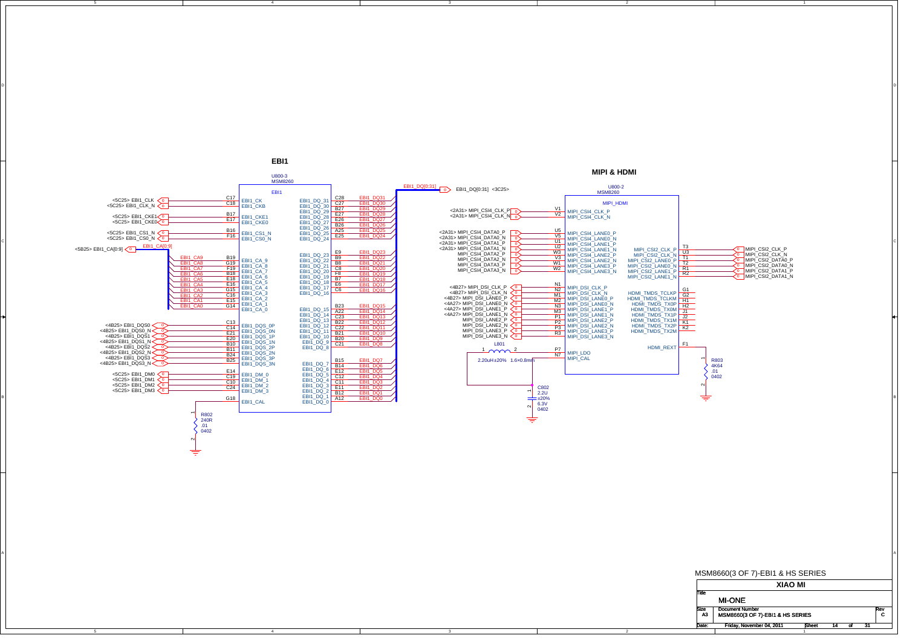## EBI1

U800-3
MSM8260

EBI1

| Net | Pin | Signal |
|---|---|---|
| <5C25> EBI1_CLK | C17 | EBI1_CK |
| <5C25> EBI1_CLK_N | C18 | EBI1_CKB |
| <5C25> EBI1_CKE1 | B17 | EBI1_CKE1 |
| <5C25> EBI1_CKE0 | E17 | EBI1_CKE0 |
| <5C25> EBI1_CS1_N | B16 | EBI1_CS1_N |
| <5C25> EBI1_CS0_N | F16 | EBI1_CS0_N |
| EBI1_CA9 | B19 | EBI1_CA_9 |
| EBI1_CA8 | G19 | EBI1_CA_8 |
| EBI1_CA7 | F19 | EBI1_CA_7 |
| EBI1_CA6 | B18 | EBI1_CA_6 |
| EBI1_CA5 | E18 | EBI1_CA_5 |
| EBI1_CA4 | E16 | EBI1_CA_4 |
| EBI1_CA3 | G15 | EBI1_CA_3 |
| EBI1_CA2 | C16 | EBI1_CA_2 |
| EBI1_CA1 | E15 | EBI1_CA_1 |
| EBI1_CA0 | G14 | EBI1_CA_0 |
| <4B25> EBI1_DQS0 | C13 | EBI1_DQS_0P |
| <4B25> EBI1_DQS0_N | C14 | EBI1_DQS_0N |
| <4B25> EBI1_DQS1 | E21 | EBI1_DQS_1P |
| <4B25> EBI1_DQS1_N | E20 | EBI1_DQS_1N |
| <4B25> EBI1_DQS2 | B10 | EBI1_DQS_2P |
| <4B25> EBI1_DQS2_N | B11 | EBI1_DQS_2N |
| <4B25> EBI1_DQS3 | B24 | EBI1_DQS_3P |
| <4B25> EBI1_DQS3_N | B25 | EBI1_DQS_3N |
| <5C25> EBI1_DM0 | E14 | EBI1_DM_0 |
| <5C25> EBI1_DM1 | C19 | EBI1_DM_1 |
| <5C25> EBI1_DM2 | C10 | EBI1_DM_2 |
| <5C25> EBI1_DM3 | C24 | EBI1_DM_3 |
| R802 240R .01 0402 | G18 | EBI1_CAL |

<5B25> EBI1_CA[0:9] — EBI1_CA[0:9]

| Signal | Pin | Net |
|---|---|---|
| EBI1_DQ_31 | C28 | EBI1_DQ31 |
| EBI1_DQ_30 | C27 | EBI1_DQ30 |
| EBI1_DQ_29 | B27 | EBI1_DQ29 |
| EBI1_DQ_28 | E27 | EBI1_DQ28 |
| EBI1_DQ_27 | E26 | EBI1_DQ27 |
| EBI1_DQ_26 | B26 | EBI1_DQ26 |
| EBI1_DQ_25 | A25 | EBI1_DQ25 |
| EBI1_DQ_24 | E25 | EBI1_DQ24 |
| EBI1_DQ_23 | E9 | EBI1_DQ23 |
| EBI1_DQ_22 | B9 | EBI1_DQ22 |
| EBI1_DQ_21 | B8 | EBI1_DQ21 |
| EBI1_DQ_20 | C8 | EBI1_DQ20 |
| EBI1_DQ_19 | F8 | EBI1_DQ19 |
| EBI1_DQ_18 | B7 | EBI1_DQ18 |
| EBI1_DQ_17 | E6 | EBI1_DQ17 |
| EBI1_DQ_16 | C6 | EBI1_DQ16 |
| EBI1_DQ_15 | B23 | EBI1_DQ15 |
| EBI1_DQ_14 | A22 | EBI1_DQ14 |
| EBI1_DQ_13 | C23 | EBI1_DQ13 |
| EBI1_DQ_12 | B22 | EBI1_DQ12 |
| EBI1_DQ_11 | C22 | EBI1_DQ11 |
| EBI1_DQ_10 | B21 | EBI1_DQ10 |
| EBI1_DQ_9 | B20 | EBI1_DQ9 |
| EBI1_DQ_8 | C21 | EBI1_DQ8 |
| EBI1_DQ_7 | B15 | EBI1_DQ7 |
| EBI1_DQ_6 | B14 | EBI1_DQ6 |
| EBI1_DQ_5 | E12 | EBI1_DQ5 |
| EBI1_DQ_4 | C12 | EBI1_DQ4 |
| EBI1_DQ_3 | C11 | EBI1_DQ3 |
| EBI1_DQ_2 | E11 | EBI1_DQ2 |
| EBI1_DQ_1 | B12 | EBI1_DQ1 |
| EBI1_DQ_0 | A12 | EBI1_DQ0 |

EBI1_DQ[0:31] — EBI1_DQ[0:31] <3C25>

## MIPI & HDMI

U800-2
MSM8260

MIPI_HDMI

| Net | Pin | Signal |
|---|---|---|
| <2A31> MIPI_CSI4_CLK_P | V1 | MIPI_CSI4_CLK_P |
| <2A31> MIPI_CSI4_CLK_N | V2 | MIPI_CSI4_CLK_N |
| <2A31> MIPI_CSI4_DATA0_P | U5 | MIPI_CSI4_LANE0_P |
| <2A31> MIPI_CSI4_DATA0_N | V5 | MIPI_CSI4_LANE0_N |
| <2A31> MIPI_CSI4_DATA1_P | U1 | MIPI_CSI4_LANE1_P |
| <2A31> MIPI_CSI4_DATA1_N | U2 | MIPI_CSI4_LANE1_N |
| MIPI_CSI4_DATA2_P | W3 | MIPI_CSI4_LANE2_P |
| MIPI_CSI4_DATA2_N | V3 | MIPI_CSI4_LANE2_N |
| MIPI_CSI4_DATA3_P | W1 | MIPI_CSI4_LANE3_P |
| MIPI_CSI4_DATA3_N | W2 | MIPI_CSI4_LANE3_N |
| <4B27> MIPI_DSI_CLK_P | N1 | MIPI_DSI_CLK_P |
| <4B27> MIPI_DSI_CLK_N | N2 | MIPI_DSI_CLK_N |
| <4B27> MIPI_DSI_LANE0_P | M1 | MIPI_DSI_LANE0_P |
| <4A27> MIPI_DSI_LANE0_N | M2 | MIPI_DSI_LANE0_N |
| <4A27> MIPI_DSI_LANE1_P | N3 | MIPI_DSI_LANE1_P |
| <4A27> MIPI_DSI_LANE1_N | M3 | MIPI_DSI_LANE1_N |
| MIPI_DSI_LANE2_P | P1 | MIPI_DSI_LANE2_P |
| MIPI_DSI_LANE2_N | P2 | MIPI_DSI_LANE2_N |
| MIPI_DSI_LANE3_P | P3 | MIPI_DSI_LANE3_P |
| MIPI_DSI_LANE3_N | R3 | MIPI_DSI_LANE3_N |
| L801 2.20uH±20% 1.6×0.8mm | P7 | MIPI_LDO |
| C802 2.2U ±20% 6.3V 0402 | N7 | MIPI_CAL |

| Signal | Pin | Net |
|---|---|---|
| MIPI_CSI2_CLK_P | T3 | MIPI_CSI2_CLK_P |
| MIPI_CSI2_CLK_N | U3 | MIPI_CSI2_CLK_N |
| MIPI_CSI2_LANE0_P | T1 | MIPI_CSI2_DATA0_P |
| MIPI_CSI2_LANE0_N | T2 | MIPI_CSI2_DATA0_N |
| MIPI_CSI2_LANE1_P | R1 | MIPI_CSI2_DATA1_P |
| MIPI_CSI2_LANE1_N | R2 | MIPI_CSI2_DATA1_N |
| HDMI_TMDS_TCLKP | G1 | |
| HDMI_TMDS_TCLKM | G2 | |
| HDMI_TMDS_TX0P | H1 | |
| HDMI_TMDS_TX0M | H2 | |
| HDMI_TMDS_TX1P | J1 | |
| HDMI_TMDS_TX1M | J2 | |
| HDMI_TMDS_TX2P | K1 | |
| HDMI_TMDS_TX2M | K2 | |
| HDMI_REXT | F1 | R803 4K64 .01 0402 |

MSM8660(3 OF 7)-EBI1 & HS SERIES

| | |
|---|---|
| Company | XIAO MI |
| Title | MI-ONE |
| Size | A3 |
| Document Number | MSM8660(3 OF 7)-EBI1 & HS SERIES |
| Rev | C |
| Date | Friday, November 04, 2011 |
| Sheet | 14 of 31 |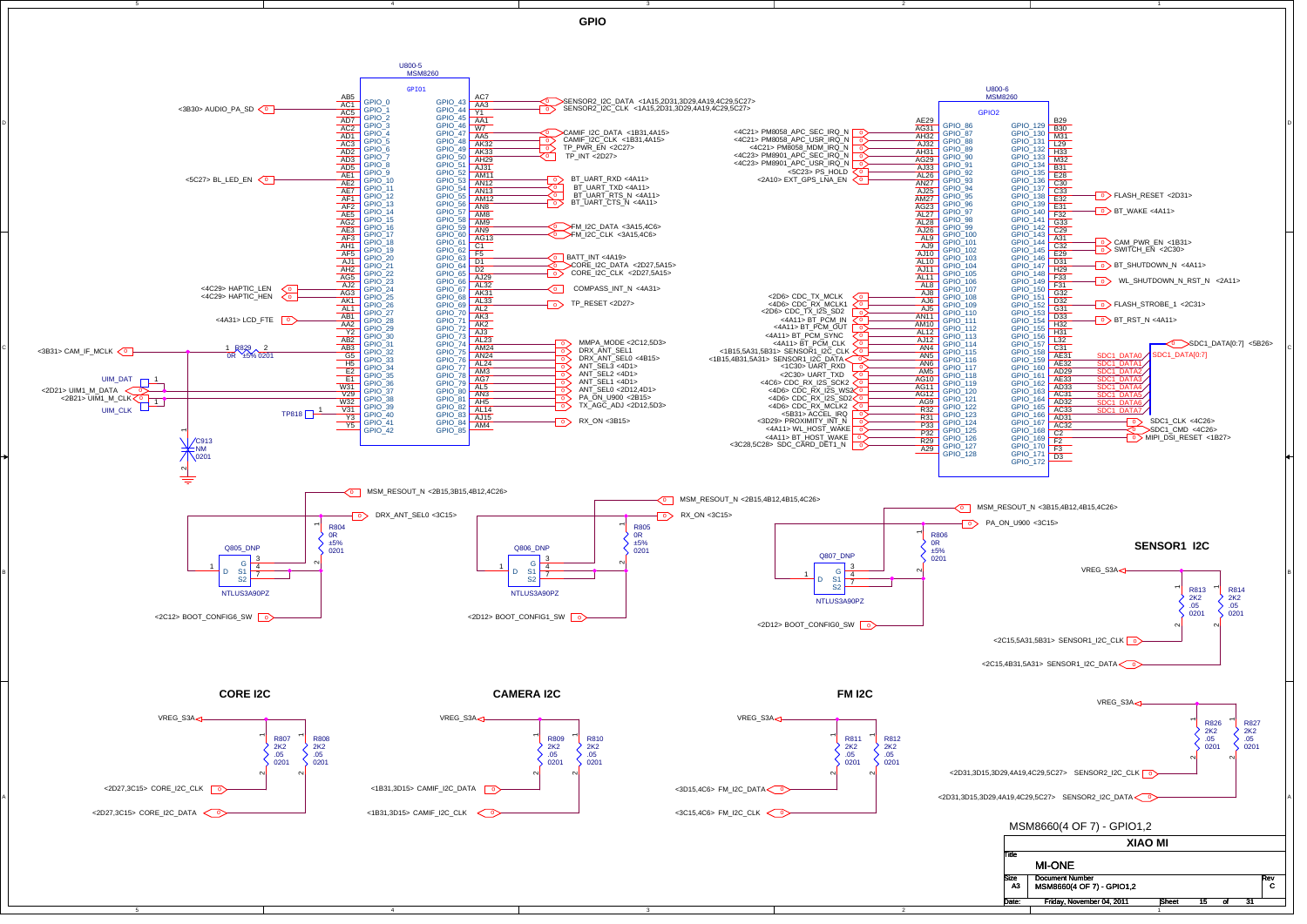# GPIO

## U800-5 MSM8260 — GPIO1

| Pin | GPIO | Net |
|---|---|---|
| AB5 | GPIO_0 | |
| AC1 | GPIO_1 | <3B30> AUDIO_PA_SD |
| AC5 | GPIO_2 | |
| AD7 | GPIO_3 | |
| AC2 | GPIO_4 | |
| AD1 | GPIO_5 | |
| AC3 | GPIO_6 | |
| AD2 | GPIO_7 | |
| AD3 | GPIO_8 | |
| AD5 | GPIO_9 | |
| AE1 | GPIO_10 | <5C27> BL_LED_EN |
| AE2 | GPIO_11 | |
| AE7 | GPIO_12 | |
| AF1 | GPIO_13 | |
| AF2 | GPIO_14 | |
| AE5 | GPIO_15 | |
| AG2 | GPIO_16 | |
| AE3 | GPIO_17 | |
| AF3 | GPIO_18 | |
| AH1 | GPIO_19 | |
| AF5 | GPIO_20 | |
| AJ1 | GPIO_21 | |
| AH2 | GPIO_22 | |
| AG5 | GPIO_23 | |
| AJ2 | GPIO_24 | <4C29> HAPTIC_LEN |
| AG3 | GPIO_25 | <4C29> HAPTIC_HEN |
| AK1 | GPIO_26 | |
| AL1 | GPIO_27 | |
| AB1 | GPIO_28 | <4A31> LCD_FTE |
| AA2 | GPIO_29 | |
| Y2 | GPIO_30 | |
| AB2 | GPIO_31 | |
| AB3 | GPIO_32 | <3B31> CAM_IF_MCLK (via R829 0R ±5% 0201) |
| G5 | GPIO_33 | |
| H5 | GPIO_34 | |
| E2 | GPIO_35 | |
| E1 | GPIO_36 | UIM_DAT |
| W31 | GPIO_37 | <2D21> UIM1_M_DATA |
| V29 | GPIO_38 | <2B21> UIM1_M_CLK |
| W32 | GPIO_39 | UIM_CLK |
| V31 | GPIO_40 | TP818 |
| Y3 | GPIO_41 | |
| Y5 | GPIO_42 | |

C913 NM 0201

| Pin | GPIO | Net |
|---|---|---|
| AC7 | GPIO_43 | SENSOR2_I2C_DATA <1A15,2D31,3D29,4A19,4C29,5C27> |
| AA3 | GPIO_44 | SENSOR2_I2C_CLK <1A15,2D31,3D29,4A19,4C29,5C27> |
| Y1 | GPIO_45 | |
| AA1 | GPIO_46 | |
| W7 | GPIO_47 | CAMIF_I2C_DATA <1B31,4A15> |
| AA5 | GPIO_48 | CAMIF_I2C_CLK <1B31,4A15> |
| AK32 | GPIO_49 | TP_PWR_EN <2C27> |
| AK33 | GPIO_50 | TP_INT <2D27> |
| AH29 | GPIO_51 | |
| AJ31 | GPIO_52 | |
| AM11 | GPIO_53 | BT_UART_RXD <4A11> |
| AN12 | GPIO_54 | BT_UART_TXD <4A11> |
| AN13 | GPIO_55 | BT_UART_RTS_N <4A11> |
| AM12 | GPIO_56 | BT_UART_CTS_N <4A11> |
| AN8 | GPIO_57 | |
| AM8 | GPIO_58 | |
| AM9 | GPIO_59 | FM_I2C_DATA <3A15,4C6> |
| AN9 | GPIO_60 | FM_I2C_CLK <3A15,4C6> |
| AG13 | GPIO_61 | |
| C1 | GPIO_62 | |
| F5 | GPIO_63 | BATT_INT <4A19> |
| D1 | GPIO_64 | CORE_I2C_DATA <2D27,5A15> |
| D2 | GPIO_65 | CORE_I2C_CLK <2D27,5A15> |
| AJ29 | GPIO_66 | |
| AL32 | GPIO_67 | COMPASS_INT_N <4A31> |
| AK31 | GPIO_68 | |
| AL33 | GPIO_69 | TP_RESET <2D27> |
| AL2 | GPIO_70 | |
| AK3 | GPIO_71 | |
| AK2 | GPIO_72 | |
| AJ3 | GPIO_73 | |
| AL23 | GPIO_74 | MMPA_MODE <2C12,5D3> |
| AM24 | GPIO_75 | DRX_ANT_SEL1 |
| AN24 | GPIO_76 | DRX_ANT_SEL0 <4B15> |
| AL24 | GPIO_77 | ANT_SEL3 <4D1> |
| AM3 | GPIO_78 | ANT_SEL2 <4D1> |
| AG7 | GPIO_79 | ANT_SEL1 <4D1> |
| AL5 | GPIO_80 | ANT_SEL0 <2D12,4D1> |
| AN3 | GPIO_81 | PA_ON_U900 <2B15> |
| AH5 | GPIO_82 | TX_AGC_ADJ <2D12,5D3> |
| AL14 | GPIO_83 | |
| AJ15 | GPIO_84 | RX_ON <3B15> |
| AM4 | GPIO_85 | |

## U800-6 MSM8260 — GPIO2

| Pin | GPIO | Net |
|---|---|---|
| AE29 | GPIO_86 | |
| AG31 | GPIO_87 | <4C21> PM8058_APC_SEC_IRQ_N |
| AH32 | GPIO_88 | <4C21> PM8058_APC_USR_IRQ_N |
| AJ32 | GPIO_89 | <4C21> PM8058_MDM_IRQ_N |
| AH31 | GPIO_90 | <4C23> PM8901_APC_SEC_IRQ_N |
| AG29 | GPIO_91 | <4C23> PM8901_APC_USR_IRQ_N |
| AJ33 | GPIO_92 | <5C23> PS_HOLD |
| AL26 | GPIO_93 | <2A10> EXT_GPS_LNA_EN |
| AN27 | GPIO_94 | |
| AJ25 | GPIO_95 | |
| AM27 | GPIO_96 | |
| AG23 | GPIO_97 | |
| AL27 | GPIO_98 | |
| AL28 | GPIO_99 | |
| AJ26 | GPIO_100 | |
| AL9 | GPIO_101 | |
| AJ9 | GPIO_102 | |
| AJ10 | GPIO_103 | |
| AL10 | GPIO_104 | |
| AJ11 | GPIO_105 | |
| AL11 | GPIO_106 | |
| AL8 | GPIO_107 | |
| AJ8 | GPIO_108 | <2D6> CDC_TX_MCLK |
| AJ6 | GPIO_109 | <4D6> CDC_RX_MCLK1 |
| AJ5 | GPIO_110 | <2D6> CDC_TX_I2S_SD2 |
| AN11 | GPIO_111 | <4A11> BT_PCM_IN |
| AM10 | GPIO_112 | <4A11> BT_PCM_OUT |
| AL12 | GPIO_113 | <4A11> BT_PCM_SYNC |
| AJ12 | GPIO_114 | <4A11> BT_PCM_CLK |
| AN4 | GPIO_115 | <1B15,5A31,5B31> SENSOR1_I2C_CLK |
| AN5 | GPIO_116 | <1B15,4B31,5A31> SENSOR1_I2C_DATA |
| AN6 | GPIO_117 | <1C30> UART_RXD |
| AM5 | GPIO_118 | <2C30> UART_TXD |
| AG10 | GPIO_119 | <4C6> CDC_RX_I2S_SCK2 |
| AG11 | GPIO_120 | <4D6> CDC_RX_I2S_WS2 |
| AG12 | GPIO_121 | <4D6> CDC_RX_I2S_SD2 |
| AG9 | GPIO_122 | <4D6> CDC_RX_MCLK2 |
| R32 | GPIO_123 | <5B31> ACCEL_IRQ |
| R31 | GPIO_124 | <3D29> PROXIMITY_INT_N |
| P33 | GPIO_125 | <4A11> WL_HOST_WAKE |
| P32 | GPIO_126 | <4A11> BT_HOST_WAKE |
| R29 | GPIO_127 | <3C28,5C28> SDC_CARD_DET1_N |
| A29 | GPIO_128 | |

| Pin | GPIO | Net |
|---|---|---|
| B29 | GPIO_129 | |
| B30 | GPIO_130 | |
| M31 | GPIO_131 | |
| L29 | GPIO_132 | |
| H33 | GPIO_133 | |
| M32 | GPIO_134 | |
| B31 | GPIO_135 | |
| E28 | GPIO_136 | |
| C30 | GPIO_137 | |
| C33 | GPIO_138 | FLASH_RESET <2D31> |
| E32 | GPIO_139 | |
| E31 | GPIO_140 | BT_WAKE <4A11> |
| F32 | GPIO_141 | |
| G33 | GPIO_142 | |
| C29 | GPIO_143 | |
| A31 | GPIO_144 | CAM_PWR_EN <1B31> |
| C32 | GPIO_145 | SWITCH_EN <2C30> |
| E29 | GPIO_146 | |
| D31 | GPIO_147 | BT_SHUTDOWN_N <4A11> |
| H29 | GPIO_148 | |
| F33 | GPIO_149 | WL_SHUTDOWN_N_RST_N <2A11> |
| F31 | GPIO_150 | |
| G32 | GPIO_151 | |
| D32 | GPIO_152 | FLASH_STROBE_1 <2C31> |
| G31 | GPIO_153 | |
| D33 | GPIO_154 | BT_RST_N <4A11> |
| H32 | GPIO_155 | |
| H31 | GPIO_156 | |
| L32 | GPIO_157 | |
| C31 | GPIO_158 | |
| AE31 | GPIO_159 | SDC1_DATA0 |
| AE32 | GPIO_160 | SDC1_DATA1 |
| AD29 | GPIO_161 | SDC1_DATA2 |
| AE33 | GPIO_162 | SDC1_DATA3 |
| AD33 | GPIO_163 | SDC1_DATA4 |
| AC31 | GPIO_164 | SDC1_DATA5 |
| AD32 | GPIO_165 | SDC1_DATA6 |
| AC33 | GPIO_166 | SDC1_DATA7 |
| AD31 | GPIO_167 | SDC1_CLK <4C26> |
| AC32 | GPIO_168 | SDC1_CMD <4C26> |
| C2 | GPIO_169 | MIPI_DSI_RESET <1B27> |
| F2 | GPIO_170 | |
| F3 | GPIO_171 | |
| D3 | GPIO_172 | |

SDC1_DATA[0:7] <5B26>

## Boot config

- Q805_DNP NTLUS3A90PZ: MSM_RESOUT_N <2B15,3B15,4B12,4C26>; DRX_ANT_SEL0 <3C15>; R804 0R ±5% 0201; <2C12> BOOT_CONFIG6_SW
- Q806_DNP NTLUS3A90PZ: MSM_RESOUT_N <2B15,4B12,4B15,4C26>; RX_ON <3C15>; R805 0R ±5% 0201; <2D12> BOOT_CONFIG1_SW
- Q807_DNP NTLUS3A90PZ: MSM_RESOUT_N <3B15,4B12,4B15,4C26>; PA_ON_U900 <3C15>; R806 0R ±5% 0201; <2D12> BOOT_CONFIG0_SW

## SENSOR1 I2C

VREG_S3A — R813 2K2 .05 0201, R814 2K2 .05 0201
- <2C15,5A31,5B31> SENSOR1_I2C_CLK
- <2C15,4B31,5A31> SENSOR1_I2C_DATA

## CORE I2C

VREG_S3A — R807 2K2 .05 0201, R808 2K2 .05 0201
- <2D27,3C15> CORE_I2C_CLK
- <2D27,3C15> CORE_I2C_DATA

## CAMERA I2C

VREG_S3A — R809 2K2 .05 0201, R810 2K2 .05 0201
- <1B31,3D15> CAMIF_I2C_DATA
- <1B31,3D15> CAMIF_I2C_CLK

## FM I2C

VREG_S3A — R811 2K2 .05 0201, R812 2K2 .05 0201
- <3D15,4C6> FM_I2C_DATA
- <3C15,4C6> FM_I2C_CLK

## SENSOR2 I2C

VREG_S3A — R826 2K2 .05 0201, R827 2K2 .05 0201
- <2D31,3D15,3D29,4A19,4C29,5C27> SENSOR2_I2C_CLK
- <2D31,3D15,3D29,4A19,4C29,5C27> SENSOR2_I2C_DATA

MSM8660(4 OF 7) - GPIO1,2

| XIAO MI | | |
|---|---|---|
| Title: MI-ONE | | |
| Size: A3 | Document Number: MSM8660(4 OF 7) - GPIO1,2 | Rev: C |
| Date: Friday, November 04, 2011 | Sheet 15 of 31 | |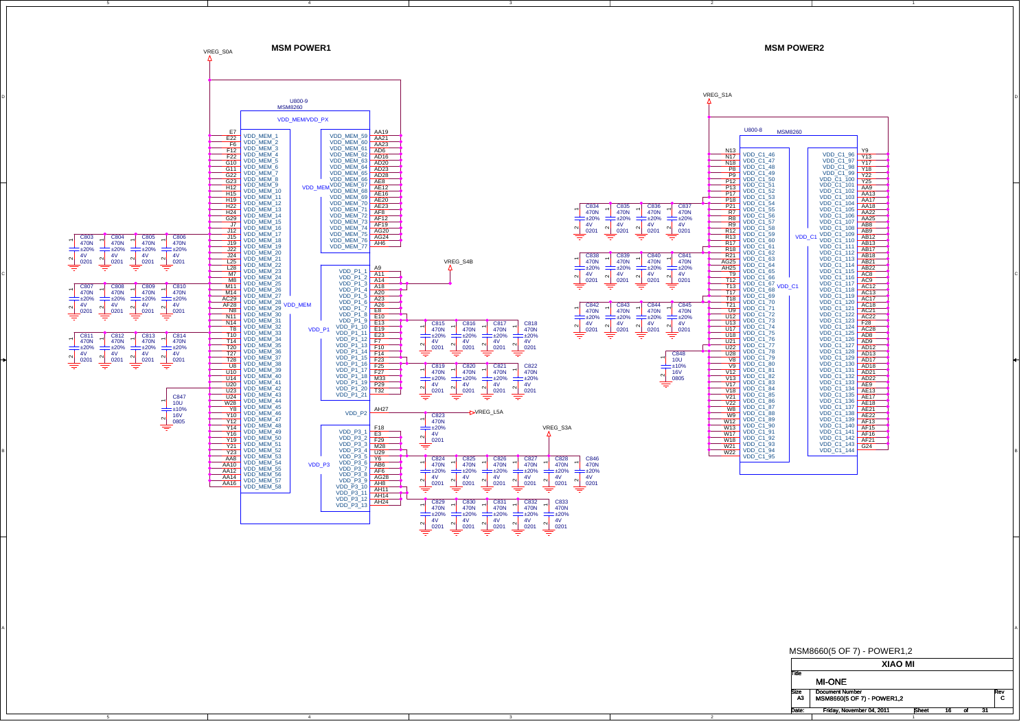## MSM POWER1

VREG_S0A

U800-9
MSM8260

VDD_MEM/VDD_PX

| Pin | Signal | Pin | Signal |
|---|---|---|---|
| E7 | VDD_MEM_1 | AA19 | VDD_MEM_59 |
| E22 | VDD_MEM_2 | AA21 | VDD_MEM_60 |
| F6 | VDD_MEM_3 | AA23 | VDD_MEM_61 |
| F12 | VDD_MEM_4 | AD6 | VDD_MEM_62 |
| F22 | VDD_MEM_5 | AD16 | VDD_MEM_63 |
| G10 | VDD_MEM_6 | AD20 | VDD_MEM_64 |
| G11 | VDD_MEM_7 | AD23 | VDD_MEM_65 |
| G22 | VDD_MEM_8 | AD28 | VDD_MEM_66 |
| G23 | VDD_MEM_9 | AE8 | VDD_MEM_67 |
| H12 | VDD_MEM_10 | AE12 | VDD_MEM_68 |
| H15 | VDD_MEM_11 | AE16 | VDD_MEM_69 |
| H19 | VDD_MEM_12 | AE20 | VDD_MEM_70 |
| H22 | VDD_MEM_13 | AE23 | VDD_MEM_71 |
| H24 | VDD_MEM_14 | AF8 | VDD_MEM_72 |
| G29 | VDD_MEM_15 | AF12 | VDD_MEM_73 |
| J7 | VDD_MEM_16 | AF19 | VDD_MEM_74 |
| J12 | VDD_MEM_17 | AG20 | VDD_MEM_75 |
| J15 | VDD_MEM_18 | AG24 | VDD_MEM_76 |
| J19 | VDD_MEM_19 | AH6 | VDD_MEM_77 |
| J22 | VDD_MEM_20 | | |
| J24 | VDD_MEM_21 | | |
| L25 | VDD_MEM_22 | | |
| L28 | VDD_MEM_23 | | |
| M7 | VDD_MEM_24 | | |
| M8 | VDD_MEM_25 | | |
| M11 | VDD_MEM_26 | | |
| M14 | VDD_MEM_27 | | |
| AC29 | VDD_MEM_28 | | |
| AF28 | VDD_MEM_29 | | |
| N8 | VDD_MEM_30 | | |
| N11 | VDD_MEM_31 | | |
| N14 | VDD_MEM_32 | | |
| T8 | VDD_MEM_33 | | |
| T10 | VDD_MEM_34 | | |
| T14 | VDD_MEM_35 | | |
| T20 | VDD_MEM_36 | | |
| T27 | VDD_MEM_37 | | |
| T28 | VDD_MEM_38 | | |
| U8 | VDD_MEM_39 | | |
| U10 | VDD_MEM_40 | | |
| U14 | VDD_MEM_41 | | |
| U20 | VDD_MEM_42 | | |
| U23 | VDD_MEM_43 | | |
| U24 | VDD_MEM_44 | | |
| W28 | VDD_MEM_45 | | |
| Y8 | VDD_MEM_46 | | |
| Y10 | VDD_MEM_47 | | |
| Y12 | VDD_MEM_48 | | |
| Y14 | VDD_MEM_49 | | |
| Y16 | VDD_MEM_50 | | |
| Y19 | VDD_MEM_51 | | |
| Y21 | VDD_MEM_52 | | |
| Y23 | VDD_MEM_53 | | |
| AA8 | VDD_MEM_54 | | |
| AA10 | VDD_MEM_55 | | |
| AA12 | VDD_MEM_56 | | |
| AA14 | VDD_MEM_57 | | |
| AA16 | VDD_MEM_58 | | |

VDD_P1 (VREG_S4B)

| Pin | Signal |
|---|---|
| A9 | VDD_P1_1 |
| A11 | VDD_P1_2 |
| A14 | VDD_P1_3 |
| A18 | VDD_P1_4 |
| A20 | VDD_P1_5 |
| A23 | VDD_P1_6 |
| A26 | VDD_P1_7 |
| E8 | VDD_P1_8 |
| E10 | VDD_P1_9 |
| E13 | VDD_P1_10 |
| E19 | VDD_P1_11 |
| E23 | VDD_P1_12 |
| F7 | VDD_P1_13 |
| F10 | VDD_P1_14 |
| F14 | VDD_P1_15 |
| F23 | VDD_P1_16 |
| F25 | VDD_P1_17 |
| F27 | VDD_P1_18 |
| M33 | VDD_P1_19 |
| P29 | VDD_P1_20 |
| T32 | VDD_P1_21 |

VDD_P2: AH27 → VREG_L5A

VDD_P3 (VREG_S3A)

| Pin | Signal |
|---|---|
| F18 | VDD_P3_1 |
| E3 | VDD_P3_2 |
| F29 | VDD_P3_3 |
| M28 | VDD_P3_4 |
| U29 | VDD_P3_5 |
| Y6 | VDD_P3_6 |
| AB6 | VDD_P3_7 |
| AF6 | VDD_P3_8 |
| AG28 | VDD_P3_9 |
| AH8 | VDD_P3_10 |
| AH11 | VDD_P3_11 |
| AH14 | VDD_P3_12 |
| AH24 | VDD_P3_13 |

Capacitors (VDD_MEM): C803, C804, C805, C806, C807, C808, C809, C810, C811, C812, C813, C814 — 470N ±20% 4V 0201; C847 — 10U ±10% 16V 0805

Capacitors (VDD_P1): C815, C816, C817, C818, C819, C820, C821, C822 — 470N ±20% 4V 0201

Capacitor (VDD_P2): C823 — 470N ±20% 4V 0201

Capacitors (VDD_P3): C824, C825, C826, C827, C828, C846, C829, C830, C831, C832, C833 — 470N ±20% 4V 0201

## MSM POWER2

VREG_S1A

U800-8
MSM8260

VDD_C1

| Pin | Signal | Pin | Signal |
|---|---|---|---|
| N13 | VDD_C1_46 | Y9 | VDD_C1_96 |
| N17 | VDD_C1_47 | Y13 | VDD_C1_97 |
| N18 | VDD_C1_48 | Y17 | VDD_C1_98 |
| P8 | VDD_C1_49 | Y18 | VDD_C1_99 |
| P9 | VDD_C1_50 | Y22 | VDD_C1_100 |
| P12 | VDD_C1_51 | Y25 | VDD_C1_101 |
| P13 | VDD_C1_52 | AA9 | VDD_C1_102 |
| P17 | VDD_C1_53 | AA13 | VDD_C1_103 |
| P18 | VDD_C1_54 | AA17 | VDD_C1_104 |
| P21 | VDD_C1_55 | AA18 | VDD_C1_105 |
| R7 | VDD_C1_56 | AA22 | VDD_C1_106 |
| R8 | VDD_C1_57 | AA25 | VDD_C1_107 |
| R9 | VDD_C1_58 | AB8 | VDD_C1_108 |
| R12 | VDD_C1_59 | AB9 | VDD_C1_109 |
| R13 | VDD_C1_60 | AB12 | VDD_C1_110 |
| R17 | VDD_C1_61 | AB13 | VDD_C1_111 |
| R18 | VDD_C1_62 | AB17 | VDD_C1_112 |
| R21 | VDD_C1_63 | AB18 | VDD_C1_113 |
| AG25 | VDD_C1_64 | AB21 | VDD_C1_114 |
| AH25 | VDD_C1_65 | AB22 | VDD_C1_115 |
| T9 | VDD_C1_66 | AC8 | VDD_C1_116 |
| T12 | VDD_C1_67 | AC9 | VDD_C1_117 |
| T13 | VDD_C1_68 | AC12 | VDD_C1_118 |
| T17 | VDD_C1_69 | AC13 | VDD_C1_119 |
| T18 | VDD_C1_70 | AC17 | VDD_C1_120 |
| T21 | VDD_C1_71 | AC18 | VDD_C1_121 |
| U9 | VDD_C1_72 | AC21 | VDD_C1_122 |
| U12 | VDD_C1_73 | AC22 | VDD_C1_123 |
| U13 | VDD_C1_74 | F28 | VDD_C1_124 |
| U17 | VDD_C1_75 | AC28 | VDD_C1_125 |
| U18 | VDD_C1_76 | AD8 | VDD_C1_126 |
| U21 | VDD_C1_77 | AD9 | VDD_C1_127 |
| U22 | VDD_C1_78 | AD12 | VDD_C1_128 |
| U28 | VDD_C1_79 | AD13 | VDD_C1_129 |
| V8 | VDD_C1_80 | AD17 | VDD_C1_130 |
| V9 | VDD_C1_81 | AD18 | VDD_C1_131 |
| V12 | VDD_C1_82 | AD21 | VDD_C1_132 |
| V13 | VDD_C1_83 | AD22 | VDD_C1_133 |
| V17 | VDD_C1_84 | AE9 | VDD_C1_134 |
| V18 | VDD_C1_85 | AE13 | VDD_C1_135 |
| V21 | VDD_C1_86 | AE17 | VDD_C1_136 |
| V22 | VDD_C1_87 | AE18 | VDD_C1_137 |
| W8 | VDD_C1_88 | AE21 | VDD_C1_138 |
| W9 | VDD_C1_89 | AE22 | VDD_C1_139 |
| W12 | VDD_C1_90 | AF13 | VDD_C1_140 |
| W13 | VDD_C1_91 | AF15 | VDD_C1_141 |
| W17 | VDD_C1_92 | AF16 | VDD_C1_142 |
| W18 | VDD_C1_93 | AF21 | VDD_C1_143 |
| W21 | VDD_C1_94 | G24 | VDD_C1_144 |
| W22 | VDD_C1_95 | | |

Capacitors (VDD_C1): C834, C835, C836, C837, C838, C839, C840, C841, C842, C843, C844, C845 — 470N ±20% 4V 0201; C848 — 10U ±10% 16V 0805

| | |
|---|---|
| | MSM8660(5 OF 7) - POWER1,2 |
| | XIAO MI |
| Title | MI-ONE |
| Size: A3 | Document Number: MSM8660(5 OF 7) - POWER1,2 — Rev: C |
| Date: | Friday, November 04, 2011 — Sheet 16 of 31 |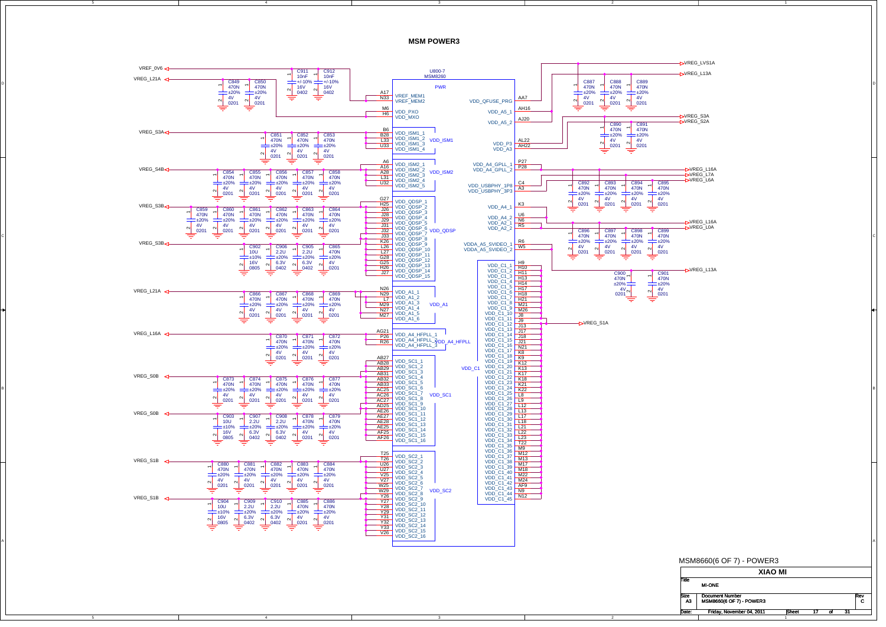# MSM POWER3

U800-7
MSM8260

PWR

| Pin | Signal | Group |
|---|---|---|
| A17 | VREF_MEM1 | |
| N33 | VREF_MEM2 | |
| M6 | VDD_PXO | |
| H6 | VDD_MXO | |
| B6 | VDD_ISM1_1 | VDD_ISM1 |
| B28 | VDD_ISM1_2 | VDD_ISM1 |
| L33 | VDD_ISM1_3 | VDD_ISM1 |
| U33 | VDD_ISM1_4 | VDD_ISM1 |
| A6 | VDD_ISM2_1 | VDD_ISM2 |
| A16 | VDD_ISM2_2 | VDD_ISM2 |
| A28 | VDD_ISM2_3 | VDD_ISM2 |
| L31 | VDD_ISM2_4 | VDD_ISM2 |
| U32 | VDD_ISM2_5 | VDD_ISM2 |
| G27 | VDD_QDSP_1 | VDD_QDSP |
| H25 | VDD_QDSP_2 | VDD_QDSP |
| J26 | VDD_QDSP_3 | VDD_QDSP |
| J28 | VDD_QDSP_4 | VDD_QDSP |
| J29 | VDD_QDSP_5 | VDD_QDSP |
| J31 | VDD_QDSP_6 | VDD_QDSP |
| J32 | VDD_QDSP_7 | VDD_QDSP |
| J33 | VDD_QDSP_8 | VDD_QDSP |
| K26 | VDD_QDSP_9 | VDD_QDSP |
| L26 | VDD_QDSP_10 | VDD_QDSP |
| L27 | VDD_QDSP_11 | VDD_QDSP |
| G28 | VDD_QDSP_12 | VDD_QDSP |
| G25 | VDD_QDSP_13 | VDD_QDSP |
| H26 | VDD_QDSP_14 | VDD_QDSP |
| J27 | VDD_QDSP_15 | VDD_QDSP |
| N26 | VDD_A1_1 | VDD_A1 |
| N29 | VDD_A1_2 | VDD_A1 |
| L7 | VDD_A1_3 | VDD_A1 |
| M29 | VDD_A1_4 | VDD_A1 |
| N27 | VDD_A1_5 | VDD_A1 |
| M27 | VDD_A1_6 | VDD_A1 |
| AG21 | VDD_A4_HFPLL_1 | VDD_A4_HFPLL |
| P26 | VDD_A4_HFPLL_2 | VDD_A4_HFPLL |
| R26 | VDD_A4_HFPLL_3 | VDD_A4_HFPLL |
| AB27 | VDD_SC1_1 | VDD_SC1 |
| AB28 | VDD_SC1_2 | VDD_SC1 |
| AB29 | VDD_SC1_3 | VDD_SC1 |
| AB31 | VDD_SC1_4 | VDD_SC1 |
| AB32 | VDD_SC1_5 | VDD_SC1 |
| AB33 | VDD_SC1_6 | VDD_SC1 |
| AC25 | VDD_SC1_7 | VDD_SC1 |
| AC26 | VDD_SC1_8 | VDD_SC1 |
| AC27 | VDD_SC1_9 | VDD_SC1 |
| AD25 | VDD_SC1_10 | VDD_SC1 |
| AE26 | VDD_SC1_11 | VDD_SC1 |
| AE27 | VDD_SC1_12 | VDD_SC1 |
| AE28 | VDD_SC1_13 | VDD_SC1 |
| AE25 | VDD_SC1_14 | VDD_SC1 |
| AF25 | VDD_SC1_15 | VDD_SC1 |
| AF26 | VDD_SC1_16 | VDD_SC1 |
| T25 | VDD_SC2_1 | VDD_SC2 |
| T26 | VDD_SC2_2 | VDD_SC2 |
| U26 | VDD_SC2_3 | VDD_SC2 |
| U27 | VDD_SC2_4 | VDD_SC2 |
| V25 | VDD_SC2_5 | VDD_SC2 |
| V27 | VDD_SC2_6 | VDD_SC2 |
| W25 | VDD_SC2_7 | VDD_SC2 |
| W29 | VDD_SC2_8 | VDD_SC2 |
| Y26 | VDD_SC2_9 | VDD_SC2 |
| Y27 | VDD_SC2_10 | VDD_SC2 |
| Y28 | VDD_SC2_11 | VDD_SC2 |
| Y29 | VDD_SC2_12 | VDD_SC2 |
| Y31 | VDD_SC2_13 | VDD_SC2 |
| Y32 | VDD_SC2_14 | VDD_SC2 |
| Y33 | VDD_SC2_15 | VDD_SC2 |
| V26 | VDD_SC2_16 | VDD_SC2 |
| AA7 | VDD_QFUSE_PRG | |
| AH16 | VDD_A5_1 | |
| AJ20 | VDD_A5_2 | |
| AL22 | VDD_P3 | |
| AH22 | VDD_A3 | |
| P27 | VDD_A4_GPLL_1 | |
| P28 | VDD_A4_GPLL_2 | |
| C4 | VDD_USBPHY_1P8 | |
| A3 | VDD_USBPHY_3P3 | |
| K3 | VDD_A4_1 | |
| U6 | VDD_A4_2 | |
| N6 | VDD_A2_1 | |
| R5 | VDD_A2_2 | |
| R6 | VDDA_A5_SVIDEO_1 | |
| W5 | VDDA_A5_SVIDEO_2 | |
| H9 | VDD_C1_1 | VDD_C1 |
| H10 | VDD_C1_2 | VDD_C1 |
| H11 | VDD_C1_3 | VDD_C1 |
| H13 | VDD_C1_4 | VDD_C1 |
| H14 | VDD_C1_5 | VDD_C1 |
| H17 | VDD_C1_6 | VDD_C1 |
| H18 | VDD_C1_7 | VDD_C1 |
| H21 | VDD_C1_8 | VDD_C1 |
| M21 | VDD_C1_9 | VDD_C1 |
| M26 | VDD_C1_10 | VDD_C1 |
| J8 | VDD_C1_11 | VDD_C1 |
| J9 | VDD_C1_12 | VDD_C1 |
| J13 | VDD_C1_13 | VDD_C1 |
| J17 | VDD_C1_14 | VDD_C1 |
| J18 | VDD_C1_15 | VDD_C1 |
| J21 | VDD_C1_16 | VDD_C1 |
| N21 | VDD_C1_17 | VDD_C1 |
| K8 | VDD_C1_18 | VDD_C1 |
| K9 | VDD_C1_19 | VDD_C1 |
| K12 | VDD_C1_20 | VDD_C1 |
| K13 | VDD_C1_21 | VDD_C1 |
| K17 | VDD_C1_22 | VDD_C1 |
| K18 | VDD_C1_23 | VDD_C1 |
| K21 | VDD_C1_24 | VDD_C1 |
| K22 | VDD_C1_25 | VDD_C1 |
| L8 | VDD_C1_26 | VDD_C1 |
| L9 | VDD_C1_27 | VDD_C1 |
| L12 | VDD_C1_28 | VDD_C1 |
| L13 | VDD_C1_29 | VDD_C1 |
| L17 | VDD_C1_30 | VDD_C1 |
| L18 | VDD_C1_31 | VDD_C1 |
| L21 | VDD_C1_32 | VDD_C1 |
| L22 | VDD_C1_33 | VDD_C1 |
| L23 | VDD_C1_34 | VDD_C1 |
| T22 | VDD_C1_35 | VDD_C1 |
| M9 | VDD_C1_36 | VDD_C1 |
| M12 | VDD_C1_37 | VDD_C1 |
| M13 | VDD_C1_38 | VDD_C1 |
| M17 | VDD_C1_39 | VDD_C1 |
| M18 | VDD_C1_40 | VDD_C1 |
| M22 | VDD_C1_41 | VDD_C1 |
| M24 | VDD_C1_42 | VDD_C1 |
| AF9 | VDD_C1_43 | VDD_C1 |
| N9 | VDD_C1_44 | VDD_C1 |
| N12 | VDD_C1_45 | VDD_C1 |

## Power rails and decoupling capacitors

| Net | Capacitors |
|---|---|
| VREF_0V6 | C911 10nF +/-10% 16V 0402; C912 10nF +/-10% 16V 0402 |
| VREF_L21A | C849 470N ±20% 4V 0201; C850 470N ±20% 4V 0201 |
| VREG_S3A | C851, C852, C853: 470N ±20% 4V 0201 |
| VREG_S4B | C854, C855, C856, C857, C858: 470N ±20% 4V 0201 |
| VREG_S3B | C859, C860, C861, C862, C863, C864: 470N ±20% 4V 0201 |
| VREG_S3B | C902 10U ±10% 16V 0805; C906 2.2U ±20% 6.3V 0402; C905 2.2U ±20% 6.3V 0402; C865 470N ±20% 4V 0201 |
| VREG_L21A | C866, C867, C868, C869: 470N ±20% 4V 0201 |
| VREG_L16A | C870, C871, C872: 470N ±20% 4V 0201 |
| VREG_S0B | C873, C874, C875, C876, C877: 470N ±20% 4V 0201 |
| VREG_S0B | C903 10U ±10% 16V 0805; C907 2.2U ±20% 6.3V 0402; C908 2.2U ±20% 6.3V 0402; C878 470N ±20% 4V 0201; C879 470N ±20% 4V 0201 |
| VREG_S1B | C880, C881, C882, C883, C884: 470N ±20% 4V 0201 |
| VREG_S1B | C904 10U ±10% 16V 0805; C909 2.2U ±20% 6.3V 0402; C910 2.2U ±20% 6.3V 0402; C885 470N ±20% 4V 0201; C886 470N ±20% 4V 0201 |
| VREG_LVS1A | — |
| VREG_L13A | C887, C888, C889: 470N ±20% 4V 0201 |
| VREG_S3A / VREG_S2A | C890, C891: 470N ±20% 4V 0201 |
| VREG_L16A / VREG_L7A / VREG_L6A | C892, C893, C894, C895: 470N ±20% 4V 0201 |
| VREG_L16A / VREG_L0A | C896, C897, C898, C899: 470N ±20% 4V 0201 |
| VREG_L13A | C900, C901: 470N ±20% 4V 0201 |
| VREG_S1A | — |

MSM8660(6 OF 7) - POWER3

XIAO MI

Title: MI-ONE

Size: A3 | Document Number: MSM8660(6 OF 7) - POWER3 | Rev: C

Date: Friday, November 04, 2011 | Sheet 17 of 31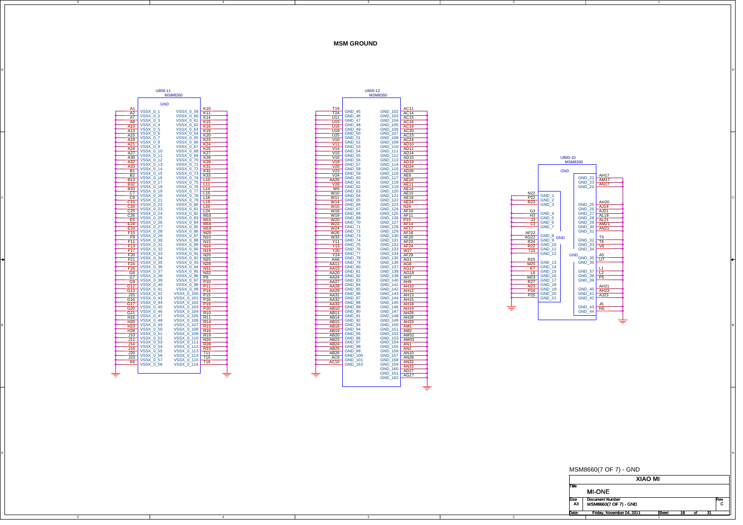# MSM GROUND

## U800-11 MSM8260 (GND)

| Pin | Signal | Signal | Pin |
|---|---|---|---|
| A1 | VSSX_0_1 | VSSX_0_59 | K10 |
| A2 | VSSX_0_2 | VSSX_0_60 | K11 |
| A7 | VSSX_0_3 | VSSX_0_61 | K14 |
| A8 | VSSX_0_4 | VSSX_0_62 | K15 |
| A10 | VSSX_0_5 | VSSX_0_63 | K16 |
| A13 | VSSX_0_6 | VSSX_0_64 | K19 |
| A15 | VSSX_0_7 | VSSX_0_65 | K20 |
| A19 | VSSX_0_8 | VSSX_0_66 | K23 |
| A21 | VSSX_0_9 | VSSX_0_67 | K24 |
| A24 | VSSX_0_10 | VSSX_0_68 | K25 |
| A27 | VSSX_0_11 | VSSX_0_69 | K27 |
| A30 | VSSX_0_12 | VSSX_0_70 | K28 |
| A32 | VSSX_0_13 | VSSX_0_71 | K29 |
| A33 | VSSX_0_14 | VSSX_0_72 | K31 |
| B1 | VSSX_0_15 | VSSX_0_73 | K32 |
| B2 | VSSX_0_16 | VSSX_0_74 | K33 |
| B13 | VSSX_0_17 | VSSX_0_75 | L10 |
| B32 | VSSX_0_18 | VSSX_0_76 | L11 |
| B33 | VSSX_0_19 | VSSX_0_77 | L14 |
| C7 | VSSX_0_20 | VSSX_0_78 | L15 |
| C9 | VSSX_0_21 | VSSX_0_79 | L16 |
| C15 | VSSX_0_22 | VSSX_0_80 | L19 |
| C20 | VSSX_0_23 | VSSX_0_81 | L20 |
| C25 | VSSX_0_24 | VSSX_0_82 | L24 |
| C26 | VSSX_0_25 | VSSX_0_83 | M10 |
| E5 | VSSX_0_26 | VSSX_0_84 | M15 |
| E24 | VSSX_0_27 | VSSX_0_85 | M16 |
| E33 | VSSX_0_28 | VSSX_0_86 | M19 |
| F15 | VSSX_0_29 | VSSX_0_87 | M20 |
| F9 | VSSX_0_30 | VSSX_0_88 | N10 |
| F11 | VSSX_0_31 | VSSX_0_89 | N15 |
| F13 | VSSX_0_32 | VSSX_0_90 | N16 |
| F17 | VSSX_0_33 | VSSX_0_91 | N19 |
| F20 | VSSX_0_34 | VSSX_0_92 | N20 |
| F21 | VSSX_0_35 | VSSX_0_93 | N25 |
| F24 | VSSX_0_36 | VSSX_0_94 | N28 |
| F26 | VSSX_0_37 | VSSX_0_95 | N31 |
| G6 | VSSX_0_38 | VSSX_0_96 | N32 |
| G7 | VSSX_0_39 | VSSX_0_97 | P6 |
| G9 | VSSX_0_40 | VSSX_0_98 | P10 |
| G12 | VSSX_0_41 | VSSX_0_99 | P11 |
| G13 | VSSX_0_42 | VSSX_0_100 | P14 |
| J25 | VSSX_0_43 | VSSX_0_101 | P15 |
| G16 | VSSX_0_44 | VSSX_0_102 | P16 |
| G17 | VSSX_0_45 | VSSX_0_103 | P19 |
| G20 | VSSX_0_46 | VSSX_0_104 | P20 |
| G21 | VSSX_0_47 | VSSX_0_105 | R10 |
| H16 | VSSX_0_48 | VSSX_0_106 | R11 |
| H20 | VSSX_0_49 | VSSX_0_107 | R14 |
| H23 | VSSX_0_50 | VSSX_0_108 | R15 |
| H28 | VSSX_0_51 | VSSX_0_109 | R16 |
| J10 | VSSX_0_52 | VSSX_0_110 | R19 |
| J11 | VSSX_0_53 | VSSX_0_111 | R20 |
| J14 | VSSX_0_54 | VSSX_0_112 | R28 |
| J16 | VSSX_0_55 | VSSX_0_113 | R33 |
| J20 | VSSX_0_56 | VSSX_0_114 | T11 |
| J23 | VSSX_0_57 | VSSX_0_115 | T15 |
| K6 | VSSX_0_58 | VSSX_0_116 | T16 |

## U800-12 MSM8260

| Pin | Signal | Signal | Pin |
|---|---|---|---|
| T19 | GND_45 | GND_102 | AC11 |
| T24 | GND_46 | GND_103 | AC14 |
| U11 | GND_47 | GND_104 | AC15 |
| U15 | GND_48 | GND_105 | AC16 |
| U16 | GND_49 | GND_106 | AC19 |
| U19 | GND_50 | GND_107 | AC20 |
| U25 | GND_51 | GND_108 | AC23 |
| V10 | GND_52 | GND_109 | AC24 |
| V11 | GND_53 | GND_110 | AD10 |
| V14 | GND_54 | GND_111 | AD11 |
| V15 | GND_55 | GND_112 | AD14 |
| V16 | GND_56 | GND_113 | AD15 |
| V19 | GND_57 | GND_114 | AD19 |
| V20 | GND_58 | GND_115 | AD24 |
| V23 | GND_59 | GND_116 | AD26 |
| V24 | GND_60 | GND_117 | AE6 |
| AA26 | GND_61 | GND_118 | AE10 |
| V28 | GND_62 | GND_119 | AE11 |
| W6 | GND_63 | GND_120 | AE14 |
| W10 | GND_64 | GND_121 | AE15 |
| W11 | GND_65 | GND_122 | AE19 |
| W14 | GND_66 | GND_123 | AE24 |
| W15 | GND_67 | GND_124 | N24 |
| W16 | GND_68 | GND_125 | AF10 |
| W19 | GND_69 | GND_126 | AF11 |
| W20 | GND_70 | GND_127 | P23 |
| W23 | GND_71 | GND_128 | AF14 |
| W24 | GND_72 | GND_129 | AF17 |
| W26 | GND_73 | GND_130 | AF18 |
| W33 | GND_74 | GND_131 | AF20 |
| Y11 | GND_75 | GND_132 | AF23 |
| Y15 | GND_76 | GND_133 | AF24 |
| Y20 | GND_77 | GND_134 | W27 |
| Y24 | GND_78 | GND_135 | AF29 |
| AA6 | GND_79 | GND_136 | AG1 |
| AA11 | GND_80 | GND_137 | AG6 |
| AA15 | GND_81 | GND_138 | AG17 |
| AA20 | GND_82 | GND_139 | AG18 |
| AA24 | GND_83 | GND_140 | AH7 |
| AA27 | GND_84 | GND_141 | AH9 |
| AA28 | GND_85 | GND_142 | AH10 |
| AA29 | GND_86 | GND_143 | AH12 |
| AA31 | GND_87 | GND_144 | AH13 |
| AA32 | GND_88 | GND_145 | AH15 |
| AA33 | GND_89 | GND_146 | AH18 |
| AB10 | GND_90 | GND_147 | AH19 |
| AB11 | GND_91 | GND_148 | AH26 |
| AB14 | GND_92 | GND_149 | AH28 |
| AB15 | GND_93 | GND_150 | AH33 |
| AB16 | GND_94 | GND_151 | AM1 |
| AB19 | GND_95 | GND_152 | AM2 |
| AB20 | GND_96 | GND_153 | AM32 |
| AB23 | GND_97 | GND_154 | AM33 |
| AB24 | GND_98 | GND_155 | AN1 |
| AB25 | GND_99 | GND_156 | AN2 |
| AB26 | GND_100 | GND_157 | AN10 |
| AC6 | GND_101 | GND_158 | AN28 |
| AC10 | GND_163 | GND_159 | AN32 |
| | | GND_160 | AN33 |
| | | GND_161 | AD27 |
| | | GND_162 | AG27 |

## U800-10 MSM8260 (GND)

| Pin | Signal | Signal | Pin |
|---|---|---|---|
| N22 | GND_1 | GND_22 | AH17 |
| P22 | GND_2 | GND_23 | AM17 |
| R23 | GND_3 | GND_24 | AN17 |
| G3 | GND_4 | GND_25 | AH20 |
| H3 | GND_5 | GND_26 | AJ19 |
| J3 | GND_6 | GND_27 | AJ21 |
| L3 | GND_7 | GND_28 | AL18 |
| AF22 | GND_8 | GND_29 | AL21 |
| AG22 | GND_9 | GND_30 | AM21 |
| R24 | GND_10 | GND_31 | AN21 |
| R22 | GND_11 | GND_32 | T5 |
| T23 | GND_12 | GND_33 | T6 |
| R25 | GND_13 | GND_34 | V6 |
| M25 | GND_14 | GND_35 | A5 |
| K7 | GND_15 | GND_36 | U7 |
| L6 | GND_16 | GND_37 | L1 |
| M23 | GND_17 | GND_38 | L2 |
| R27 | GND_18 | GND_39 | P5 |
| N23 | GND_19 | GND_40 | AH21 |
| P24 | GND_20 | GND_41 | AH23 |
| P25 | GND_21 | GND_42 | AJ23 |
| | | GND_43 | J6 |
| | | GND_44 | N5 |

MSM8660(7 OF 7) - GND

| | |
|---|---|
| | XIAO MI |
| Title | MI-ONE |
| Size: A3 | Document Number: MSM8660(7 OF 7) - GND — Rev: C |
| Date: | Friday, November 04, 2011 — Sheet 18 of 31 |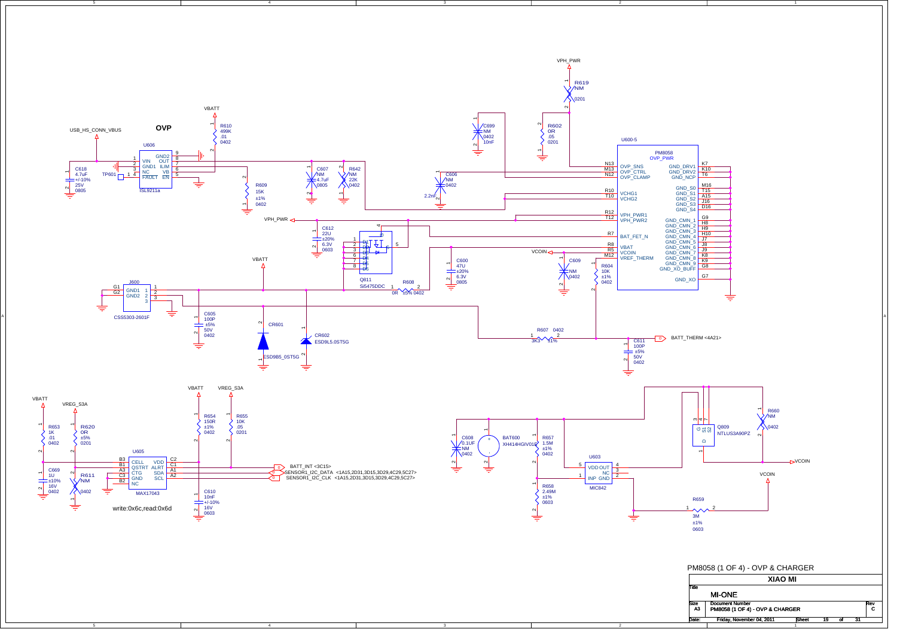# PM8058 (1 OF 4) - OVP & CHARGER

## OVP

USB_HS_CONN_VBUS

**U606 — ISL9211a**

| Pin | Name | Pin | Name |
|---|---|---|---|
| 1 | VIN | 9 | GND2 |
| 2 | GND1 | 8 | OUT |
| 3 | NC | 7 | ILIM |
| 4 | FAULT | 6 | VB |
| | | 5 | EN |

C618 4.7uF +/-10% 25V 0805
TP601
R610 499K .01 0402 (VBATT)
R609 15K ±1% 0402
C607 NM 4.7uF 0805
R642 NM 22K 0402
C606 NM 0402 2.2nF
C699 NM 0402 10nF
R619 NM 0201 (VPH_PWR)
R602 0R .05 0201

**U600-5 — PM8058 OVP_PWR**

| Pin | Name | Name | Pin |
|---|---|---|---|
| N13 | OVP_SNS | GND_DRV1 | K7 |
| M13 | OVP_CTRL | GND_DRV2 | K10 |
| N12 | OVP_CLAMP | GND_NCP | T6 |
| R10 | VCHG1 | GND_S0 | M16 |
| T10 | VCHG2 | GND_S1 | T15 |
| R12 | VPH_PWR1 | GND_S2 | A15 |
| T12 | VPH_PWR2 | GND_S3 | J16 |
| R7 | BAT_FET_N | GND_S4 | D16 |
| R8 | VBAT | GND_CMN_1 | G9 |
| R5 | VCOIN | GND_CMN_2 | H8 |
| M12 | VREF_THERM | GND_CMN_3 | H9 |
| | | GND_CMN_4 | H10 |
| | | GND_CMN_5 | J7 |
| | | GND_CMN_6 | J8 |
| | | GND_CMN_7 | J9 |
| | | GND_CMN_8 | K8 |
| | | GND_CMN_9 | K9 |
| | | GND_XO_BUFF | G8 |
| | | GND_XO | G7 |

VPH_PWR
C612 22U ±20% 6.3V 0603
Q811 Si5475DDC (D1–D6, G, S)
R608 0R ±5% 0402
C600 47U ±20% 6.3V 0805
VCOIN
C609 NM 0402
R604 10K ±1% 0402

J600 CSS5303-2601F (GND1, GND2, pins 1, 2, 3; G1, G2)
VBATT
C605 100P ±5% 50V 0402
CR601 ESD9B5_0ST5G
CR602 ESD9L5.0ST5G
R607 0402 3K3 ±1%
C611 100P ±5% 50V 0402
BATT_THERM <4A21>

**U605 — MAX17043**

| Pin | Name | Name | Pin |
|---|---|---|---|
| B3 | CELL | VDD | C2 |
| B1 | QSTRT | ALRT | C1 |
| A3 | CTG | SDA | A1 |
| C3 | GND | SCL | A2 |
| B2 | NC | | |

VBATT, VREG_S3A
R653 1K .01 0402
R620 0R ±5% 0201
C669 1U ±10% 16V 0402
R611 NM 0402
R654 150R ±1% 0402
R655 10K .05 0201
C610 10nF +/-10% 16V 0603
BATT_INT <3C15>
SENSOR1_I2C_DATA <1A15,2D31,3D15,3D29,4C29,5C27>
SENSOR1_I2C_CLK <1A15,2D31,3D15,3D29,4C29,5C27>

write:0x6c,read:0x6d

C608 0.1UF NM 0402
BAT600 XH414HGIV01E
R657 1.5M ±1% 0402
R658 2.49M ±1% 0603

**U603 — MIC842**: 5 VDD, 1 INP, OUT 4, NC 3, GND 2

Q809 NTLUS3A90PZ (G, S1, S2, D)
R660 NM 0402
VCOIN
R659 3M ±1% 0603

| | |
|---|---|
| Title | XIAO MI — MI-ONE |
| Size | A3 |
| Document Number | PM8058 (1 OF 4) - OVP & CHARGER |
| Rev | C |
| Date | Friday, November 04, 2011 |
| Sheet | 19 of 31 |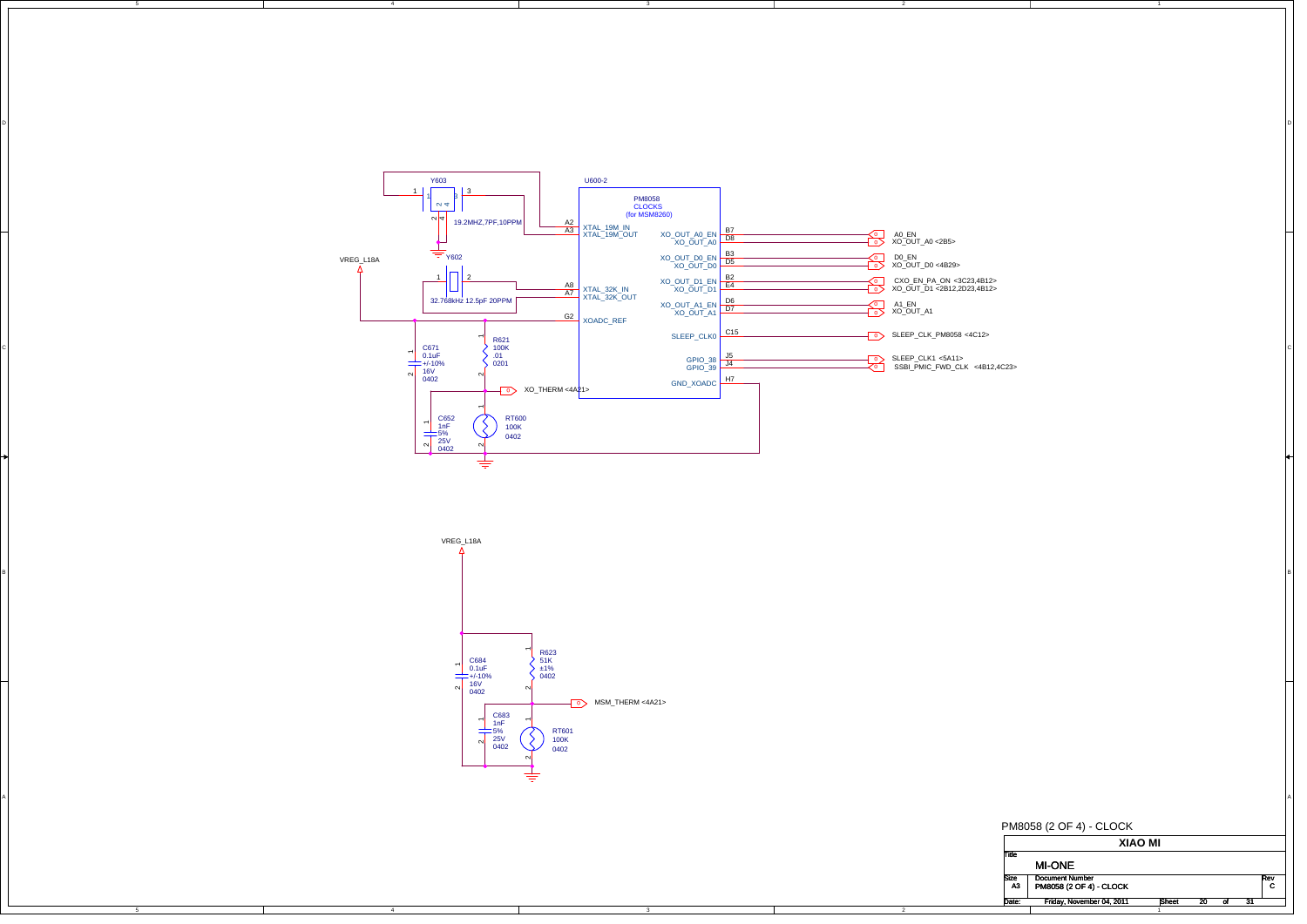Y603

1 3

2 4

19.2MHZ,7PF,10PPM

Y602

VREG_L18A

1 2

32.768kHz 12.5pF 20PPM

U600-2

PM8058
CLOCKS
(for MSM8260)

| Pin | Signal | Signal | Pin | Net |
|---|---|---|---|---|
| A2 | XTAL_19M_IN | XO_OUT_A0_EN | B7 | A0_EN |
| A3 | XTAL_19M_OUT | XO_OUT_A0 | D8 | XO_OUT_A0 <2B5> |
| | | XO_OUT_D0_EN | B3 | D0_EN |
| | | XO_OUT_D0 | D5 | XO_OUT_D0 <4B29> |
| | | XO_OUT_D1_EN | B2 | CXO_EN_PA_ON <3C23,4B12> |
| A8 | XTAL_32K_IN | XO_OUT_D1 | E4 | XO_OUT_D1 <2B12,2D23,4B12> |
| A7 | XTAL_32K_OUT | XO_OUT_A1_EN | D6 | A1_EN |
| | | XO_OUT_A1 | D7 | XO_OUT_A1 |
| G2 | XOADC_REF | SLEEP_CLK0 | C15 | SLEEP_CLK_PM8058 <4C12> |
| | | GPIO_38 | J5 | SLEEP_CLK1 <5A11> |
| | | GPIO_39 | J4 | SSBI_PMIC_FWD_CLK <4B12,4C23> |
| | | GND_XOADC | H7 | |

C671 0.1uF +/-10% 16V 0402

R621 100K .01 0201

XO_THERM <4A21>

C652 1nF 5% 25V 0402

RT600 100K 0402

VREG_L18A

C684 0.1uF +/-10% 16V 0402

R623 51K ±1% 0402

MSM_THERM <4A21>

C683 1nF 5% 25V 0402

RT601 100K 0402

PM8058 (2 OF 4) - CLOCK

XIAO MI

Title: MI-ONE

Size: A3 | Document Number: PM8058 (2 OF 4) - CLOCK | Rev: C

Date: Friday, November 04, 2011 | Sheet 20 of 31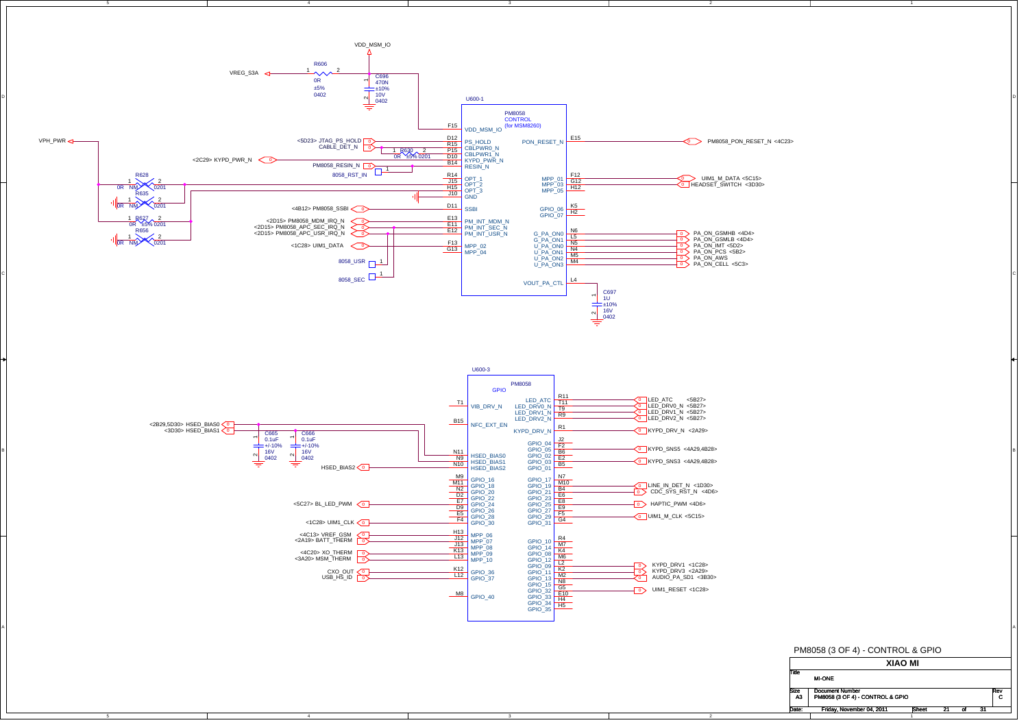# PM8058 (3 OF 4) - CONTROL & GPIO

## U600-1 — PM8058 CONTROL (for MSM8260)

VDD_MSM_IO

R606: 0R, ±5%, 0402 (VREG_S3A)

C696: 470N, ±10%, 10V, 0402

| Pin | Signal | Net |
|---|---|---|
| F15 | VDD_MSM_IO | VDD_MSM_IO |
| D12 | PS_HOLD | <5D23> JTAG_PS_HOLD |
| R15 | CBLPWR0_N | CABLE_DET_N |
| P15 | CBLPWR1_N | R630 0R ±5% 0201 |
| D10 | KYPD_PWR_N | <2C29> KYPD_PWR_N |
| B14 | RESIN_N | PM8058_RESIN_N |
| R14 | OPT_1 | 8058_RST_IN |
| J15 | OPT_2 | |
| H15 | OPT_3 | |
| J10 | GND | |
| D11 | SSBI | <4B12> PM8058_SSBI |
| E13 | PM_INT_MDM_N | <2D15> PM8058_MDM_IRQ_N |
| E11 | PM_INT_SEC_N | <2D15> PM8058_APC_SEC_IRQ_N |
| E12 | PM_INT_USR_N | <2D15> PM8058_APC_USR_IRQ_N |
| F13 | MPP_02 | <1C28> UIM1_DATA |
| G13 | MPP_04 | |
| E15 | PON_RESET_N | PM8058_PON_RESET_N <4C23> |
| F12 | MPP_01 | UIM1_M_DATA <5C15> |
| G12 | MPP_03 | HEADSET_SWITCH <3D30> |
| H12 | MPP_05 | |
| K5 | GPIO_06 | |
| H2 | GPIO_07 | |
| N6 | G_PA_ON0 | PA_ON_GSMHB <4D4> |
| L5 | G_PA_ON1 | PA_ON_GSMLB <4D4> |
| N5 | U_PA_ON0 | PA_ON_IMT <5D2> |
| N4 | U_PA_ON1 | PA_ON_PCS <5B2> |
| M5 | U_PA_ON2 | PA_ON_AWS |
| M4 | U_PA_ON3 | PA_ON_CELL <5C3> |
| L4 | VOUT_PA_CTL | C697 1U ±10% 16V 0402 |

VPH_PWR; R628 0R NM 0201; R635 0R NM 0201; R627 0R ±5% 0201; R656 0R NM 0201

8058_USR, 8058_SEC

## U600-3 — PM8058 GPIO

| Pin | Signal | Net |
|---|---|---|
| T1 | VIB_DRV_N | |
| B15 | NFC_EXT_EN | |
| N11 | HSED_BIAS0 | <2B29,5D30> HSED_BIAS0 |
| N9 | HSED_BIAS1 | <3D30> HSED_BIAS1 |
| N10 | HSED_BIAS2 | HSED_BIAS2 |
| M9 | GPIO_17 | |
| M11 | GPIO_18 | |
| N2 | GPIO_20 | |
| D2 | GPIO_22 | |
| E7 | GPIO_24 | <5C27> BL_LED_PWM |
| D9 | GPIO_26 | |
| E5 | GPIO_28 | |
| F4 | GPIO_30 | <1C28> UIM1_CLK |
| H13 | MPP_06 | <4C13> VREF_GSM |
| J12 | MPP_07 | <2A19> BATT_THERM |
| J13 | MPP_08 | |
| K13 | MPP_09 | <4C20> XO_THERM |
| L13 | MPP_10 | <3A20> MSM_THERM |
| K12 | GPIO_36 | CXO_OUT |
| L12 | GPIO_37 | USB_HS_ID |
| M8 | GPIO_40 | |
| R11 | LED_ATC | LED_ATC <5B27> |
| T11 | LED_DRV0_N | LED_DRV0_N <5B27> |
| T9 | LED_DRV1_N | LED_DRV1_N <5B27> |
| R9 | LED_DRV2_N | LED_DRV2_N <5B27> |
| R1 | KYPD_DRV_N | KYPD_DRV_N <2A29> |
| J2 | GPIO_04 | |
| F2 | GPIO_05 | KYPD_SNS5 <4A29,4B28> |
| B6 | GPIO_02 | |
| E2 | GPIO_03 | KYPD_SNS3 <4A29,4B28> |
| B5 | GPIO_01 | |
| N7 | GPIO_17 | |
| M10 | GPIO_19 | LINE_IN_DET_N <1D30> |
| B4 | GPIO_21 | CDC_SYS_RST_N <4D6> |
| E6 | GPIO_23 | |
| E8 | GPIO_25 | HAPTIC_PWM <4D6> |
| E9 | GPIO_27 | |
| F5 | GPIO_29 | UIM1_M_CLK <5C15> |
| G4 | GPIO_31 | |
| R4 | GPIO_10 | |
| M7 | GPIO_14 | |
| K4 | GPIO_08 | |
| M6 | GPIO_12 | |
| L2 | GPIO_09 | KYPD_DRV1 <1C28> |
| K2 | GPIO_11 | KYPD_DRV3 <2A29> |
| M2 | GPIO_13 | AUDIO_PA_SD1 <3B30> |
| N8 | GPIO_15 | |
| G5 | GPIO_32 | UIM1_RESET <1C28> |
| E10 | GPIO_33 | |
| H4 | GPIO_34 | |
| H5 | GPIO_35 | |

C665: 0.1uF, +/-10%, 16V, 0402

C666: 0.1uF, +/-10%, 16V, 0402

| Title | XIAO MI — MI-ONE |
|---|---|
| Size | A3 |
| Document Number | PM8058 (3 OF 4) - CONTROL & GPIO |
| Rev | C |
| Date | Friday, November 04, 2011 |
| Sheet | 21 of 31 |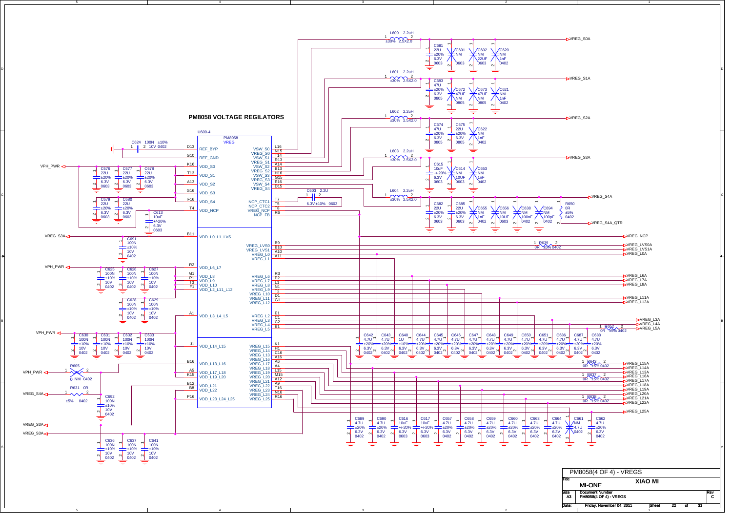# PM8058 VOLTAGE REGULATORS

U600-4
PM8058
VREG

| Pin | Name | Name | Pin |
|---|---|---|---|
| D13 | REF_BYP | VSW_S0 | L16 |
| G10 | REF_GND | VREG_S0 | N15 |
| K16 | VDD_S0 | VSW_S1 | T14 |
| T13 | VDD_S1 | VREG_S1 | R13 |
| A13 | VDD_S2 | VSW_S2 | A14 |
| G16 | VDD_S3 | VREG_S2 | B13 |
| F16 | VDD_S4 | VSW_S3 | H16 |
| T4 | VDD_NCP | VREG_S3 | G15 |
| | | VSW_S4 | E16 |
| | | VREG_S4 | D15 |
| | | NCP_CTC1 | T7 |
| | | NCP_CTC2 | T5 |
| | | VREG_NCP | T8 |
| | | NCP_FB | R6 |
| B11 | VDD_L0_L1_LVS | VREG_LVS0 | B9 |
| | | VREG_LVS1 | B10 |
| | | VREG_L0 | A10 |
| | | VREG_L1 | A11 |
| R2 | VDD_L6_L7 | VREG_L6 | R3 |
| M1 | VDD_L8 | VREG_L7 | P2 |
| P1 | VDD_L9 | VREG_L8 | L1 |
| T3 | VDD_L10 | VREG_L9 | N1 |
| F1 | VDD_L2_L11_L12 | VREG_L10 | T2 |
| | | VREG_L11 | D1 |
| | | VREG_L12 | G1 |
| A1 | VDD_L3_L4_L5 | VREG_L2 | E1 |
| | | VREG_L3 | C1 |
| | | VREG_L4 | C2 |
| | | VREG_L5 | B1 |
| J1 | VDD_L14_L15 | VREG_L15 | K1 |
| | | VREG_L14 | H1 |
| B16 | VDD_L13_L16 | VREG_L13 | C16 |
| A5 | VDD_L17_L18 | VREG_L16 | A16 |
| K15 | VDD_L19_L20 | VREG_L17 | A6 |
| B12 | VDD_L21 | VREG_L18 | A4 |
| B8 | VDD_L22 | VREG_L19 | L15 |
| P16 | VDD_L23_L24_L25 | VREG_L20 | M15 |
| | | VREG_L21 | A12 |
| | | VREG_L22 | A9 |
| | | VREG_L23 | T16 |
| | | VREG_L24 | N16 |
| | | VREG_L25 | R16 |

Inductors: L600 2.2uH ±30% 2.5X2.0 (VREG_S0A); L601 2.2uH ±30% 2.5X2.0 (VREG_S1A); L602 2.2uH ±30% 2.5X2.0 (VREG_S2A); L603 2.2uH ±30% 2.5X2.0 (VREG_S3A); L604 2.2uH ±30% 2.5X2.0 (VREG_S4A)

C603 2.2U 6.3V ±10% 0603 (NCP_CTC1–NCP_CTC2)

C624 100N ±10% 10V 0402 (REF_BYP)

R650 0R ±5% 0402 (VREG_S4A → VREG_S4A_TR); R639 0R ±5% 0402 (VREG_LVS0A); R652 0R ±5% 0402 (VREG_L5A); R643 0R ±5% 0402 (VREG_L15A); R637 0R ±5% 0402 (VREG_L16A); R638 0R ±5% 0402 (VREG_L21A); R605 0 NM 0402 (VPH_PWR); R631 0R ±5% 0402 (VREG_S4A)

Output nets: VREG_S0A, VREG_S1A, VREG_S2A, VREG_S3A, VREG_S4A, VREG_S4A_TR, VREG_NCP, VREG_LVS0A, VREG_LVS1A, VREG_L0A, VREG_L6A, VREG_L7A, VREG_L8A, VREG_L11A, VREG_L12A, VREG_L3A, VREG_L4A, VREG_L5A, VREG_L15A, VREG_L14A, VREG_L13A, VREG_L16A, VREG_L17A, VREG_L18A, VREG_L19A, VREG_L20A, VREG_L21A, VREG_L22A, VREG_L25A

Input nets: VPH_PWR, VREG_S3A, VREG_S4A

Capacitors: C681 22U ±20% 6.3V 0603; C601 NM 0603; C602 NM 22UF 0603; C620 NM 1nF 0402; C693 47U ±20% 6.3V 0805; C672 47UF NM 0805; C673 47UF NM 0805; C621 NM 1nF 0402; C674 47U ±20% 6.3V 0805; C675 22U ±20% 6.3V 0805; C622 NM 1nF 0402; C615 10uF +/-20% 6.3V 0603; C614 NM 10UF 0603; C653 NM 1nF 0402; C682 22U ±20% 6.3V 0603; C685 22U ±20% 6.3V 0603; C655 NM 1nF 0402; C656 NM 10UF 0603; C638 NM 100nF 0402; C694 NM 100pF 0402; C676 22U ±20% 6.3V 0603; C677 22U ±20% 6.3V 0603; C678 22U ±20% 6.3V 0603; C679 22U ±20% 6.3V 0603; C680 22U ±20% 6.3V 0603; C613 10uF +/-20% 6.3V 0603; C691 100N ±10% 10V 0402; C625, C626, C627, C628, C629 100N ±10% 10V 0402; C630, C631, C632, C633 100N ±10% 10V 0402; C692 100N ±10% 10V 0402; C636, C637, C641 100N ±10% 10V 0402; C642 4.7U ±20% 6.3V 0402; C643 4.7U ±20% 6.3V 0402; C640 1U ±10% 6.3V 0402; C644 4.7U ±20% 6.3V 0402; C645 4.7U ±20% 6.3V 0402; C646 4.7U ±20% 6.2V 0402; C647 4.7U ±20% 6.3V 0402; C648 4.7U ±20% 6.3V 0402; C649 4.7U ±20% 6.3V 0402; C650 4.7U ±20% 6.3V 0402; C651 4.7U ±20% 6.3V 0402; C686 4.7U ±20% 6.3V 0402; C687 4.7U ±20% 6.3V 0402; C688 4.7U ±20% 6.3V 0402; C689 4.7U ±20% 6.3V 0402; C690 4.7U ±20% 6.3V 0402; C616 10uF +/-20% 6.3V 0603; C617 10uF +/-20% 6.3V 0603; C657 4.7U ±20% 6.3V 0402; C658 4.7U ±20% 6.3V 0402; C659 4.7U ±20% 6.3V 0402; C660 4.7U ±20% 6.3V 0402; C663 4.7U ±20% 6.3V 0402; C664 4.7U ±20% 6.3V 0402; C661 NM 4.7U 0402; C662 4.7U ±20% 6.3V 0402

| | |
|---|---|
| Title | PM8058(4 OF 4) - VREGS |
| | MI-ONE — XIAO MI |
| Size | A3 |
| Document Number | PM8058(4 OF 4) - VREGS |
| Rev | C |
| Date | Friday, November 04, 2011 |
| Sheet | 22 of 31 |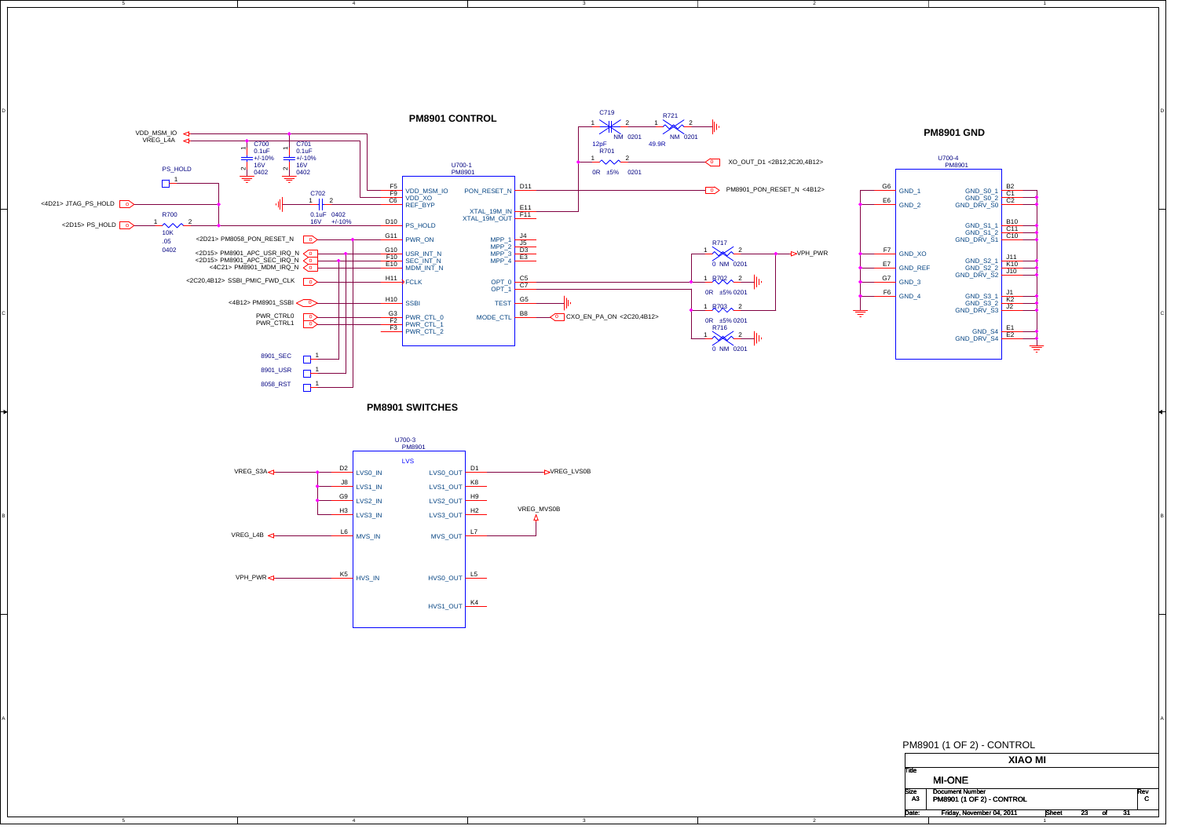# PM8901 CONTROL

**U700-1 PM8901**

| Pin | Signal | Signal | Pin |
|---|---|---|---|
| F5, F9 | VDD_MSM_IO | PON_RESET_N | D11 |
| C6 | VDD_XO, REF_BYP | XTAL_19M_IN | E11 |
| D10 | PS_HOLD | XTAL_19M_OUT | F11 |
| G11 | PWR_ON | MPP_1 | J4 |
| G10 | USR_INT_N | MPP_2 | J5 |
| F10 | SEC_INT_N | MPP_3 | D3 |
| E10 | MDM_INT_N | MPP_4 | E3 |
| H11 | FCLK | OPT_0 | C5 |
| H10 | SSBI | OPT_1 | C7 |
| G3 | PWR_CTL_0 | TEST | G5 |
| F2 | PWR_CTL_1 | MODE_CTL | B8 |
| F3 | PWR_CTL_2 | | |

- VDD_MSM_IO, VREG_L4A
- C700 0.1uF +/-10% 16V 0402; C701 0.1uF +/-10% 16V 0402
- C702 0.1uF 0402 16V +/-10%
- PS_HOLD
- <4D21> JTAG_PS_HOLD
- <2D15> PS_HOLD — R700 10K .05 0402
- <2D21> PM8058_PON_RESET_N
- <2D15> PM8901_APC_USR_IRQ_N
- <2D15> PM8901_APC_SEC_IRQ_N
- <4C21> PM8901_MDM_IRQ_N
- <2C20,4B12> SSBI_PMIC_FWD_CLK
- <4B12> PM8901_SSBI
- PWR_CTRL0, PWR_CTRL1
- 8901_SEC, 8901_USR, 8058_RST
- C719 12pF NM 0201; R721 49.9R NM 0201
- R701 0R ±5% 0201
- XO_OUT_D1 <2B12,2C20,4B12>
- PM8901_PON_RESET_N <4B12>
- R717 0 NM 0201 — VPH_PWR
- R702 0R ±5% 0201
- R703 0R ±5% 0201
- R716 0 NM 0201
- CXO_EN_PA_ON <2C20,4B12>

# PM8901 GND

**U700-4 PM8901**

| Pin | Signal | Signal | Pin |
|---|---|---|---|
| G6 | GND_1 | GND_S0_1 | B2 |
| E6 | GND_2 | GND_S0_2 | C1 |
| F7 | GND_XO | GND_DRV_S0 | C2 |
| E7 | GND_REF | GND_S1_1 | B10 |
| G7 | GND_3 | GND_S1_2 | C11 |
| F6 | GND_4 | GND_DRV_S1 | C10 |
| | | GND_S2_1 | J11 |
| | | GND_S2_2 | K10 |
| | | GND_DRV_S2 | J10 |
| | | GND_S3_1 | J1 |
| | | GND_S3_2 | K2 |
| | | GND_DRV_S3 | J2 |
| | | GND_S4 | E1 |
| | | GND_DRV_S4 | E2 |

# PM8901 SWITCHES

**U700-3 PM8901 — LVS**

| Pin | Signal | Signal | Pin |
|---|---|---|---|
| D2 | LVS0_IN | LVS0_OUT | D1 |
| J8 | LVS1_IN | LVS1_OUT | K8 |
| G9 | LVS2_IN | LVS2_OUT | H9 |
| H3 | LVS3_IN | LVS3_OUT | H2 |
| L6 | MVS_IN | MVS_OUT | L7 |
| K5 | HVS_IN | HVS0_OUT | L5 |
| | | HVS1_OUT | K4 |

- VREG_S3A → LVS0_IN..LVS3_IN
- VREG_LVS0B
- VREG_MVS0B
- VREG_L4B
- VPH_PWR

PM8901 (1 OF 2) - CONTROL

| | |
|---|---|
| | XIAO MI |
| Title | MI-ONE |
| Size | A3 |
| Document Number | PM8901 (1 OF 2) - CONTROL |
| Rev | C |
| Date: | Friday, November 04, 2011 |
| Sheet | 23 of 31 |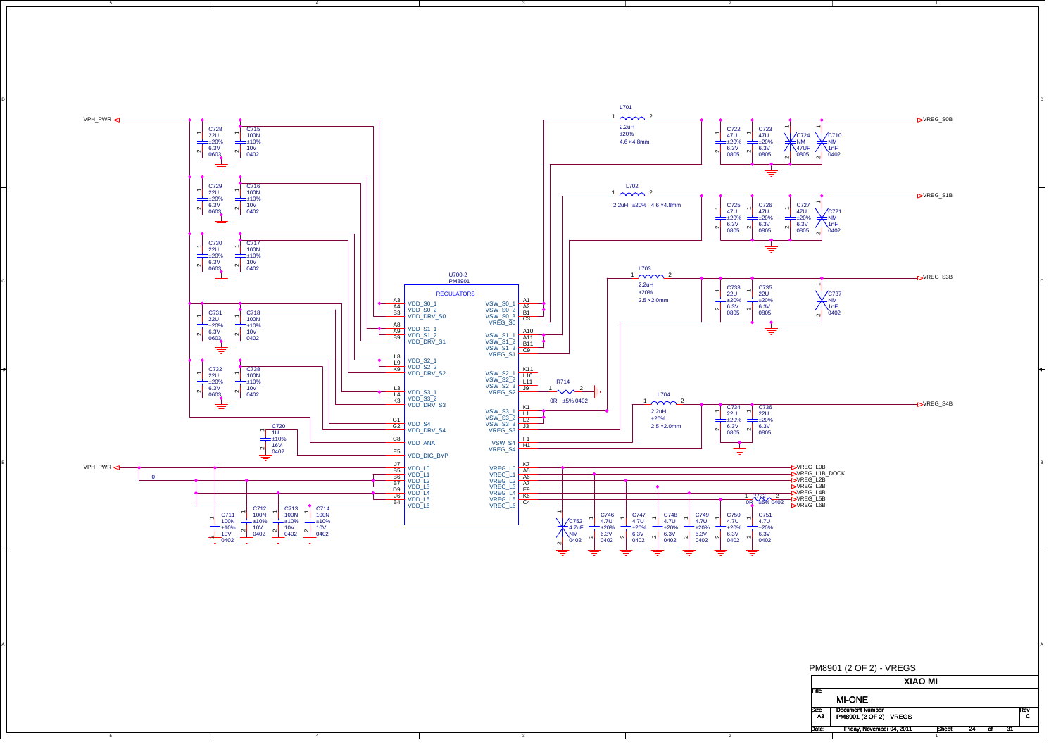# PM8901 (2 OF 2) - VREGS

## U700-2 PM8901 — REGULATORS

| Pin | Signal | Pin | Signal |
|---|---|---|---|
| A3 | VDD_S0_1 | A1 | VSW_S0_1 |
| A4 | VDD_S0_2 | A2 | VSW_S0_2 |
| B3 | VDD_DRV_S0 | B1 | VSW_S0_3 |
| A8 | VDD_S1_1 | C3 | VREG_S0 |
| A9 | VDD_S1_2 | A10 | VSW_S1_1 |
| B9 | VDD_DRV_S1 | A11 | VSW_S1_2 |
| L8 | VDD_S2_1 | B11 | VSW_S1_3 |
| L9 | VDD_S2_2 | C9 | VREG_S1 |
| K9 | VDD_DRV_S2 | K11 | VSW_S2_1 |
| L3 | VDD_S3_1 | L10 | VSW_S2_2 |
| L4 | VDD_S3_2 | L11 | VSW_S2_3 |
| K3 | VDD_DRV_S3 | J9 | VREG_S2 |
| G1 | VDD_S4 | K1 | VSW_S3_1 |
| G2 | VDD_DRV_S4 | L1 | VSW_S3_2 |
| C8 | VDD_ANA | L2 | VSW_S3_3 |
| E5 | VDD_DIG_BYP | J3 | VREG_S3 |
| J7 | VDD_L0 | F1 | VSW_S4 |
| B5 | VDD_L1 | H1 | VREG_S4 |
| B6 | VDD_L2 | K7 | VREG_L0 |
| B7 | VDD_L3 | A5 | VREG_L1 |
| D9 | VDD_L4 | A6 | VREG_L2 |
| J6 | VDD_L5 | A7 | VREG_L3 |
| B4 | VDD_L6 | E9 | VREG_L4 |
| | | K6 | VREG_L5 |
| | | C4 | VREG_L6 |

## Inputs (VPH_PWR)

- C728 22U ±20% 6.3V 0603; C715 100N ±10% 10V 0402
- C729 22U ±20% 6.3V 0603; C716 100N ±10% 10V 0402
- C730 22U ±20% 6.3V 0603; C717 100N ±10% 10V 0402
- C731 22U ±20% 6.3V 0603; C718 100N ±10% 10V 0402
- C732 22U ±20% 6.3V 0603; C738 100N ±10% 10V 0402
- C720 1U ±10% 16V 0402
- C711 100N ±10% 10V 0402; C712 100N ±10% 10V 0402; C713 100N ±10% 10V 0402; C714 100N ±10% 10V 0402

## Outputs

- L701 2.2uH ±20% 4.6 ×4.8mm → VREG_S0B; C722 47U ±20% 6.3V 0805; C723 47U ±20% 6.3V 0805; C724 NM 47UF 0805; C710 NM 1nF 0402
- L702 2.2uH ±20% 4.6 ×4.8mm → VREG_S1B; C725 47U ±20% 6.3V 0805; C726 47U ±20% 6.3V 0805; C727 47U ±20% 6.3V 0805; C721 NM 1nF 0402
- R714 0R ±5% 0402 (VREG_S2 to GND)
- L703 2.2uH ±20% 2.5 ×2.0mm → VREG_S3B; C733 22U ±20% 6.3V 0805; C735 22U ±20% 6.3V 0805; C737 NM 1nF 0402
- L704 2.2uH ±20% 2.5 ×2.0mm → VREG_S4B; C734 22U ±20% 6.3V 0805; C736 22U ±20% 6.3V 0805
- VREG_L0B, VREG_L1B_DOCK, VREG_L2B, VREG_L3B, VREG_L4B, VREG_L5B, VREG_L6B
- R722 0R ±5% 0402
- C752 4.7uF NM 0402; C746 4.7U ±20% 6.3V 0402; C747 4.7U ±20% 6.3V 0402; C748 4.7U ±20% 6.3V 0402; C749 4.7U ±20% 6.3V 0402; C750 4.7U ±20% 6.3V 0402; C751 4.7U ±20% 6.3V 0402

| | |
|---|---|
| Company | XIAO MI |
| Title | MI-ONE |
| Size | A3 |
| Document Number | PM8901 (2 OF 2) - VREGS |
| Rev | C |
| Date | Friday, November 04, 2011 |
| Sheet | 24 of 31 |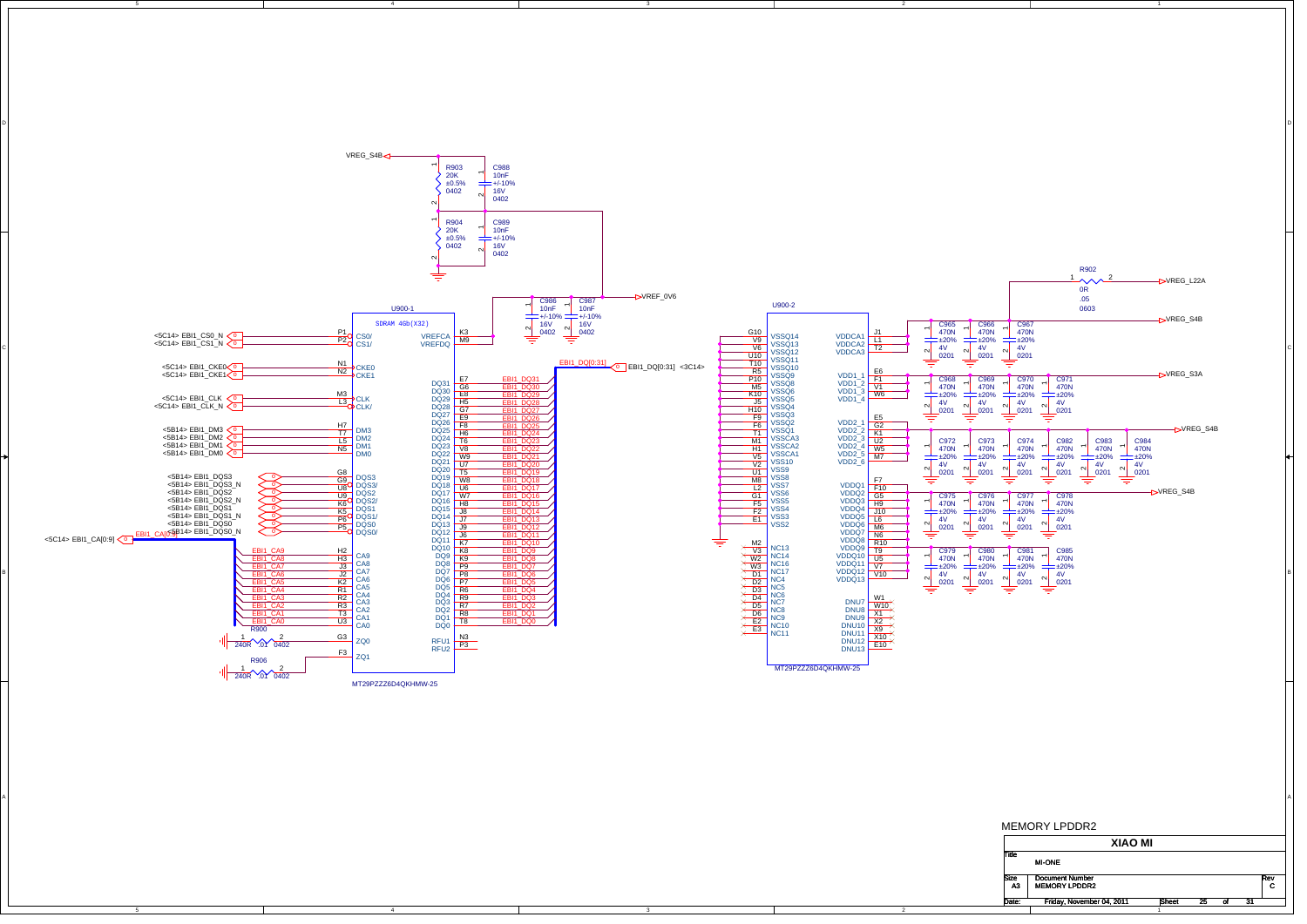# MEMORY LPDDR2

## U900-1 — SDRAM 4Gb(X32) — MT29PZZZ6D4QKHMW-25

| Signal | Pin | Function |
|---|---|---|
| <5C14> EBI1_CS0_N | P1 | CS0/ |
| <5C14> EBI1_CS1_N | P2 | CS1/ |
| <5C14> EBI1_CKE0 | N1 | CKE0 |
| <5C14> EBI1_CKE1 | N2 | CKE1 |
| <5C14> EBI1_CLK | M3 | CLK |
| <5C14> EBI1_CLK_N | L3 | CLK/ |
| <5B14> EBI1_DM3 | H7 | DM3 |
| <5B14> EBI1_DM2 | T7 | DM2 |
| <5B14> EBI1_DM1 | L5 | DM1 |
| <5B14> EBI1_DM0 | N5 | DM0 |
| <5B14> EBI1_DQS3 | G8 | DQS3 |
| <5B14> EBI1_DQS3_N | G9 | DQS3/ |
| <5B14> EBI1_DQS2 | U8 | DQS2 |
| <5B14> EBI1_DQS2_N | U9 | DQS2/ |
| <5B14> EBI1_DQS1 | K6 | DQS1 |
| <5B14> EBI1_DQS1_N | K5 | DQS1/ |
| <5B14> EBI1_DQS0 | P6 | DQS0 |
| <5B14> EBI1_DQS0_N | P5 | DQS0/ |
| EBI1_CA9 | H2 | CA9 |
| EBI1_CA8 | H3 | CA8 |
| EBI1_CA7 | J3 | CA7 |
| EBI1_CA6 | J2 | CA6 |
| EBI1_CA5 | K2 | CA5 |
| EBI1_CA4 | R1 | CA4 |
| EBI1_CA3 | R2 | CA3 |
| EBI1_CA2 | R3 | CA2 |
| EBI1_CA1 | T3 | CA1 |
| EBI1_CA0 | U3 | CA0 |
| R900 240R .01 0402 to GND | G3 | ZQ0 |
| R906 240R .01 0402 to GND | F3 | ZQ1 |
| VREF_0V6 | K3 | VREFCA |
| VREF_0V6 | M9 | VREFDQ |
| — | N3 | RFU1 |
| — | P3 | RFU2 |

<5C14> EBI1_CA[0:9]

EBI1_DQ[0:31] <3C14>

| Pin | Function | Net |
|---|---|---|
| E7 | DQ31 | EBI1_DQ31 |
| G6 | DQ30 | EBI1_DQ30 |
| E8 | DQ29 | EBI1_DQ29 |
| H5 | DQ28 | EBI1_DQ28 |
| G7 | DQ27 | EBI1_DQ27 |
| E9 | DQ26 | EBI1_DQ26 |
| F8 | DQ25 | EBI1_DQ25 |
| H6 | DQ24 | EBI1_DQ24 |
| T6 | DQ23 | EBI1_DQ23 |
| V8 | DQ22 | EBI1_DQ22 |
| W9 | DQ21 | EBI1_DQ21 |
| U7 | DQ20 | EBI1_DQ20 |
| T5 | DQ19 | EBI1_DQ19 |
| W8 | DQ18 | EBI1_DQ18 |
| U6 | DQ17 | EBI1_DQ17 |
| W7 | DQ16 | EBI1_DQ16 |
| H8 | DQ15 | EBI1_DQ15 |
| J8 | DQ14 | EBI1_DQ14 |
| J7 | DQ13 | EBI1_DQ13 |
| J9 | DQ12 | EBI1_DQ12 |
| J6 | DQ11 | EBI1_DQ11 |
| K7 | DQ10 | EBI1_DQ10 |
| K8 | DQ9 | EBI1_DQ9 |
| K9 | DQ8 | EBI1_DQ8 |
| P9 | DQ7 | EBI1_DQ7 |
| P8 | DQ6 | EBI1_DQ6 |
| P7 | DQ5 | EBI1_DQ5 |
| R6 | DQ4 | EBI1_DQ4 |
| R9 | DQ3 | EBI1_DQ3 |
| R7 | DQ2 | EBI1_DQ2 |
| R8 | DQ1 | EBI1_DQ1 |
| T8 | DQ0 | EBI1_DQ0 |

### VREF divider

VREG_S4B — R903 20K ±0.5% 0402 / C988 10nF +/-10% 16V 0402 — R904 20K ±0.5% 0402 / C989 10nF +/-10% 16V 0402 — GND

VREF_0V6 — C986 10nF +/-10% 16V 0402, C987 10nF +/-10% 16V 0402

## U900-2 — MT29PZZZ6D4QKHMW-25

| Pin | Function |
|---|---|
| G10 | VSSQ14 |
| V9 | VSSQ13 |
| V6 | VSSQ12 |
| U10 | VSSQ11 |
| T10 | VSSQ10 |
| R5 | VSSQ9 |
| P10 | VSSQ8 |
| M5 | VSSQ6 |
| K10 | VSSQ5 |
| J5 | VSSQ4 |
| H10 | VSSQ3 |
| F9 | VSSQ2 |
| F6 | VSSQ1 |
| T1 | VSSCA3 |
| M1 | VSSCA2 |
| H1 | VSSCA1 |
| V5 | VSS10 |
| V2 | VSS9 |
| U1 | VSS8 |
| M8 | VSS7 |
| L2 | VSS6 |
| G1 | VSS5 |
| F5 | VSS4 |
| F2 | VSS3 |
| E1 | VSS2 |
| M2 | NC13 |
| V3 | NC14 |
| W2 | NC16 |
| W3 | NC17 |
| D1 | NC4 |
| D2 | NC5 |
| D3 | NC6 |
| D4 | NC7 |
| D5 | NC8 |
| D6 | NC9 |
| E2 | NC10 |
| E3 | NC11 |

| Pin | Function | Net |
|---|---|---|
| J1 | VDDCA1 | VREG_S4B |
| L1 | VDDCA2 | VREG_S4B |
| T2 | VDDCA3 | VREG_S4B |
| E6 | VDD1_1 | VREG_S3A |
| F1 | VDD1_2 | VREG_S3A |
| V1 | VDD1_3 | VREG_S3A |
| W6 | VDD1_4 | VREG_S3A |
| E5 | VDD2_1 | VREG_S4B |
| G2 | VDD2_2 | VREG_S4B |
| K1 | VDD2_3 | VREG_S4B |
| U2 | VDD2_4 | VREG_S4B |
| W5 | VDD2_5 | VREG_S4B |
| M7 | VDD2_6 | VREG_S4B |
| F7 | VDDQ1 | VREG_S4B |
| F10 | VDDQ2 | VREG_S4B |
| G5 | VDDQ3 | VREG_S4B |
| H9 | VDDQ4 | VREG_S4B |
| J10 | VDDQ5 | VREG_S4B |
| L6 | VDDQ6 | VREG_S4B |
| M6 | VDDQ7 | VREG_S4B |
| N6 | VDDQ8 | VREG_S4B |
| R10 | VDDQ9 | VREG_S4B |
| T9 | VDDQ10 | VREG_S4B |
| U5 | VDDQ11 | VREG_S4B |
| V7 | VDDQ12 | VREG_S4B |
| V10 | VDDQ13 | VREG_S4B |
| W1 | DNU7 | |
| W10 | DNU8 | |
| X1 | DNU9 | |
| X2 | DNU10 | |
| X9 | DNU11 | |
| X10 | DNU12 | |
| E10 | DNU13 | |

R902 0R .05 0603: VREG_L22A — VREG_S4B

Decoupling capacitors (470N ±20% 4V 0201): C965, C966, C967 (VDDCA); C968, C969, C970, C971 (VDD1, VREG_S3A); C972, C973, C974, C982, C983, C984 (VDD2); C975, C976, C977, C978, C979, C980, C981, C985 (VDDQ)

| | |
|---|---|
| | XIAO MI |
| Title | MI-ONE |
| Size | A3 |
| Document Number | MEMORY LPDDR2 |
| Rev | C |
| Date: | Friday, November 04, 2011 |
| Sheet | 25 of 31 |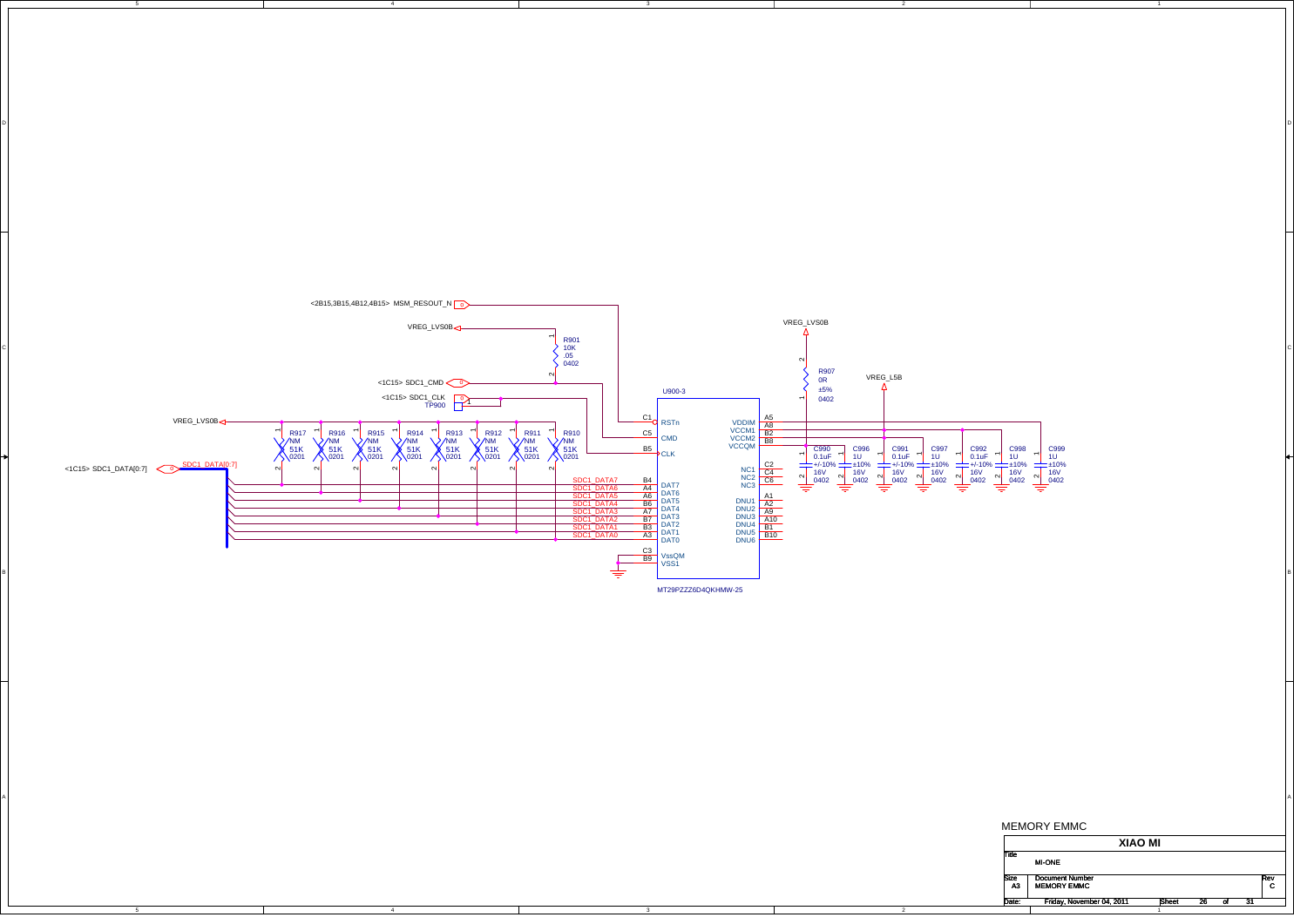<2B15,3B15,4B12,4B15> MSM_RESOUT_N

VREG_LVS0B

R901
10K
.05
0402

<1C15> SDC1_CMD

<1C15> SDC1_CLK
TP900

VREG_LVS0B

R917 NM 51K 0201
R916 NM 51K 0201
R915 NM 51K 0201
R914 NM 51K 0201
R913 NM 51K 0201
R912 NM 51K 0201
R911 NM 51K 0201
R910 NM 51K 0201

<1C15> SDC1_DATA[0:7]

SDC1_DATA[0:7]

U900-3

| Signal | Pin | Function |
|---|---|---|
| MSM_RESOUT_N | C1 | RSTn |
| SDC1_CMD | C5 | CMD |
| SDC1_CLK | B5 | CLK |
| SDC1_DATA7 | B4 | DAT7 |
| SDC1_DATA6 | A4 | DAT6 |
| SDC1_DATA5 | A6 | DAT5 |
| SDC1_DATA4 | B6 | DAT4 |
| SDC1_DATA3 | A7 | DAT3 |
| SDC1_DATA2 | B7 | DAT2 |
| SDC1_DATA1 | B3 | DAT1 |
| SDC1_DATA0 | A3 | DAT0 |
| | C3 | VssQM |
| | B9 | VSS1 |

| Function | Pin |
|---|---|
| VDDIM | A5 |
| VCCM1 | A8 |
| VCCM2 | B2 |
| VCCQM | B8 |
| NC1 | C2 |
| NC2 | C4 |
| NC3 | C6 |
| DNU1 | A1 |
| DNU2 | A2 |
| DNU3 | A9 |
| DNU4 | A10 |
| DNU5 | B1 |
| DNU6 | B10 |

MT29PZZZ6D4QKHMW-25

VREG_LVS0B

R907
0R
±5%
0402

VREG_L5B

C990 0.1uF +/-10% 16V 0402
C996 1U ±10% 16V 0402
C991 0.1uF +/-10% 16V 0402
C997 1U ±10% 16V 0402
C992 0.1uF +/-10% 16V 0402
C998 1U ±10% 16V 0402
C999 1U ±10% 16V 0402

MEMORY EMMC

**XIAO MI**

| | |
|---|---|
| Title | MI-ONE |
| Size | A3 |
| Document Number | MEMORY EMMC |
| Rev | C |
| Date: | Friday, November 04, 2011 |
| Sheet | 26 of 31 |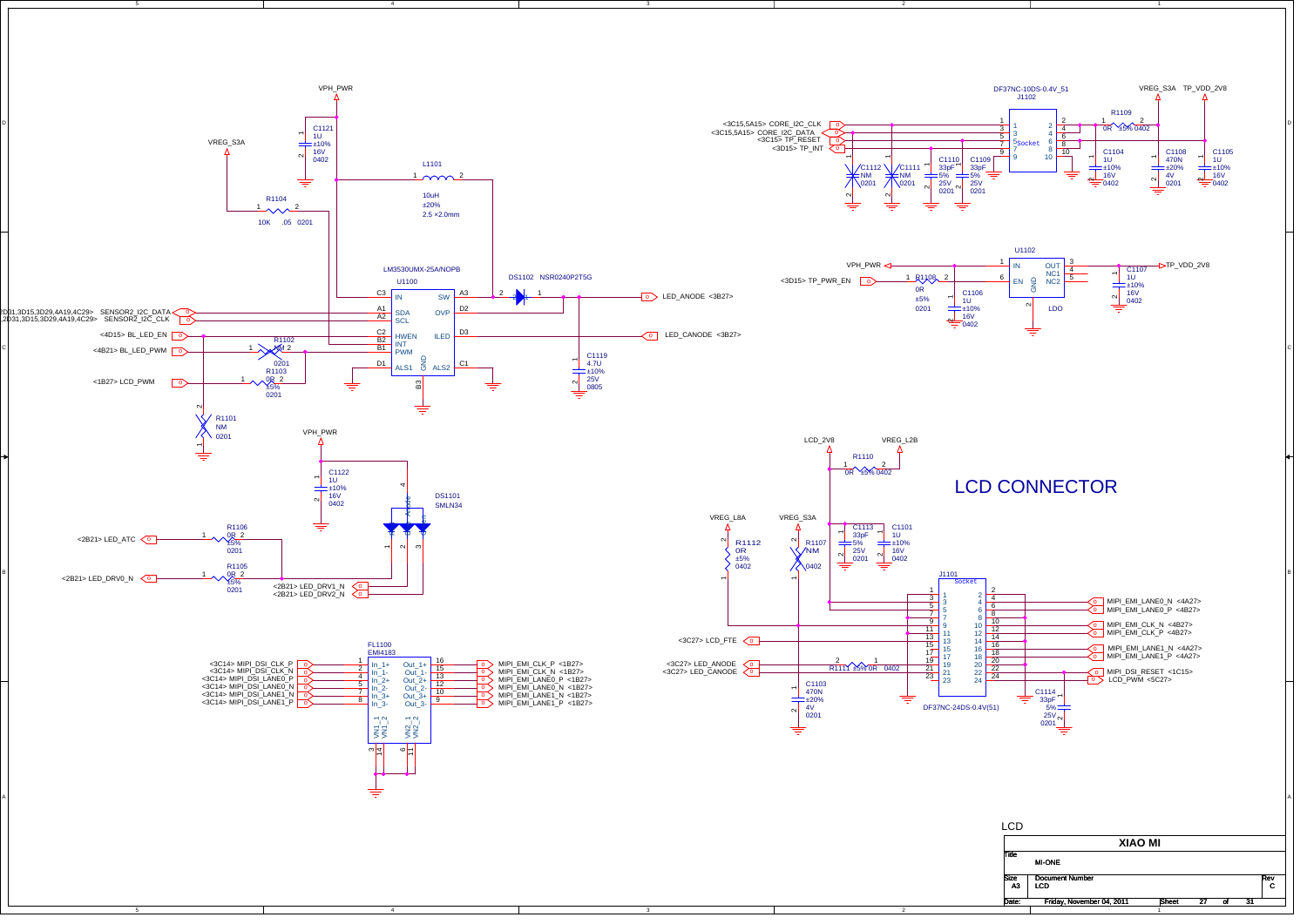# LCD CONNECTOR

**LCD**

| Title | XIAO MI |
|---|---|
| | MI-ONE |
| Size: A3 | Document Number: LCD | Rev: C |
| Date: Friday, November 04, 2011 | Sheet 27 of 31 |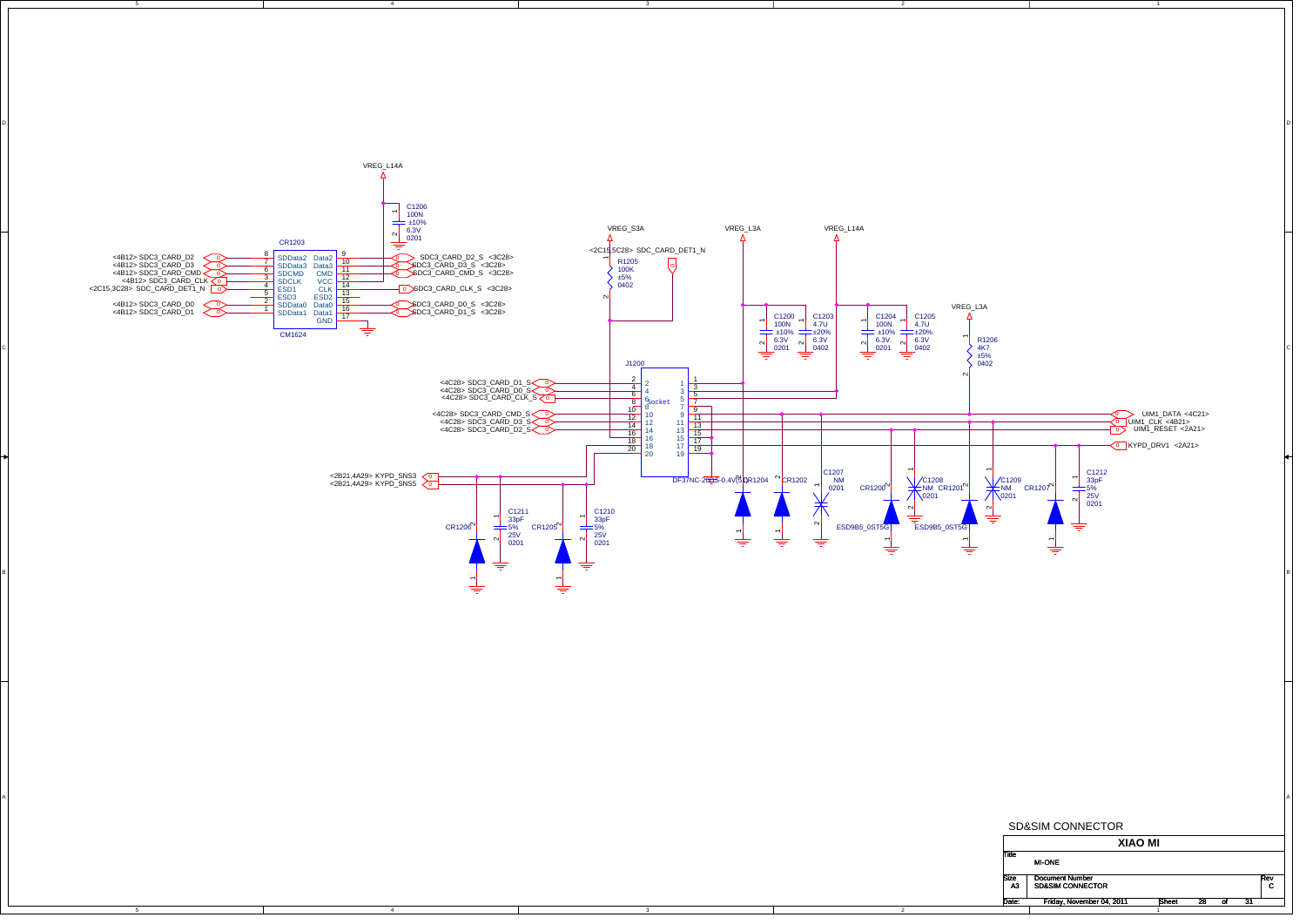SD&SIM CONNECTOR

VREG_L14A

C1206 100N ±10% 6.3V 0201

CR1203

| Pin | Name | Name | Pin |
|---|---|---|---|
| 8 | SDData2 | Data2 | 9 |
| 7 | SDData3 | Data3 | 10 |
| 6 | SDCMD | CMD | 11 |
| 3 | SDCLK | VCC | 12 |
| 4 | ESD1 | CLK | 14 |
| 5 | ESD3 | ESD2 | 13 |
| 2 | SDData0 | Data0 | 15 |
| 1 | SDData1 | Data1 | 16 |
|  |  | GND | 17 |

CM1624

<4B12> SDC3_CARD_D2
<4B12> SDC3_CARD_D3
<4B12> SDC3_CARD_CMD
<4B12> SDC3_CARD_CLK
<2C15,3C28> SDC_CARD_DET1_N
<4B12> SDC3_CARD_D0
<4B12> SDC3_CARD_D1

SDC3_CARD_D2_S <3C28>
SDC3_CARD_D3_S <3C28>
SDC3_CARD_CMD_S <3C28>
SDC3_CARD_CLK_S <3C28>
SDC3_CARD_D0_S <3C28>
SDC3_CARD_D1_S <3C28>

VREG_S3A

<2C15,5C28> SDC_CARD_DET1_N

R1205 100K ±5% 0402

VREG_L3A

VREG_L14A

C1200 100N ±10% 6.3V 0201

C1203 4.7U ±20% 6.3V 0402

C1204 100N ±10% 6.3V 0201

C1205 4.7U ±20% 6.3V 0402

VREG_L3A

R1206 4K7 ±5% 0402

J1200

Socket

DF37NC-20DS-0.4V(51)

<4C28> SDC3_CARD_D1_S
<4C28> SDC3_CARD_D0_S
<4C28> SDC3_CARD_CLK_S
<4C28> SDC3_CARD_CMD_S
<4C28> SDC3_CARD_D3_S
<4C28> SDC3_CARD_D2_S

UIM1_DATA <4C21>
UIM1_CLK <4B21>
UIM1_RESET <2A21>
KYPD_DRV1 <2A21>

<2B21,4A29> KYPD_SNS3
<2B21,4A29> KYPD_SNS5

CR1206

C1211 33pF 5% 25V 0201

CR1205

C1210 33pF 5% 25V 0201

CR1204

CR1202

C1207 NM 0201

CR1200

ESD9B5_0ST5G

C1208 NM 0201

CR1201

ESD9B5_0ST5G

C1209 NM 0201

CR1207

C1212 33pF 5% 25V 0201

| | |
|---|---|
| | XIAO MI |
| Title | MI-ONE |
| Size A3 | Document Number: SD&SIM CONNECTOR — Rev C |
| Date: | Friday, November 04, 2011 — Sheet 28 of 31 |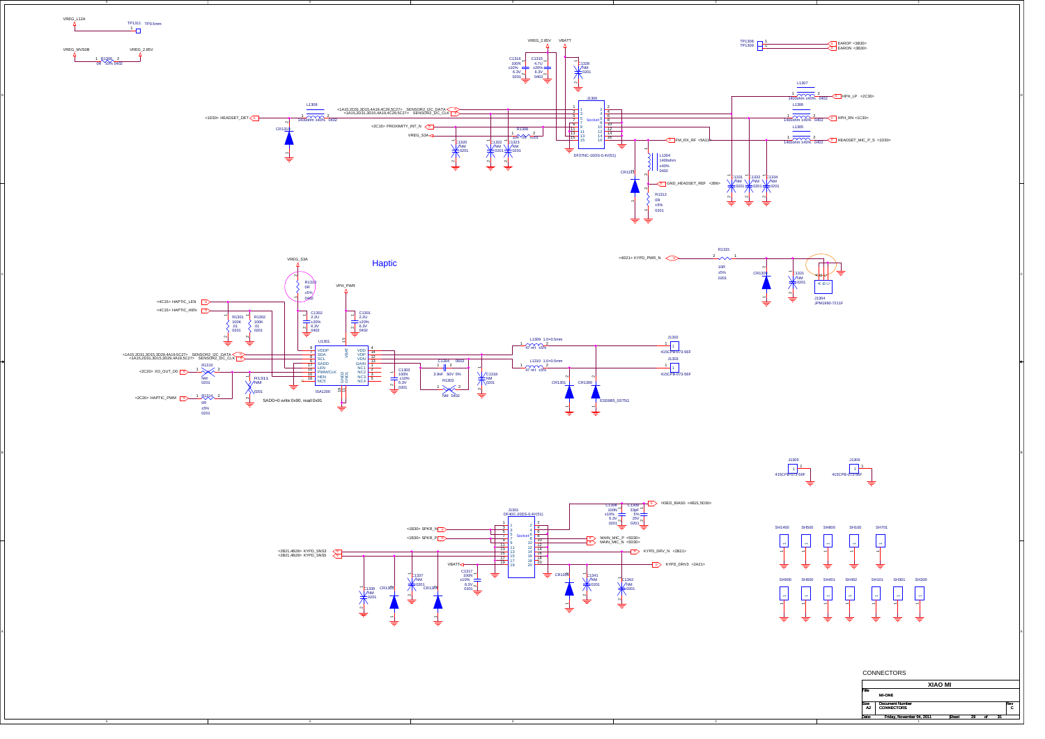# Haptic

VREG_L12A — TP1311 TP0.5mm

VREG_MVS0B — R1305 0R ±5% 0402 — VREG_2.85V

VREG_2.85V  VBATT

C1316 100N ±10% 6.3V 0201
C1315 4.7U ±20% 6.3V 0402
C1328 NM 0201

J1300 DF37NC-16DS-0.4V(51) Socket

<1D30> HEADSET_DET — L1308 1400ohm ±40% 0402 — CR1310

<1A15,2D31,3D15,4A19,4C29,5C27> SENSOR2_I2C_DATA
<1A15,2D31,3D15,4A19,4C29,5C27> SENSOR2_I2C_CLK
<2C15> PROXIMITY_INT_N
VREG_S3A — R1308 10K ±5% 0201

C1320 NM 0201
C1322 NM 0201
C1323 NM 0201

FM_RX_RF <5A11>
L1304 1400ohm ±40% 0402
CR1311
GND_HEADSET_REF <2B6>
R1312 0R ±5% 0201

TP1308 TP1309 — EAROP <3B30> — EARON <3B30>

L1307 1400ohm ±40% 0402 — HPH_LP <2C30>
L1306 1400ohm ±40% 0402 — HPH_RN <1C30>
L1305 1400ohm ±40% 0402 — HEADSET_MIC_P_S <1D30>

C1331 NM 0201
C1332 NM 0201
C1334 NM 0201

<4D21> KYPD_PWR_N — R1315 10R ±5% 0201
CR1309
C1321 NM 0201
J1304 JPM1990-7211F

VREG_S3A — R1310 0R ±5% 0402
VPH_PWR

<4C15> HAPTIC_LEN
<4C15> HAPTIC_HEN

R1301 100K .01 0201
R1302 100K .01 0201

C1302 2.2U ±20% 6.3V 0402
C1301 2.2U ±20% 6.3V 0402

U1301 ISA1200
VDDP, SDA, SCL, SADD, LEN, PWMCLK, HEN, NC5, VBAT, VDD, VDP, VDN, GAIN, NC1, NC2, NC3, NC4, GND1, GND2

<1A15,2D31,3D15,3D29,4A19,5C27> SENSOR2_I2C_DATA
<1A15,2D31,3D15,3D29,4A19,5C27> SENSOR2_I2C_CLK

<2C20> XO_OUT_D0 — R1310 NM 0201
R1311 NM 0201
<2C20> HAPTIC_PWM — R1314 0R ±5% 0201

SADD=0 write:0x90, read:0x91

C1303 100N ±10% 6.3V 0201
C1304 0603 3.9nF 50V 5%
R1303 NM 0402
C1318 NM 0201

L1309 1.0×0.5mm 47 nH ±5% — J1302 415CPB-073-56F
L1310 1.0×0.5mm 47 nH ±5% — J1303 415CPB-073-56F
CR1301 CR1300 ESD9B5_0ST5G

J1305 415CPB-073-56F
J1306 415CPB-073-56F

J1301 DF40C-20DS-0.4V(51) Socket

C1308 100N ±10% 6.3V 0201
C1309 33pF 5% 25V 0201
HSED_BIAS0 <4B21,5D30>

<1B30> SPKR_N
<1B30> SPKR_P
MAIN_MIC_P <5D30>
MAIN_MIC_N <5D30>
<2B21,4B28> KYPD_SNS3
<2B21,4B28> KYPD_SNS5
KYPD_DRV_N <2B21>
VBATT
KYPD_DRV3 <2A21>

C1317 100N ±10% 6.3V 0201
C1337 NM 0201
C1339 NM 0201
CR1303 CR1304 CR1305
C1341 NM 0201
C1342 NM 0201

SH1400 SH500 SH800 SH100 SH701
SH900 SH600 SH401 SH402 SH101 SH301 SH300

CONNECTORS

| XIAO MI | | |
|---|---|---|
| Title: MI-ONE | | |
| Size: A2 | Document Number: CONNECTORS | Rev: C |
| Date: Friday, November 04, 2011 | Sheet 29 of 31 | |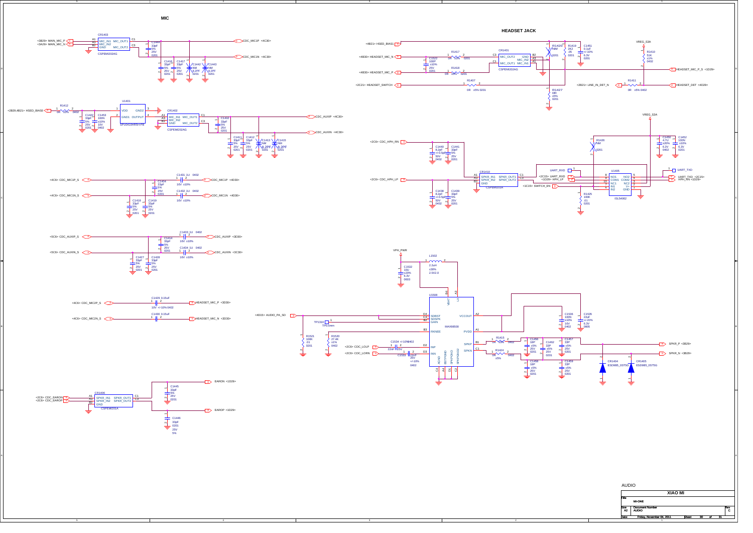## MIC

CR1403
A1 MIC_IN1 MIC_OUT1 C1
B1 MIC_IN2
B2 GND MIC_OUT2 C3
CSPEMI202AG

<3B29> MAIN_MIC_P
<3A29> MAIN_MIC_N

C1444 33pF 5% 25V 0201
C1416 33pF 5% 25V 0201
C1417 33pF 5% 25V 0201
C1442 NM 8.2PF 0201
C1443 NM 8.2PF 0201

CDC_MIC1P <4C30>
CDC_MIC1N <4C30>

U1401
VDD GND2
GND1 OUTPUT
SPU0410HR5H-PB

<2B29,4B21> HSED_BIAS0
R1412 0R ±5% 0402
C1422 33pF 5% 25V 0201
C1453 100N ±10% 10V 0402

CR1402
A1 MIC_IN1 MIC_OUT1 C1
A3 MIC_IN2
B2 GND MIC_OUT2 C3
CSPEMI202AG

C1410 33pF 5% 25V 0201
C1411 33pF 5% 25V 0201
C1412 33pF 5% 25V 0201
C1413 NM 8.2PF 0201
C1415 NM 8.2PF 0201

CDC_AUXIP <4C30>
CDC_AUXIN <4C30>

<4C6> CDC_MIC1P_S
<4C6> CDC_MIC1N_S
C1404 33pF 5% 25V 0201
C1418 33pF 5% 25V 0201
C1419 33pF 5% 25V 0201
C1431 1U 0402 16V ±10%
C1432 1U 0402 16V ±10%
CDC_MIC1P <4D30>
CDC_MIC1N <4D30>

<5C6> CDC_AUXIP_S
<5C6> CDC_AUXIN_S
C1414 33pF 5% 25V 0201
C1427 33pF 5% 25V 0201
C1428 33pF 5% 25V 0201
C1433 1U 0402 16V ±10%
C1434 1U 0402 16V ±10%
CDC_AUXIP <3D30>
CDC_AUXIN <3C30>

<4C6> CDC_MIC2P_S
<4C6> CDC_MIC2N_S
C1429 0.15uF 10V +/-10% 0402
C1430 0.15uF
HEADSET_MIC_P <3D30>
HEADSET_MIC_N <3D30>

CR1406
A1 SPKR_IN1 SPKR_OUT1 C1
A3 SPKR_IN2 SPKR_OUT2 C3
B2 GND
CSPEMI201A
<2C6> CDC_EARON
<2C6> CDC_EAROP
C1445 33pF 5% 25V 0201
C1446 33pF 0201 25V 5%
EARON <1D29>
EAROP <1D29>

## HEADSET JACK

<4B21> HSED_BIAS1
<4B30> HEADSET_MIC_N
<4B30> HEADSET_MIC_P
<2C21> HEADSET_SWITCH
C1522 100P ±10% 25V 0201
R1417 0R ±5% 0201
R1418 0R ±5% 0201
R1407 0R ±5% 0201

CR1401
C3 MIC_OUT2 GND B2
MIC_IN2 A3
C1 MIC_OUT1 MIC_IN1 A1
CSPEMI202AG

R1420 NM 0201
R1419 2K2 .05 0201
C1451 0.1uF +/-10% 6.3V 0201
R1427 0R ±5% 0201

VREG_S3A
R1410 51K ±1% 0402
HEADSET_MIC_P_S <1D29>
<2B21> LINE_IN_DET_N
R1411 0R ±5% 0402
HEADSET_DET <4D29>

<2C6> CDC_HPH_RN
<2C6> CDC_HPH_LP
C1440 8.2pF +/-0.5pF 50V 0402
C1441 33pF 5% 25V 0201
C1438 8.2pF +/-0.5pF 50V 0402
C1439 33pF 5% 25V 0201

CR1410
A1 SPKR_IN1 SPKR_OUT1 C1
A3 SPKR_IN2 SPKR_OUT2 C3
B2 GND
CSPEMI201A

VREG_S3A
R1426 NM 0201
C1450 4.7U ±20% 6.3V 0402
C1452 100N ±10% 6.3V 0201
UART_RXD
UART_TXD
<2C15> UART_RXD
<1D29> HPH_LP
<1C15> SWITCH_EN
R1425 100K .01 0201

U1405
NO1 NO2
COM1 COM2
NC1 NC2
IN1 V+
IN2 GND
ISL54062

UART_TXD <2C15>
HPH_RN <1D29>

VPH_PWR
L1502 2.2uH ±30% 2.5X2.0
C1532 10U ±20% 6.3V 0603

U1508
D4 SDBST
C3 SDSPK
B2 GAIN
B3 RXNEE
INP D2
INN D3
VCCOUT A2
PVDD A1
SPKP B1
SPKN C1
VBAT B4
LX A3
AGND BSTPGND SPKPGND1 SPKPGND2
MAX98500

<4D15> AUDIO_PA_SD
TP1310 TP0.5mm
R1521 100K .01 0201
R1520 27.4K ±1% 0402
<2C6> CDC_LOLP
<2C6> CDC_LORN
C1534 +/-10% 0402 22nF 25V
C1533 22nF 25V +/-10% 0402

C1536 100N ±10% 16V 0402
C1535 22uF +/-20% 6.3V 0805
R1415 0R ±5% 0402
R1424 0R ±5% 0402
C1456 18P ±5% 25V 0201
C1462 33P ±5% 25V 0201
C1457 33P ±5% 25V 0201
C1458 18P ±5% 25V 0201
C1459 33P ±5% 25V 0201
CR1404 ESD9B5_0ST5G
CR1405 ESD9B5_0ST5G
SPKR_P <3B29>
SPKR_N <3B29>

AUDIO

| XIAO MI | | |
|---|---|---|
| Title: MI-ONE | | |
| Size A2 | Document Number AUDIO | Rev C |
| Date: Friday, November 04, 2011 | Sheet 30 of 31 | |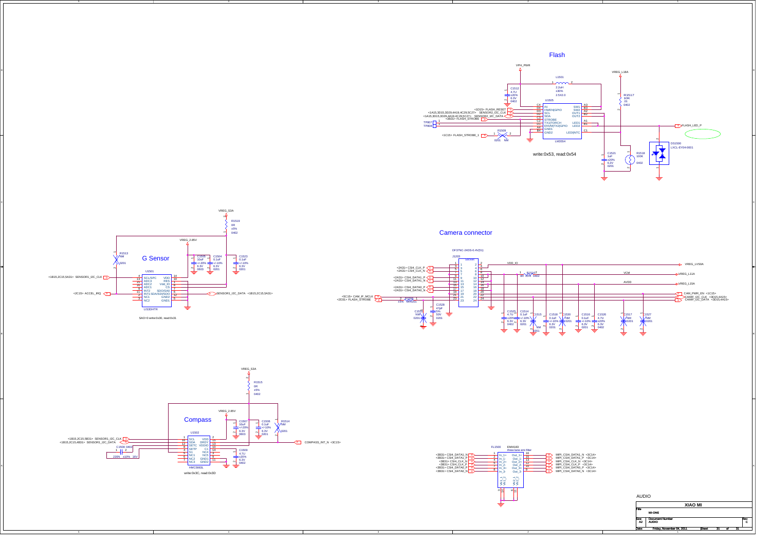## Flash

VPH_PWR

L1501
2.2uH
±30%
2.5X2.0

C1512
4.7U
±20%
6.3V
0402

U1505

C4 IN
D4
D3 HWEN|GPIO
C3 SCL
D2 SDA
C2 STROBE
C1 TX1|TORCH
D1 ENVM|TX2|GPIO
A4 GND1
B4 GND2

SW1 A3
SW2 B3
OUT1 A2
OUT2 B2
LED1 A1
LED2 B1
LED|NTC C1

LM3554

<1D15> FLASH_RESET
<1A15,3D15,3D29,4A19,4C29,5C27> SENSOR2_I2C_CLK
<1A15,3D15,3D29,4A19,4C29,5C27> SENSOR2_I2C_DATA
<3B31> FLASH_STROBE

TP807
TP808

R1509
0201 NM

<1C15> FLASH_STROBE_1

write:0x53, read:0x54

VREG_L18A

R1517
10K
.01
0402

C1521
1uF
±20%
6.3V
0201

R1518
100K
0402

FLASH_LED_P

DS1500
LXCL-EY04-0001

## Camera connector

DF37NC-24DS-0.4V(51)

J1203
Socket

<2A31> CSI4_CLK_P
<2A31> CSI4_CLK_N
<2A31> CSI4_DATA1_P
<2A31> CSI4_DATA1_N
<2A31> CSI4_DATA0_P
<2A31> CSI4_DATA0_N
<5C15> CAM_IF_MCLK
<2D31> FLASH_STROBE

R1570
±5% NM 0201

C1531
NM
0201

C1528
47pF
5%
50V
0201

VDD_IO → VREG_LVS0A
R1516 0R ±5% 0402
VCM → VREG_L11A
AVDD → VREG_L15A
CAM_PWR_EN <1C15>
CAMIF_I2C_CLK <3D15,4A15>
CAMIF_I2C_DATA <3D15,4A15>

C1525 4.7U ±20% 6.3V 0402
C1514 0.1uF +/-10% 6.3V 0201
C1515 NM 0201
C1518 0.1uF +/-10% 6.3V 0201
C1530 NM 0201
C1516 0.1uF +/-10% 6.3V 0201
C1526 4.7U ±20% 6.3V 0402
C1517 NM 0201
C1527 NM 0201

## G Sensor

VREG_S3A

R1519
0R
±5%
0402

VREG_2.85V

R1513
NM
0201

C1505
10uF
+/-20%
6.3V
0603

C1504
0.1uF
+/-10%
6.3V
0201

C1523
0.1uF
+/-10%
6.3V
0201

U1501

4 SCL/SPC
13 ADC3
15 ADC2
16 ADC1
9 INT2
11 INT1
2 NC1
3 NC2

VDD 14
Vdd_IO 10
RES 1
CS 8
SDO/SA0 7
SDA/SDI/SDO 6
GND2 12
GND1 5

LIS3DHTR

<1B15,2C15,5A31> SENSOR1_I2C_CLK
<2C15> ACCEL_IRQ
SENSOR1_I2C_DATA <1B15,2C15,5A31>

SAO=0 write:0x30, read:0x31

## Compass

VREG_S3A

R1515
0R
±5%
0402

VREG_2.85V

C1507
10uF
+/-20%
6.3V
0603

C1506
0.1uF
+/-10%
6.3V
0201

R1514
NM
0201

U1502

1 SCL
16 SDA
12 SETC
8 SETP
4 S1
5 NC1
6 NC2
7 NC3

VDD 2
DRDY 13
VDDIO 10
C1 14
NC4 3
NC5 9
GND1 11
GND2

HMC5883L

<1B15,2C15,5B31> SENSOR1_I2C_CLK
<1B15,2C15,4B31> SENSOR1_I2C_DATA

C1508 0402
220N ±10% 16V

C1509
4.7U
±20%
6.3V
0402

COMPASS_INT_N <3C15>

write:0x3C, read:0x3D

FL1500 EMI4183
three lane emi filter

<3B31> CSI4_DATA1_N — In_1+ / Out_1+ — MIPI_CSI4_DATA1_N <3C14>
<3B31> CSI4_DATA1_P — In_1- / Out_1- — MIPI_CSI4_DATA1_P <3C14>
<3B31> CSI4_CLK_N — In_2+ / Out_2+ — MIPI_CSI4_CLK_N <3C14>
<3B31> CSI4_CLK_P — In_2- / Out_2- — MIPI_CSI4_CLK_P <3C14>
<3B31> CSI4_DATA0_P — In_3+ / Out_3+ — MIPI_CSI4_DATA0_P <3C14>
<3B31> CSI4_DATA0_N — In_3- / Out_3- — MIPI_CSI4_DATA0_N <3C14>

AUDIO

| | |
|---|---|
| | XIAO MI |
| Title | MI-ONE |
| Size A2 | Document Number AUDIO — Rev C |
| Date: | Friday, November 04, 2011 — Sheet 31 of 31 |